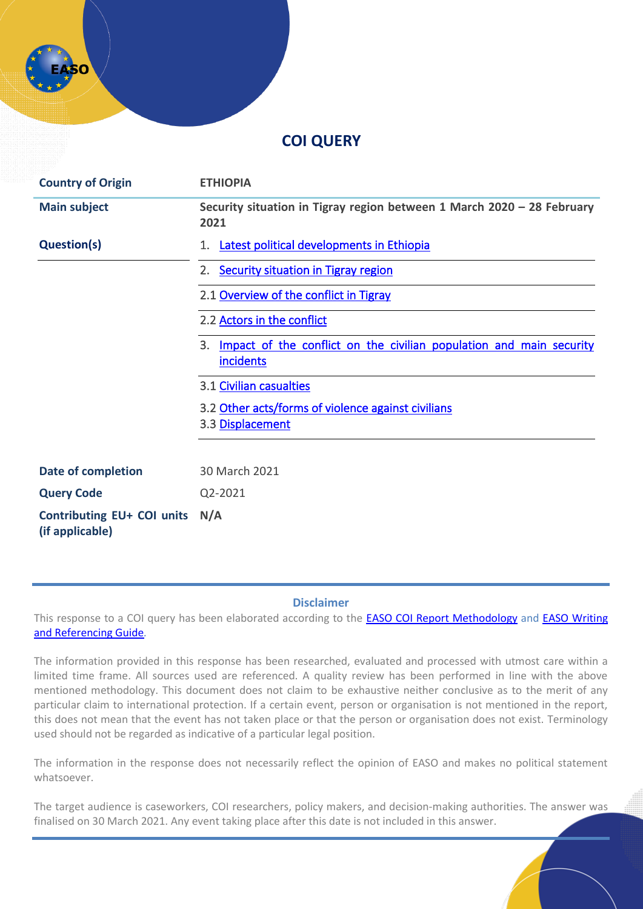# COI QUERY

| | |
|---|---|
| **Country of Origin** | **ETHIOPIA** |
| **Main subject** | **Security situation in Tigray region between 1 March 2020 – 28 February 2021** |
| **Question(s)** | 1. Latest political developments in Ethiopia |
| | 2. Security situation in Tigray region |
| | 2.1 Overview of the conflict in Tigray |
| | 2.2 Actors in the conflict |
| | 3. Impact of the conflict on the civilian population and main security incidents |
| | 3.1 Civilian casualties |
| | 3.2 Other acts/forms of violence against civilians<br>3.3 Displacement |
| **Date of completion** | 30 March 2021 |
| **Query Code** | Q2-2021 |
| **Contributing EU+ COI units (if applicable)** | **N/A** |

### Disclaimer

This response to a COI query has been elaborated according to the EASO COI Report Methodology and EASO Writing and Referencing Guide.

The information provided in this response has been researched, evaluated and processed with utmost care within a limited time frame. All sources used are referenced. A quality review has been performed in line with the above mentioned methodology. This document does not claim to be exhaustive neither conclusive as to the merit of any particular claim to international protection. If a certain event, person or organisation is not mentioned in the report, this does not mean that the event has not taken place or that the person or organisation does not exist. Terminology used should not be regarded as indicative of a particular legal position.

The information in the response does not necessarily reflect the opinion of EASO and makes no political statement whatsoever.

The target audience is caseworkers, COI researchers, policy makers, and decision-making authorities. The answer was finalised on 30 March 2021. Any event taking place after this date is not included in this answer.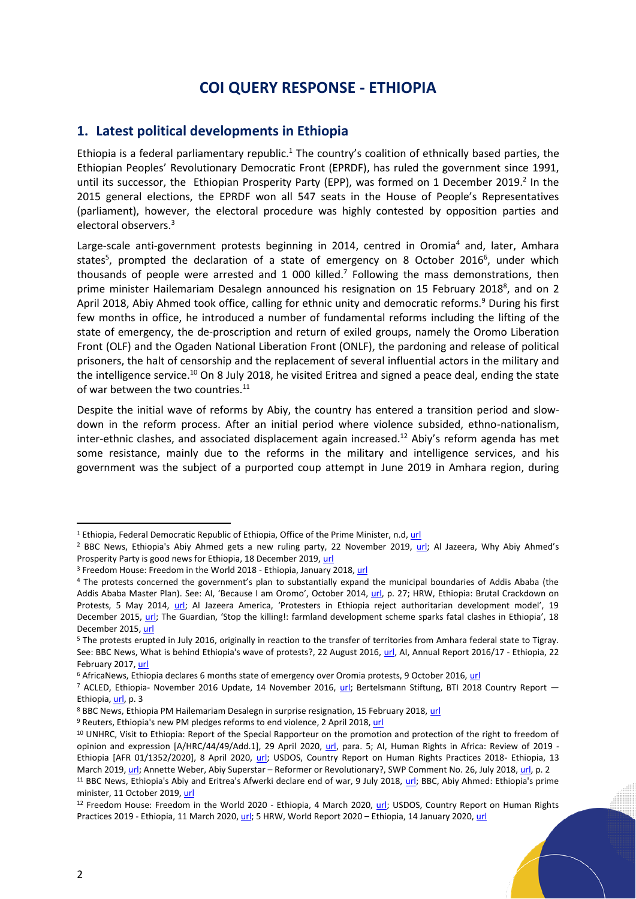# COI QUERY RESPONSE - ETHIOPIA

## 1. Latest political developments in Ethiopia

Ethiopia is a federal parliamentary republic.[1] The country's coalition of ethnically based parties, the Ethiopian Peoples' Revolutionary Democratic Front (EPRDF), has ruled the government since 1991, until its successor, the Ethiopian Prosperity Party (EPP), was formed on 1 December 2019.[2] In the 2015 general elections, the EPRDF won all 547 seats in the House of People's Representatives (parliament), however, the electoral procedure was highly contested by opposition parties and electoral observers.[3]

Large-scale anti-government protests beginning in 2014, centred in Oromia[4] and, later, Amhara states[5], prompted the declaration of a state of emergency on 8 October 2016[6], under which thousands of people were arrested and 1 000 killed.[7] Following the mass demonstrations, then prime minister Hailemariam Desalegn announced his resignation on 15 February 2018[8], and on 2 April 2018, Abiy Ahmed took office, calling for ethnic unity and democratic reforms.[9] During his first few months in office, he introduced a number of fundamental reforms including the lifting of the state of emergency, the de-proscription and return of exiled groups, namely the Oromo Liberation Front (OLF) and the Ogaden National Liberation Front (ONLF), the pardoning and release of political prisoners, the halt of censorship and the replacement of several influential actors in the military and the intelligence service.[10] On 8 July 2018, he visited Eritrea and signed a peace deal, ending the state of war between the two countries.[11]

Despite the initial wave of reforms by Abiy, the country has entered a transition period and slow-down in the reform process. After an initial period where violence subsided, ethno-nationalism, inter-ethnic clashes, and associated displacement again increased.[12] Abiy's reform agenda has met some resistance, mainly due to the reforms in the military and intelligence services, and his government was the subject of a purported coup attempt in June 2019 in Amhara region, during

---

[1] Ethiopia, Federal Democratic Republic of Ethiopia, Office of the Prime Minister, n.d, url

[2] BBC News, Ethiopia's Abiy Ahmed gets a new ruling party, 22 November 2019, url; Al Jazeera, Why Abiy Ahmed's Prosperity Party is good news for Ethiopia, 18 December 2019, url

[3] Freedom House: Freedom in the World 2018 - Ethiopia, January 2018, url

[4] The protests concerned the government's plan to substantially expand the municipal boundaries of Addis Ababa (the Addis Ababa Master Plan). See: AI, 'Because I am Oromo', October 2014, url, p. 27; HRW, Ethiopia: Brutal Crackdown on Protests, 5 May 2014, url; Al Jazeera America, 'Protesters in Ethiopia reject authoritarian development model', 19 December 2015, url; The Guardian, 'Stop the killing!: farmland development scheme sparks fatal clashes in Ethiopia', 18 December 2015, url

[5] The protests erupted in July 2016, originally in reaction to the transfer of territories from Amhara federal state to Tigray. See: BBC News, What is behind Ethiopia's wave of protests?, 22 August 2016, url, AI, Annual Report 2016/17 - Ethiopia, 22 February 2017, url

[6] AfricaNews, Ethiopia declares 6 months state of emergency over Oromia protests, 9 October 2016, url

[7] ACLED, Ethiopia- November 2016 Update, 14 November 2016, url; Bertelsmann Stiftung, BTI 2018 Country Report — Ethiopia, url, p. 3

[8] BBC News, Ethiopia PM Hailemariam Desalegn in surprise resignation, 15 February 2018, url

[9] Reuters, Ethiopia's new PM pledges reforms to end violence, 2 April 2018, url

[10] UNHRC, Visit to Ethiopia: Report of the Special Rapporteur on the promotion and protection of the right to freedom of opinion and expression [A/HRC/44/49/Add.1], 29 April 2020, url, para. 5; AI, Human Rights in Africa: Review of 2019 - Ethiopia [AFR 01/1352/2020], 8 April 2020, url; USDOS, Country Report on Human Rights Practices 2018- Ethiopia, 13 March 2019, url; Annette Weber, Abiy Superstar – Reformer or Revolutionary?, SWP Comment No. 26, July 2018, url, p. 2

[11] BBC News, Ethiopia's Abiy and Eritrea's Afwerki declare end of war, 9 July 2018, url; BBC, Abiy Ahmed: Ethiopia's prime minister, 11 October 2019, url

[12] Freedom House: Freedom in the World 2020 - Ethiopia, 4 March 2020, url; USDOS, Country Report on Human Rights Practices 2019 - Ethiopia, 11 March 2020, url; 5 HRW, World Report 2020 – Ethiopia, 14 January 2020, url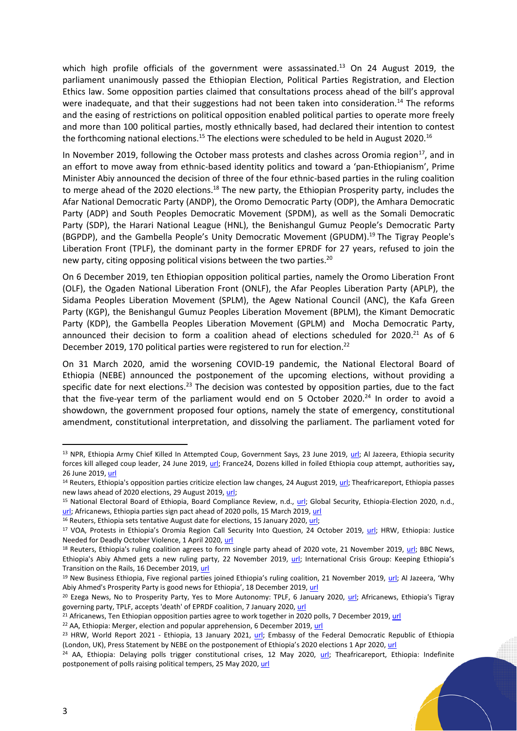which high profile officials of the government were assassinated.[13] On 24 August 2019, the parliament unanimously passed the Ethiopian Election, Political Parties Registration, and Election Ethics law. Some opposition parties claimed that consultations process ahead of the bill's approval were inadequate, and that their suggestions had not been taken into consideration.[14] The reforms and the easing of restrictions on political opposition enabled political parties to operate more freely and more than 100 political parties, mostly ethnically based, had declared their intention to contest the forthcoming national elections.[15] The elections were scheduled to be held in August 2020.[16]

In November 2019, following the October mass protests and clashes across Oromia region[17], and in an effort to move away from ethnic-based identity politics and toward a 'pan-Ethiopianism', Prime Minister Abiy announced the decision of three of the four ethnic-based parties in the ruling coalition to merge ahead of the 2020 elections.[18] The new party, the Ethiopian Prosperity party, includes the Afar National Democratic Party (ANDP), the Oromo Democratic Party (ODP), the Amhara Democratic Party (ADP) and South Peoples Democratic Movement (SPDM), as well as the Somali Democratic Party (SDP), the Harari National League (HNL), the Benishangul Gumuz People's Democratic Party (BGPDP), and the Gambella People's Unity Democratic Movement (GPUDM).[19] The Tigray People's Liberation Front (TPLF), the dominant party in the former EPRDF for 27 years, refused to join the new party, citing opposing political visions between the two parties.[20]

On 6 December 2019, ten Ethiopian opposition political parties, namely the Oromo Liberation Front (OLF), the Ogaden National Liberation Front (ONLF), the Afar Peoples Liberation Party (APLP), the Sidama Peoples Liberation Movement (SPLM), the Agew National Council (ANC), the Kafa Green Party (KGP), the Benishangul Gumuz Peoples Liberation Movement (BPLM), the Kimant Democratic Party (KDP), the Gambella Peoples Liberation Movement (GPLM) and Mocha Democratic Party, announced their decision to form a coalition ahead of elections scheduled for 2020.[21] As of 6 December 2019, 170 political parties were registered to run for election.[22]

On 31 March 2020, amid the worsening COVID-19 pandemic, the National Electoral Board of Ethiopia (NEBE) announced the postponement of the upcoming elections, without providing a specific date for next elections.[23] The decision was contested by opposition parties, due to the fact that the five-year term of the parliament would end on 5 October 2020.[24] In order to avoid a showdown, the government proposed four options, namely the state of emergency, constitutional amendment, constitutional interpretation, and dissolving the parliament. The parliament voted for

---

[13] NPR, Ethiopia Army Chief Killed In Attempted Coup, Government Says, 23 June 2019, url; Al Jazeera, Ethiopia security forces kill alleged coup leader, 24 June 2019, url; France24, Dozens killed in foiled Ethiopia coup attempt, authorities say, 26 June 2019, url

[14] Reuters, Ethiopia's opposition parties criticize election law changes, 24 August 2019, url; Theafricareport, Ethiopia passes new laws ahead of 2020 elections, 29 August 2019, url;

[15] National Electoral Board of Ethiopia, Board Compliance Review, n.d., url; Global Security, Ethiopia-Election 2020, n.d., url; Africanews, Ethiopia parties sign pact ahead of 2020 polls, 15 March 2019, url

[16] Reuters, Ethiopia sets tentative August date for elections, 15 January 2020, url;

[17] VOA, Protests in Ethiopia's Oromia Region Call Security Into Question, 24 October 2019, url; HRW, Ethiopia: Justice Needed for Deadly October Violence, 1 April 2020, url

[18] Reuters, Ethiopia's ruling coalition agrees to form single party ahead of 2020 vote, 21 November 2019, url; BBC News, Ethiopia's Abiy Ahmed gets a new ruling party, 22 November 2019, url; International Crisis Group: Keeping Ethiopia's Transition on the Rails, 16 December 2019, url

[19] New Business Ethiopia, Five regional parties joined Ethiopia's ruling coalition, 21 November 2019, url; Al Jazeera, 'Why Abiy Ahmed's Prosperity Party is good news for Ethiopia', 18 December 2019, url

[20] Ezega News, No to Prosperity Party, Yes to More Autonomy: TPLF, 6 January 2020, url; Africanews, Ethiopia's Tigray governing party, TPLF, accepts 'death' of EPRDF coalition, 7 January 2020, url

[21] Africanews, Ten Ethiopian opposition parties agree to work together in 2020 polls, 7 December 2019, url

[22] AA, Ethiopia: Merger, election and popular apprehension, 6 December 2019, url

[23] HRW, World Report 2021 - Ethiopia, 13 January 2021, url; Embassy of the Federal Democratic Republic of Ethiopia (London, UK), Press Statement by NEBE on the postponement of Ethiopia's 2020 elections 1 Apr 2020, url

[24] AA, Ethiopia: Delaying polls trigger constitutional crises, 12 May 2020, url; Theafricareport, Ethiopia: Indefinite postponement of polls raising political tempers, 25 May 2020, url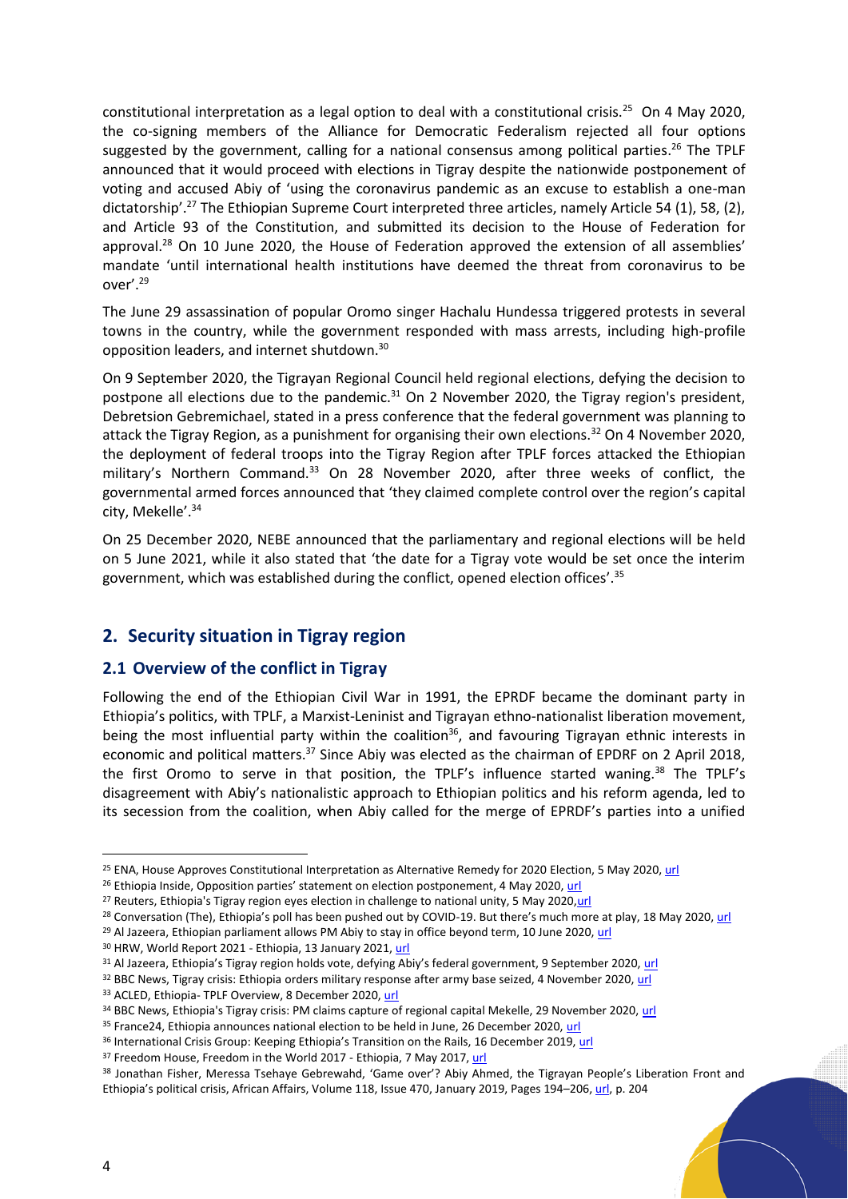constitutional interpretation as a legal option to deal with a constitutional crisis.[25] On 4 May 2020, the co-signing members of the Alliance for Democratic Federalism rejected all four options suggested by the government, calling for a national consensus among political parties.[26] The TPLF announced that it would proceed with elections in Tigray despite the nationwide postponement of voting and accused Abiy of 'using the coronavirus pandemic as an excuse to establish a one-man dictatorship'.[27] The Ethiopian Supreme Court interpreted three articles, namely Article 54 (1), 58, (2), and Article 93 of the Constitution, and submitted its decision to the House of Federation for approval.[28] On 10 June 2020, the House of Federation approved the extension of all assemblies' mandate 'until international health institutions have deemed the threat from coronavirus to be over'.[29]

The June 29 assassination of popular Oromo singer Hachalu Hundessa triggered protests in several towns in the country, while the government responded with mass arrests, including high-profile opposition leaders, and internet shutdown.[30]

On 9 September 2020, the Tigrayan Regional Council held regional elections, defying the decision to postpone all elections due to the pandemic.[31] On 2 November 2020, the Tigray region's president, Debretsion Gebremichael, stated in a press conference that the federal government was planning to attack the Tigray Region, as a punishment for organising their own elections.[32] On 4 November 2020, the deployment of federal troops into the Tigray Region after TPLF forces attacked the Ethiopian military's Northern Command.[33] On 28 November 2020, after three weeks of conflict, the governmental armed forces announced that 'they claimed complete control over the region's capital city, Mekelle'.[34]

On 25 December 2020, NEBE announced that the parliamentary and regional elections will be held on 5 June 2021, while it also stated that 'the date for a Tigray vote would be set once the interim government, which was established during the conflict, opened election offices'.[35]

## 2. Security situation in Tigray region

### 2.1 Overview of the conflict in Tigray

Following the end of the Ethiopian Civil War in 1991, the EPRDF became the dominant party in Ethiopia's politics, with TPLF, a Marxist-Leninist and Tigrayan ethno-nationalist liberation movement, being the most influential party within the coalition[36], and favouring Tigrayan ethnic interests in economic and political matters.[37] Since Abiy was elected as the chairman of EPDRF on 2 April 2018, the first Oromo to serve in that position, the TPLF's influence started waning.[38] The TPLF's disagreement with Abiy's nationalistic approach to Ethiopian politics and his reform agenda, led to its secession from the coalition, when Abiy called for the merge of EPRDF's parties into a unified

---

[25] ENA, House Approves Constitutional Interpretation as Alternative Remedy for 2020 Election, 5 May 2020, url

[26] Ethiopia Inside, Opposition parties' statement on election postponement, 4 May 2020, url

[27] Reuters, Ethiopia's Tigray region eyes election in challenge to national unity, 5 May 2020,url

[28] Conversation (The), Ethiopia's poll has been pushed out by COVID-19. But there's much more at play, 18 May 2020, url

[29] Al Jazeera, Ethiopian parliament allows PM Abiy to stay in office beyond term, 10 June 2020, url

[30] HRW, World Report 2021 - Ethiopia, 13 January 2021, url

[31] Al Jazeera, Ethiopia's Tigray region holds vote, defying Abiy's federal government, 9 September 2020, url

[32] BBC News, Tigray crisis: Ethiopia orders military response after army base seized, 4 November 2020, url

[33] ACLED, Ethiopia- TPLF Overview, 8 December 2020, url

[34] BBC News, Ethiopia's Tigray crisis: PM claims capture of regional capital Mekelle, 29 November 2020, url

[35] France24, Ethiopia announces national election to be held in June, 26 December 2020, url

[36] International Crisis Group: Keeping Ethiopia's Transition on the Rails, 16 December 2019, url

[37] Freedom House, Freedom in the World 2017 - Ethiopia, 7 May 2017, url

[38] Jonathan Fisher, Meressa Tsehaye Gebrewahd, 'Game over'? Abiy Ahmed, the Tigrayan People's Liberation Front and Ethiopia's political crisis, African Affairs, Volume 118, Issue 470, January 2019, Pages 194–206, url, p. 204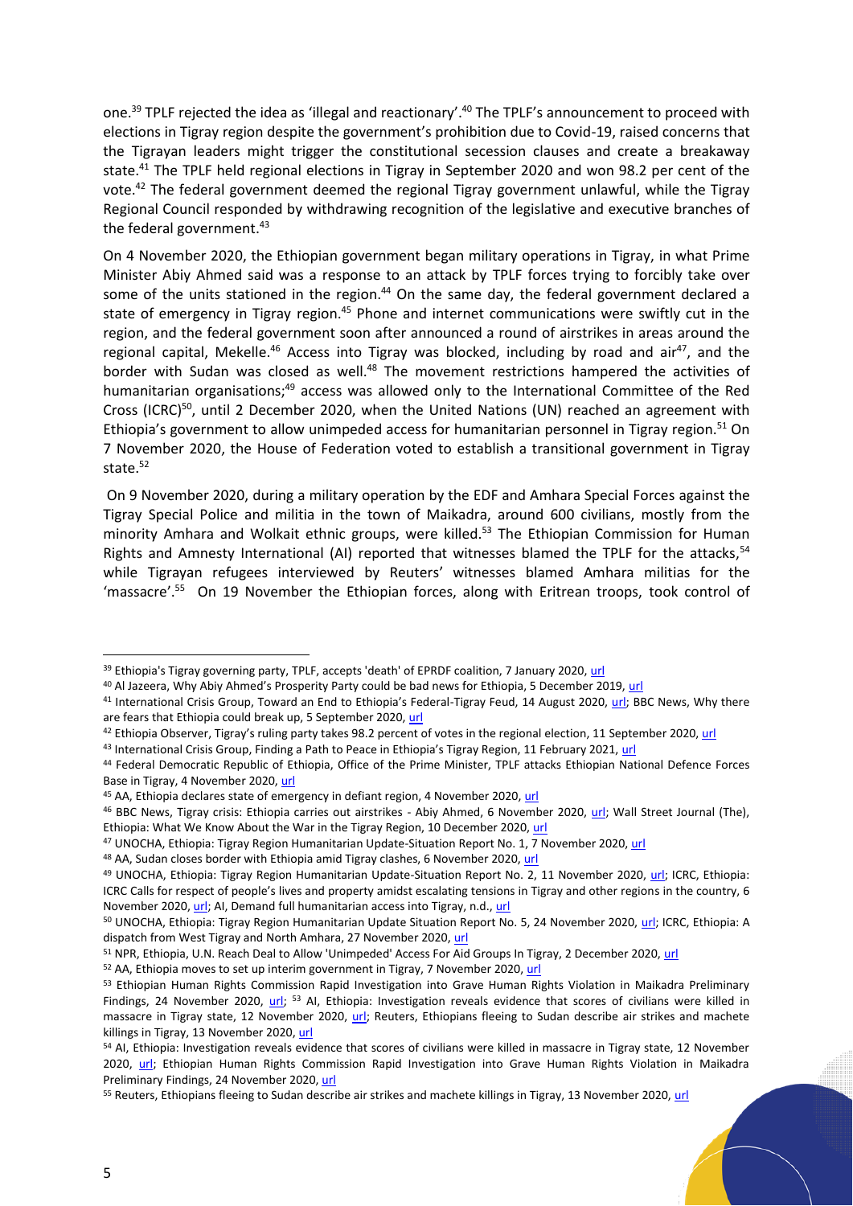one.[39] TPLF rejected the idea as 'illegal and reactionary'.[40] The TPLF's announcement to proceed with elections in Tigray region despite the government's prohibition due to Covid-19, raised concerns that the Tigrayan leaders might trigger the constitutional secession clauses and create a breakaway state.[41] The TPLF held regional elections in Tigray in September 2020 and won 98.2 per cent of the vote.[42] The federal government deemed the regional Tigray government unlawful, while the Tigray Regional Council responded by withdrawing recognition of the legislative and executive branches of the federal government.[43]

On 4 November 2020, the Ethiopian government began military operations in Tigray, in what Prime Minister Abiy Ahmed said was a response to an attack by TPLF forces trying to forcibly take over some of the units stationed in the region.[44] On the same day, the federal government declared a state of emergency in Tigray region.[45] Phone and internet communications were swiftly cut in the region, and the federal government soon after announced a round of airstrikes in areas around the regional capital, Mekelle.[46] Access into Tigray was blocked, including by road and air[47], and the border with Sudan was closed as well.[48] The movement restrictions hampered the activities of humanitarian organisations;[49] access was allowed only to the International Committee of the Red Cross (ICRC)[50], until 2 December 2020, when the United Nations (UN) reached an agreement with Ethiopia's government to allow unimpeded access for humanitarian personnel in Tigray region.[51] On 7 November 2020, the House of Federation voted to establish a transitional government in Tigray state.[52]

On 9 November 2020, during a military operation by the EDF and Amhara Special Forces against the Tigray Special Police and militia in the town of Maikadra, around 600 civilians, mostly from the minority Amhara and Wolkait ethnic groups, were killed.[53] The Ethiopian Commission for Human Rights and Amnesty International (AI) reported that witnesses blamed the TPLF for the attacks,[54] while Tigrayan refugees interviewed by Reuters' witnesses blamed Amhara militias for the 'massacre'.[55] On 19 November the Ethiopian forces, along with Eritrean troops, took control of

---

[39] Ethiopia's Tigray governing party, TPLF, accepts 'death' of EPRDF coalition, 7 January 2020, url

[40] Al Jazeera, Why Abiy Ahmed's Prosperity Party could be bad news for Ethiopia, 5 December 2019, url

[41] International Crisis Group, Toward an End to Ethiopia's Federal-Tigray Feud, 14 August 2020, url; BBC News, Why there are fears that Ethiopia could break up, 5 September 2020, url

[42] Ethiopia Observer, Tigray's ruling party takes 98.2 percent of votes in the regional election, 11 September 2020, url

[43] International Crisis Group, Finding a Path to Peace in Ethiopia's Tigray Region, 11 February 2021, url

[44] Federal Democratic Republic of Ethiopia, Office of the Prime Minister, TPLF attacks Ethiopian National Defence Forces Base in Tigray, 4 November 2020, url

[45] AA, Ethiopia declares state of emergency in defiant region, 4 November 2020, url

[46] BBC News, Tigray crisis: Ethiopia carries out airstrikes - Abiy Ahmed, 6 November 2020, url; Wall Street Journal (The), Ethiopia: What We Know About the War in the Tigray Region, 10 December 2020, url

[47] UNOCHA, Ethiopia: Tigray Region Humanitarian Update-Situation Report No. 1, 7 November 2020, url

[48] AA, Sudan closes border with Ethiopia amid Tigray clashes, 6 November 2020, url

[49] UNOCHA, Ethiopia: Tigray Region Humanitarian Update-Situation Report No. 2, 11 November 2020, url; ICRC, Ethiopia: ICRC Calls for respect of people's lives and property amidst escalating tensions in Tigray and other regions in the country, 6 November 2020, url; AI, Demand full humanitarian access into Tigray, n.d., url

[50] UNOCHA, Ethiopia: Tigray Region Humanitarian Update Situation Report No. 5, 24 November 2020, url; ICRC, Ethiopia: A dispatch from West Tigray and North Amhara, 27 November 2020, url

[51] NPR, Ethiopia, U.N. Reach Deal to Allow 'Unimpeded' Access For Aid Groups In Tigray, 2 December 2020, url

[52] AA, Ethiopia moves to set up interim government in Tigray, 7 November 2020, url

[53] Ethiopian Human Rights Commission Rapid Investigation into Grave Human Rights Violation in Maikadra Preliminary Findings, 24 November 2020, url; [53] AI, Ethiopia: Investigation reveals evidence that scores of civilians were killed in massacre in Tigray state, 12 November 2020, url; Reuters, Ethiopians fleeing to Sudan describe air strikes and machete killings in Tigray, 13 November 2020, url

[54] AI, Ethiopia: Investigation reveals evidence that scores of civilians were killed in massacre in Tigray state, 12 November 2020, url; Ethiopian Human Rights Commission Rapid Investigation into Grave Human Rights Violation in Maikadra Preliminary Findings, 24 November 2020, url

[55] Reuters, Ethiopians fleeing to Sudan describe air strikes and machete killings in Tigray, 13 November 2020, url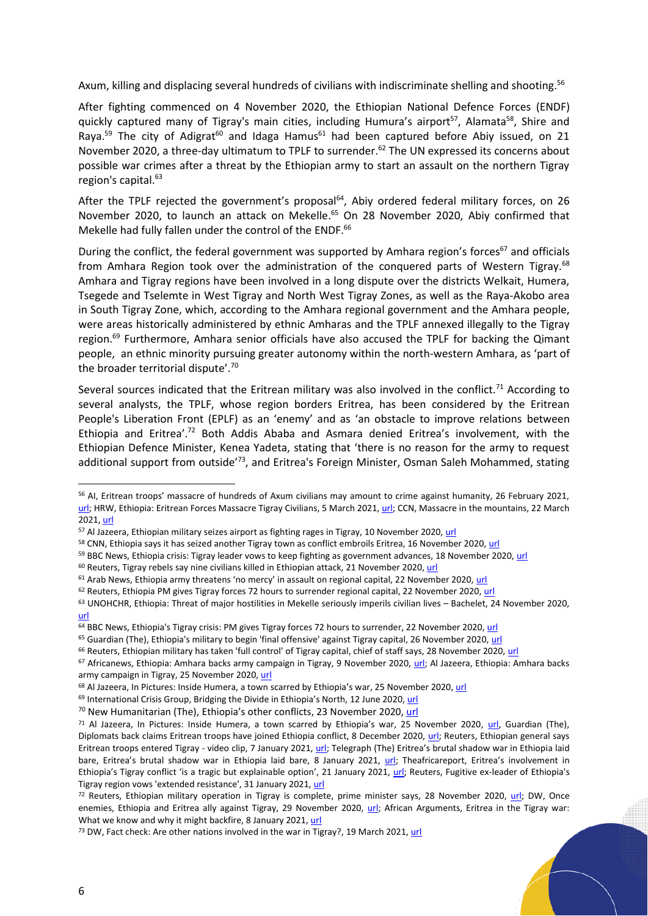Axum, killing and displacing several hundreds of civilians with indiscriminate shelling and shooting.[56]

After fighting commenced on 4 November 2020, the Ethiopian National Defence Forces (ENDF) quickly captured many of Tigray's main cities, including Humura's airport[57], Alamata[58], Shire and Raya.[59] The city of Adigrat[60] and Idaga Hamus[61] had been captured before Abiy issued, on 21 November 2020, a three-day ultimatum to TPLF to surrender.[62] The UN expressed its concerns about possible war crimes after a threat by the Ethiopian army to start an assault on the northern Tigray region's capital.[63]

After the TPLF rejected the government's proposal[64], Abiy ordered federal military forces, on 26 November 2020, to launch an attack on Mekelle.[65] On 28 November 2020, Abiy confirmed that Mekelle had fully fallen under the control of the ENDF.[66]

During the conflict, the federal government was supported by Amhara region's forces[67] and officials from Amhara Region took over the administration of the conquered parts of Western Tigray.[68] Amhara and Tigray regions have been involved in a long dispute over the districts Welkait, Humera, Tsegede and Tselemte in West Tigray and North West Tigray Zones, as well as the Raya-Akobo area in South Tigray Zone, which, according to the Amhara regional government and the Amhara people, were areas historically administered by ethnic Amharas and the TPLF annexed illegally to the Tigray region.[69] Furthermore, Amhara senior officials have also accused the TPLF for backing the Qimant people, an ethnic minority pursuing greater autonomy within the north-western Amhara, as 'part of the broader territorial dispute'.[70]

Several sources indicated that the Eritrean military was also involved in the conflict.[71] According to several analysts, the TPLF, whose region borders Eritrea, has been considered by the Eritrean People's Liberation Front (EPLF) as an 'enemy' and as 'an obstacle to improve relations between Ethiopia and Eritrea'.[72] Both Addis Ababa and Asmara denied Eritrea's involvement, with the Ethiopian Defence Minister, Kenea Yadeta, stating that 'there is no reason for the army to request additional support from outside'[73], and Eritrea's Foreign Minister, Osman Saleh Mohammed, stating

---

[56] AI, Eritrean troops' massacre of hundreds of Axum civilians may amount to crime against humanity, 26 February 2021, url; HRW, Ethiopia: Eritrean Forces Massacre Tigray Civilians, 5 March 2021, url; CCN, Massacre in the mountains, 22 March 2021, url

[57] Al Jazeera, Ethiopian military seizes airport as fighting rages in Tigray, 10 November 2020, url

[58] CNN, Ethiopia says it has seized another Tigray town as conflict embroils Eritrea, 16 November 2020, url

[59] BBC News, Ethiopia crisis: Tigray leader vows to keep fighting as government advances, 18 November 2020, url

[60] Reuters, Tigray rebels say nine civilians killed in Ethiopian attack, 21 November 2020, url

[61] Arab News, Ethiopia army threatens 'no mercy' in assault on regional capital, 22 November 2020, url

[62] Reuters, Ethiopia PM gives Tigray forces 72 hours to surrender regional capital, 22 November 2020, url

[63] UNOHCHR, Ethiopia: Threat of major hostilities in Mekelle seriously imperils civilian lives – Bachelet, 24 November 2020, url

[64] BBC News, Ethiopia's Tigray crisis: PM gives Tigray forces 72 hours to surrender, 22 November 2020, url

[65] Guardian (The), Ethiopia's military to begin 'final offensive' against Tigray capital, 26 November 2020, url

[66] Reuters, Ethiopian military has taken 'full control' of Tigray capital, chief of staff says, 28 November 2020, url

[67] Africanews, Ethiopia: Amhara backs army campaign in Tigray, 9 November 2020, url; Al Jazeera, Ethiopia: Amhara backs army campaign in Tigray, 25 November 2020, url

[68] Al Jazeera, In Pictures: Inside Humera, a town scarred by Ethiopia's war, 25 November 2020, url

[69] International Crisis Group, Bridging the Divide in Ethiopia's North, 12 June 2020, url

[70] New Humanitarian (The), Ethiopia's other conflicts, 23 November 2020, url

[71] Al Jazeera, In Pictures: Inside Humera, a town scarred by Ethiopia's war, 25 November 2020, url, Guardian (The), Diplomats back claims Eritrean troops have joined Ethiopia conflict, 8 December 2020, url; Reuters, Ethiopian general says Eritrean troops entered Tigray - video clip, 7 January 2021, url; Telegraph (The) Eritrea's brutal shadow war in Ethiopia laid bare, Eritrea's brutal shadow war in Ethiopia laid bare, 8 January 2021, url; Theafricareport, Eritrea's involvement in Ethiopia's Tigray conflict 'is a tragic but explainable option', 21 January 2021, url; Reuters, Fugitive ex-leader of Ethiopia's Tigray region vows 'extended resistance', 31 January 2021, url

[72] Reuters, Ethiopian military operation in Tigray is complete, prime minister says, 28 November 2020, url; DW, Once enemies, Ethiopia and Eritrea ally against Tigray, 29 November 2020, url; African Arguments, Eritrea in the Tigray war: What we know and why it might backfire, 8 January 2021, url

[73] DW, Fact check: Are other nations involved in the war in Tigray?, 19 March 2021, url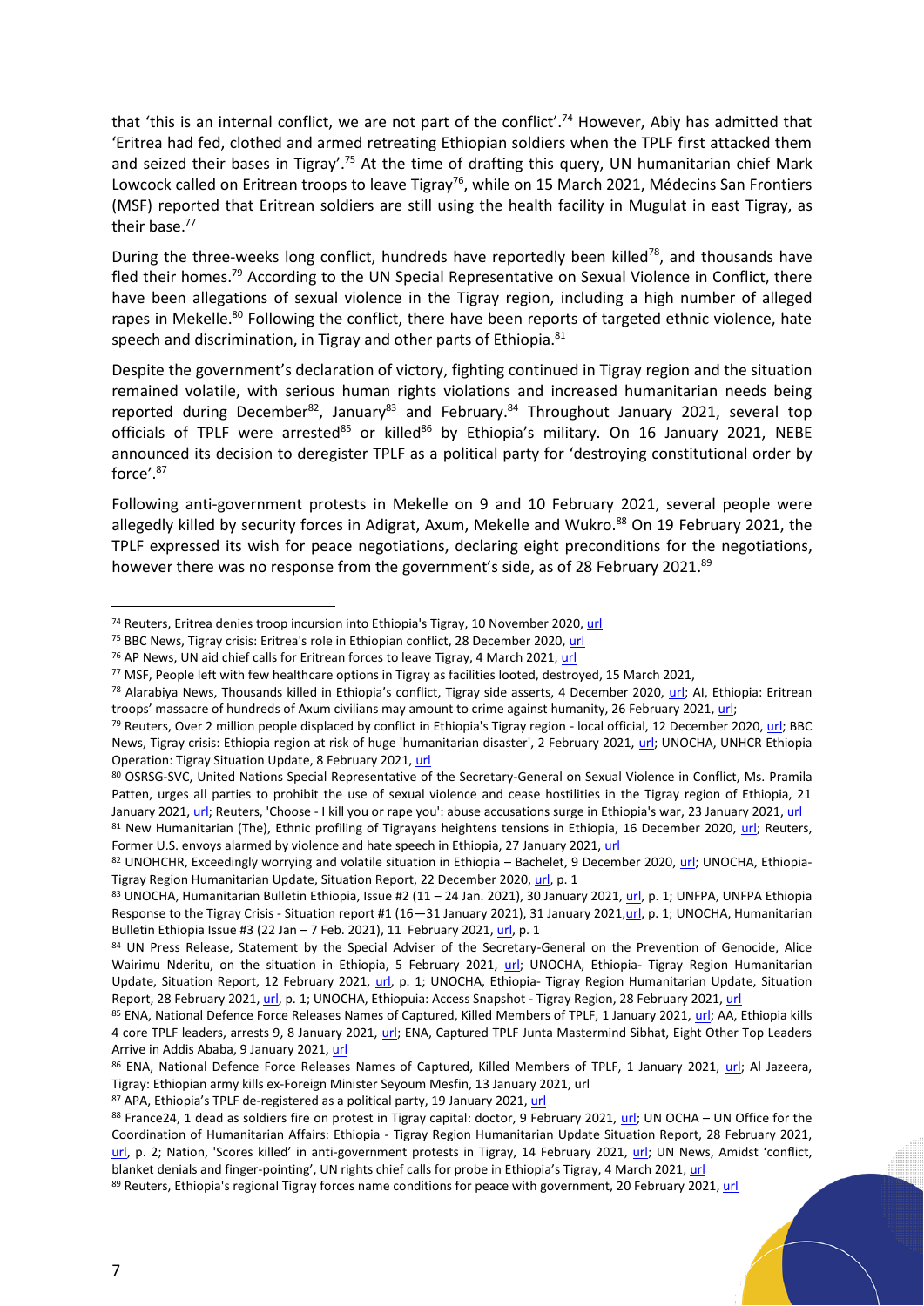that 'this is an internal conflict, we are not part of the conflict'.[74] However, Abiy has admitted that 'Eritrea had fed, clothed and armed retreating Ethiopian soldiers when the TPLF first attacked them and seized their bases in Tigray'.[75] At the time of drafting this query, UN humanitarian chief Mark Lowcock called on Eritrean troops to leave Tigray[76], while on 15 March 2021, Médecins San Frontiers (MSF) reported that Eritrean soldiers are still using the health facility in Mugulat in east Tigray, as their base.[77]

During the three-weeks long conflict, hundreds have reportedly been killed[78], and thousands have fled their homes.[79] According to the UN Special Representative on Sexual Violence in Conflict, there have been allegations of sexual violence in the Tigray region, including a high number of alleged rapes in Mekelle.[80] Following the conflict, there have been reports of targeted ethnic violence, hate speech and discrimination, in Tigray and other parts of Ethiopia.[81]

Despite the government's declaration of victory, fighting continued in Tigray region and the situation remained volatile, with serious human rights violations and increased humanitarian needs being reported during December[82], January[83] and February.[84] Throughout January 2021, several top officials of TPLF were arrested[85] or killed[86] by Ethiopia's military. On 16 January 2021, NEBE announced its decision to deregister TPLF as a political party for 'destroying constitutional order by force'.[87]

Following anti-government protests in Mekelle on 9 and 10 February 2021, several people were allegedly killed by security forces in Adigrat, Axum, Mekelle and Wukro.[88] On 19 February 2021, the TPLF expressed its wish for peace negotiations, declaring eight preconditions for the negotiations, however there was no response from the government's side, as of 28 February 2021.[89]

---

[74] Reuters, Eritrea denies troop incursion into Ethiopia's Tigray, 10 November 2020, url

[75] BBC News, Tigray crisis: Eritrea's role in Ethiopian conflict, 28 December 2020, url

[76] AP News, UN aid chief calls for Eritrean forces to leave Tigray, 4 March 2021, url

[77] MSF, People left with few healthcare options in Tigray as facilities looted, destroyed, 15 March 2021,

[78] Alarabiya News, Thousands killed in Ethiopia's conflict, Tigray side asserts, 4 December 2020, url; AI, Ethiopia: Eritrean troops' massacre of hundreds of Axum civilians may amount to crime against humanity, 26 February 2021, url;

[79] Reuters, Over 2 million people displaced by conflict in Ethiopia's Tigray region - local official, 12 December 2020, url; BBC News, Tigray crisis: Ethiopia region at risk of huge 'humanitarian disaster', 2 February 2021, url; UNOCHA, UNHCR Ethiopia Operation: Tigray Situation Update, 8 February 2021, url

[80] OSRSG-SVC, United Nations Special Representative of the Secretary-General on Sexual Violence in Conflict, Ms. Pramila Patten, urges all parties to prohibit the use of sexual violence and cease hostilities in the Tigray region of Ethiopia, 21 January 2021, url; Reuters, 'Choose - I kill you or rape you': abuse accusations surge in Ethiopia's war, 23 January 2021, url

[81] New Humanitarian (The), Ethnic profiling of Tigrayans heightens tensions in Ethiopia, 16 December 2020, url; Reuters, Former U.S. envoys alarmed by violence and hate speech in Ethiopia, 27 January 2021, url

[82] UNOHCHR, Exceedingly worrying and volatile situation in Ethiopia – Bachelet, 9 December 2020, url; UNOCHA, Ethiopia-Tigray Region Humanitarian Update, Situation Report, 22 December 2020, url, p. 1

[83] UNOCHA, Humanitarian Bulletin Ethiopia, Issue #2 (11 – 24 Jan. 2021), 30 January 2021, url, p. 1; UNFPA, UNFPA Ethiopia Response to the Tigray Crisis - Situation report #1 (16—31 January 2021), 31 January 2021,url, p. 1; UNOCHA, Humanitarian Bulletin Ethiopia Issue #3 (22 Jan – 7 Feb. 2021), 11 February 2021, url, p. 1

[84] UN Press Release, Statement by the Special Adviser of the Secretary-General on the Prevention of Genocide, Alice Wairimu Nderitu, on the situation in Ethiopia, 5 February 2021, url; UNOCHA, Ethiopia- Tigray Region Humanitarian Update, Situation Report, 12 February 2021, url, p. 1; UNOCHA, Ethiopia- Tigray Region Humanitarian Update, Situation Report, 28 February 2021, url, p. 1; UNOCHA, Ethiopuia: Access Snapshot - Tigray Region, 28 February 2021, url

[85] ENA, National Defence Force Releases Names of Captured, Killed Members of TPLF, 1 January 2021, url; AA, Ethiopia kills 4 core TPLF leaders, arrests 9, 8 January 2021, url; ENA, Captured TPLF Junta Mastermind Sibhat, Eight Other Top Leaders Arrive in Addis Ababa, 9 January 2021, url

[86] ENA, National Defence Force Releases Names of Captured, Killed Members of TPLF, 1 January 2021, url; Al Jazeera, Tigray: Ethiopian army kills ex-Foreign Minister Seyoum Mesfin, 13 January 2021, url

[87] APA, Ethiopia's TPLF de-registered as a political party, 19 January 2021, url

[88] France24, 1 dead as soldiers fire on protest in Tigray capital: doctor, 9 February 2021, url; UN OCHA – UN Office for the Coordination of Humanitarian Affairs: Ethiopia - Tigray Region Humanitarian Update Situation Report, 28 February 2021, url, p. 2; Nation, 'Scores killed' in anti-government protests in Tigray, 14 February 2021, url; UN News, Amidst 'conflict, blanket denials and finger-pointing', UN rights chief calls for probe in Ethiopia's Tigray, 4 March 2021, url

[89] Reuters, Ethiopia's regional Tigray forces name conditions for peace with government, 20 February 2021, url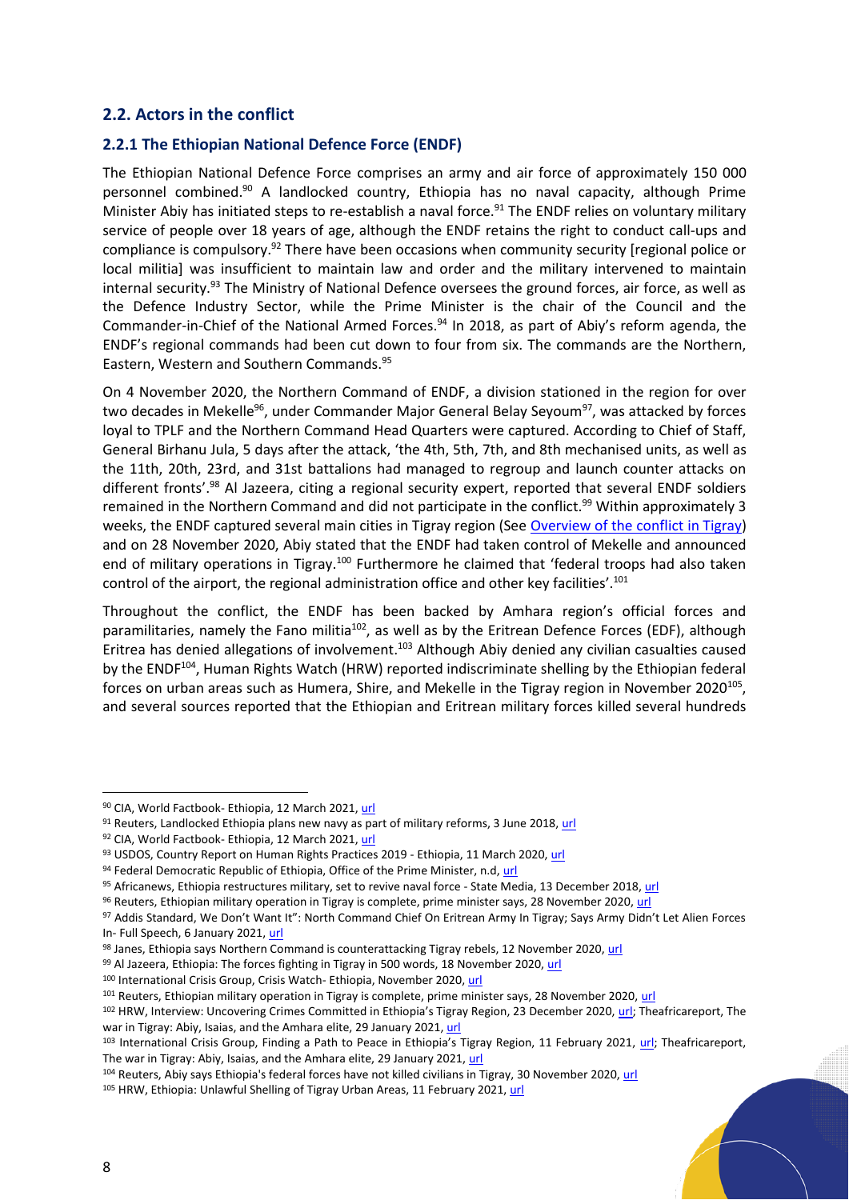## 2.2. Actors in the conflict

### 2.2.1 The Ethiopian National Defence Force (ENDF)

The Ethiopian National Defence Force comprises an army and air force of approximately 150 000 personnel combined.[90] A landlocked country, Ethiopia has no naval capacity, although Prime Minister Abiy has initiated steps to re-establish a naval force.[91] The ENDF relies on voluntary military service of people over 18 years of age, although the ENDF retains the right to conduct call-ups and compliance is compulsory.[92] There have been occasions when community security [regional police or local militia] was insufficient to maintain law and order and the military intervened to maintain internal security.[93] The Ministry of National Defence oversees the ground forces, air force, as well as the Defence Industry Sector, while the Prime Minister is the chair of the Council and the Commander-in-Chief of the National Armed Forces.[94] In 2018, as part of Abiy's reform agenda, the ENDF's regional commands had been cut down to four from six. The commands are the Northern, Eastern, Western and Southern Commands.[95]

On 4 November 2020, the Northern Command of ENDF, a division stationed in the region for over two decades in Mekelle[96], under Commander Major General Belay Seyoum[97], was attacked by forces loyal to TPLF and the Northern Command Head Quarters were captured. According to Chief of Staff, General Birhanu Jula, 5 days after the attack, 'the 4th, 5th, 7th, and 8th mechanised units, as well as the 11th, 20th, 23rd, and 31st battalions had managed to regroup and launch counter attacks on different fronts'.[98] Al Jazeera, citing a regional security expert, reported that several ENDF soldiers remained in the Northern Command and did not participate in the conflict.[99] Within approximately 3 weeks, the ENDF captured several main cities in Tigray region (See Overview of the conflict in Tigray) and on 28 November 2020, Abiy stated that the ENDF had taken control of Mekelle and announced end of military operations in Tigray.[100] Furthermore he claimed that 'federal troops had also taken control of the airport, the regional administration office and other key facilities'.[101]

Throughout the conflict, the ENDF has been backed by Amhara region's official forces and paramilitaries, namely the Fano militia[102], as well as by the Eritrean Defence Forces (EDF), although Eritrea has denied allegations of involvement.[103] Although Abiy denied any civilian casualties caused by the ENDF[104], Human Rights Watch (HRW) reported indiscriminate shelling by the Ethiopian federal forces on urban areas such as Humera, Shire, and Mekelle in the Tigray region in November 2020[105], and several sources reported that the Ethiopian and Eritrean military forces killed several hundreds

---

[90] CIA, World Factbook- Ethiopia, 12 March 2021, url
[91] Reuters, Landlocked Ethiopia plans new navy as part of military reforms, 3 June 2018, url
[92] CIA, World Factbook- Ethiopia, 12 March 2021, url
[93] USDOS, Country Report on Human Rights Practices 2019 - Ethiopia, 11 March 2020, url
[94] Federal Democratic Republic of Ethiopia, Office of the Prime Minister, n.d, url
[95] Africanews, Ethiopia restructures military, set to revive naval force - State Media, 13 December 2018, url
[96] Reuters, Ethiopian military operation in Tigray is complete, prime minister says, 28 November 2020, url
[97] Addis Standard, We Don't Want It": North Command Chief On Eritrean Army In Tigray; Says Army Didn't Let Alien Forces In- Full Speech, 6 January 2021, url
[98] Janes, Ethiopia says Northern Command is counterattacking Tigray rebels, 12 November 2020, url
[99] Al Jazeera, Ethiopia: The forces fighting in Tigray in 500 words, 18 November 2020, url
[100] International Crisis Group, Crisis Watch- Ethiopia, November 2020, url
[101] Reuters, Ethiopian military operation in Tigray is complete, prime minister says, 28 November 2020, url
[102] HRW, Interview: Uncovering Crimes Committed in Ethiopia's Tigray Region, 23 December 2020, url; Theafricareport, The war in Tigray: Abiy, Isaias, and the Amhara elite, 29 January 2021, url
[103] International Crisis Group, Finding a Path to Peace in Ethiopia's Tigray Region, 11 February 2021, url; Theafricareport, The war in Tigray: Abiy, Isaias, and the Amhara elite, 29 January 2021, url
[104] Reuters, Abiy says Ethiopia's federal forces have not killed civilians in Tigray, 30 November 2020, url
[105] HRW, Ethiopia: Unlawful Shelling of Tigray Urban Areas, 11 February 2021, url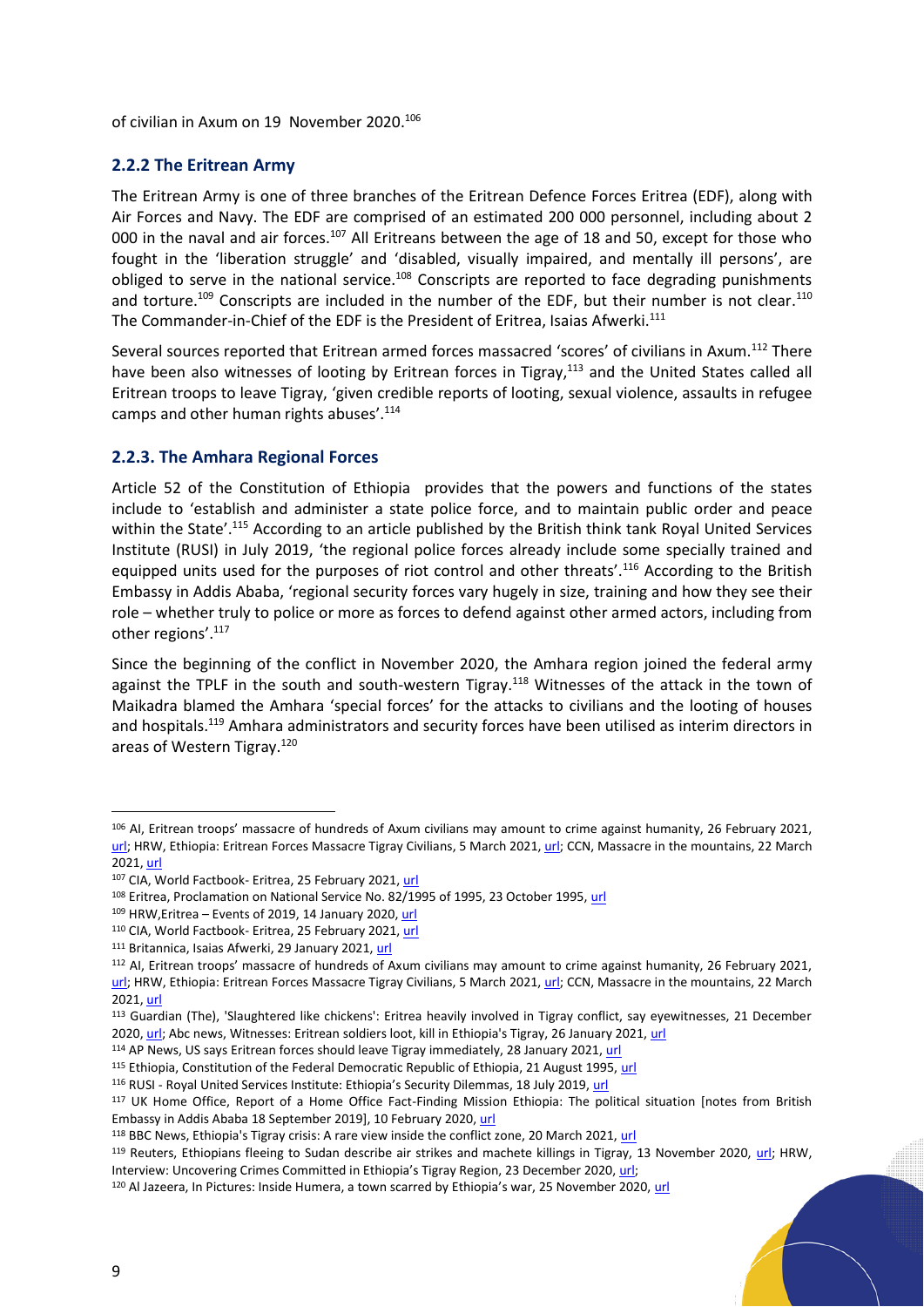of civilian in Axum on 19 November 2020.[106]

### 2.2.2 The Eritrean Army

The Eritrean Army is one of three branches of the Eritrean Defence Forces Eritrea (EDF), along with Air Forces and Navy. The EDF are comprised of an estimated 200 000 personnel, including about 2 000 in the naval and air forces.[107] All Eritreans between the age of 18 and 50, except for those who fought in the 'liberation struggle' and 'disabled, visually impaired, and mentally ill persons', are obliged to serve in the national service.[108] Conscripts are reported to face degrading punishments and torture.[109] Conscripts are included in the number of the EDF, but their number is not clear.[110] The Commander-in-Chief of the EDF is the President of Eritrea, Isaias Afwerki.[111]

Several sources reported that Eritrean armed forces massacred 'scores' of civilians in Axum.[112] There have been also witnesses of looting by Eritrean forces in Tigray,[113] and the United States called all Eritrean troops to leave Tigray, 'given credible reports of looting, sexual violence, assaults in refugee camps and other human rights abuses'.[114]

### 2.2.3. The Amhara Regional Forces

Article 52 of the Constitution of Ethiopia provides that the powers and functions of the states include to 'establish and administer a state police force, and to maintain public order and peace within the State'.[115] According to an article published by the British think tank Royal United Services Institute (RUSI) in July 2019, 'the regional police forces already include some specially trained and equipped units used for the purposes of riot control and other threats'.[116] According to the British Embassy in Addis Ababa, 'regional security forces vary hugely in size, training and how they see their role – whether truly to police or more as forces to defend against other armed actors, including from other regions'.[117]

Since the beginning of the conflict in November 2020, the Amhara region joined the federal army against the TPLF in the south and south-western Tigray.[118] Witnesses of the attack in the town of Maikadra blamed the Amhara 'special forces' for the attacks to civilians and the looting of houses and hospitals.[119] Amhara administrators and security forces have been utilised as interim directors in areas of Western Tigray.[120]

---

[106] AI, Eritrean troops' massacre of hundreds of Axum civilians may amount to crime against humanity, 26 February 2021, url; HRW, Ethiopia: Eritrean Forces Massacre Tigray Civilians, 5 March 2021, url; CCN, Massacre in the mountains, 22 March 2021, url

[107] CIA, World Factbook- Eritrea, 25 February 2021, url

[108] Eritrea, Proclamation on National Service No. 82/1995 of 1995, 23 October 1995, url

[109] HRW,Eritrea – Events of 2019, 14 January 2020, url

[110] CIA, World Factbook- Eritrea, 25 February 2021, url

[111] Britannica, Isaias Afwerki, 29 January 2021, url

[112] AI, Eritrean troops' massacre of hundreds of Axum civilians may amount to crime against humanity, 26 February 2021, url; HRW, Ethiopia: Eritrean Forces Massacre Tigray Civilians, 5 March 2021, url; CCN, Massacre in the mountains, 22 March 2021, url

[113] Guardian (The), 'Slaughtered like chickens': Eritrea heavily involved in Tigray conflict, say eyewitnesses, 21 December 2020, url; Abc news, Witnesses: Eritrean soldiers loot, kill in Ethiopia's Tigray, 26 January 2021, url

[114] AP News, US says Eritrean forces should leave Tigray immediately, 28 January 2021, url

[115] Ethiopia, Constitution of the Federal Democratic Republic of Ethiopia, 21 August 1995, url

[116] RUSI - Royal United Services Institute: Ethiopia's Security Dilemmas, 18 July 2019, url

[117] UK Home Office, Report of a Home Office Fact-Finding Mission Ethiopia: The political situation [notes from British Embassy in Addis Ababa 18 September 2019], 10 February 2020, url

[118] BBC News, Ethiopia's Tigray crisis: A rare view inside the conflict zone, 20 March 2021, url

[119] Reuters, Ethiopians fleeing to Sudan describe air strikes and machete killings in Tigray, 13 November 2020, url; HRW, Interview: Uncovering Crimes Committed in Ethiopia's Tigray Region, 23 December 2020, url;

[120] Al Jazeera, In Pictures: Inside Humera, a town scarred by Ethiopia's war, 25 November 2020, url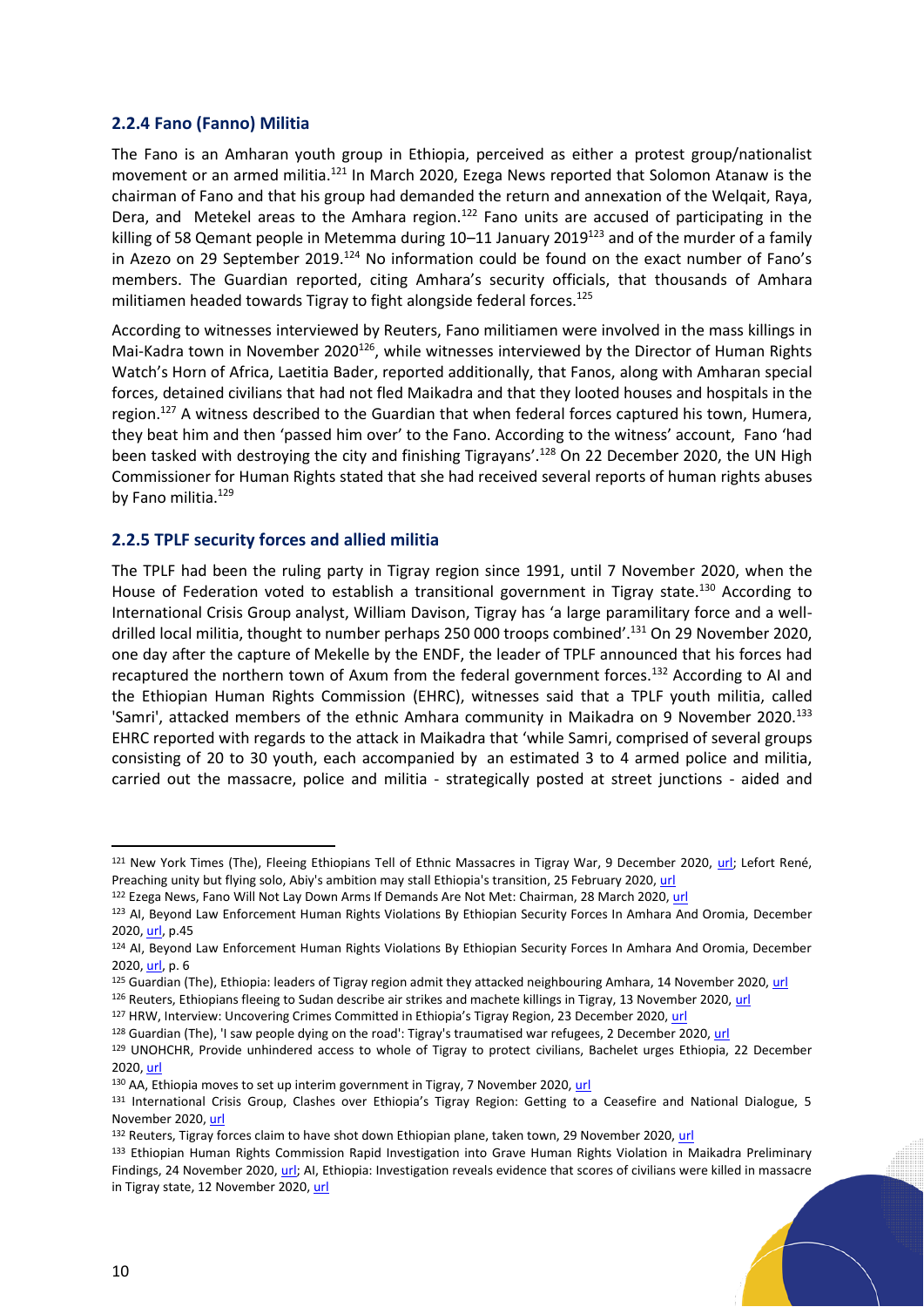### 2.2.4 Fano (Fanno) Militia

The Fano is an Amharan youth group in Ethiopia, perceived as either a protest group/nationalist movement or an armed militia.[121] In March 2020, Ezega News reported that Solomon Atanaw is the chairman of Fano and that his group had demanded the return and annexation of the Welqait, Raya, Dera, and Metekel areas to the Amhara region.[122] Fano units are accused of participating in the killing of 58 Qemant people in Metemma during 10–11 January 2019[123] and of the murder of a family in Azezo on 29 September 2019.[124] No information could be found on the exact number of Fano's members. The Guardian reported, citing Amhara's security officials, that thousands of Amhara militiamen headed towards Tigray to fight alongside federal forces.[125]

According to witnesses interviewed by Reuters, Fano militiamen were involved in the mass killings in Mai-Kadra town in November 2020[126], while witnesses interviewed by the Director of Human Rights Watch's Horn of Africa, Laetitia Bader, reported additionally, that Fanos, along with Amharan special forces, detained civilians that had not fled Maikadra and that they looted houses and hospitals in the region.[127] A witness described to the Guardian that when federal forces captured his town, Humera, they beat him and then 'passed him over' to the Fano. According to the witness' account, Fano 'had been tasked with destroying the city and finishing Tigrayans'.[128] On 22 December 2020, the UN High Commissioner for Human Rights stated that she had received several reports of human rights abuses by Fano militia.[129]

### 2.2.5 TPLF security forces and allied militia

The TPLF had been the ruling party in Tigray region since 1991, until 7 November 2020, when the House of Federation voted to establish a transitional government in Tigray state.[130] According to International Crisis Group analyst, William Davison, Tigray has 'a large paramilitary force and a well-drilled local militia, thought to number perhaps 250 000 troops combined'.[131] On 29 November 2020, one day after the capture of Mekelle by the ENDF, the leader of TPLF announced that his forces had recaptured the northern town of Axum from the federal government forces.[132] According to AI and the Ethiopian Human Rights Commission (EHRC), witnesses said that a TPLF youth militia, called 'Samri', attacked members of the ethnic Amhara community in Maikadra on 9 November 2020.[133] EHRC reported with regards to the attack in Maikadra that 'while Samri, comprised of several groups consisting of 20 to 30 youth, each accompanied by an estimated 3 to 4 armed police and militia, carried out the massacre, police and militia - strategically posted at street junctions - aided and

---

[121] New York Times (The), Fleeing Ethiopians Tell of Ethnic Massacres in Tigray War, 9 December 2020, url; Lefort René, Preaching unity but flying solo, Abiy's ambition may stall Ethiopia's transition, 25 February 2020, url

[122] Ezega News, Fano Will Not Lay Down Arms If Demands Are Not Met: Chairman, 28 March 2020, url

[123] AI, Beyond Law Enforcement Human Rights Violations By Ethiopian Security Forces In Amhara And Oromia, December 2020, url, p.45

[124] AI, Beyond Law Enforcement Human Rights Violations By Ethiopian Security Forces In Amhara And Oromia, December 2020, url, p. 6

[125] Guardian (The), Ethiopia: leaders of Tigray region admit they attacked neighbouring Amhara, 14 November 2020, url

[126] Reuters, Ethiopians fleeing to Sudan describe air strikes and machete killings in Tigray, 13 November 2020, url

[127] HRW, Interview: Uncovering Crimes Committed in Ethiopia's Tigray Region, 23 December 2020, url

[128] Guardian (The), 'I saw people dying on the road': Tigray's traumatised war refugees, 2 December 2020, url

[129] UNOHCHR, Provide unhindered access to whole of Tigray to protect civilians, Bachelet urges Ethiopia, 22 December 2020, url

[130] AA, Ethiopia moves to set up interim government in Tigray, 7 November 2020, url

[131] International Crisis Group, Clashes over Ethiopia's Tigray Region: Getting to a Ceasefire and National Dialogue, 5 November 2020, url

[132] Reuters, Tigray forces claim to have shot down Ethiopian plane, taken town, 29 November 2020, url

[133] Ethiopian Human Rights Commission Rapid Investigation into Grave Human Rights Violation in Maikadra Preliminary Findings, 24 November 2020, url; AI, Ethiopia: Investigation reveals evidence that scores of civilians were killed in massacre in Tigray state, 12 November 2020, url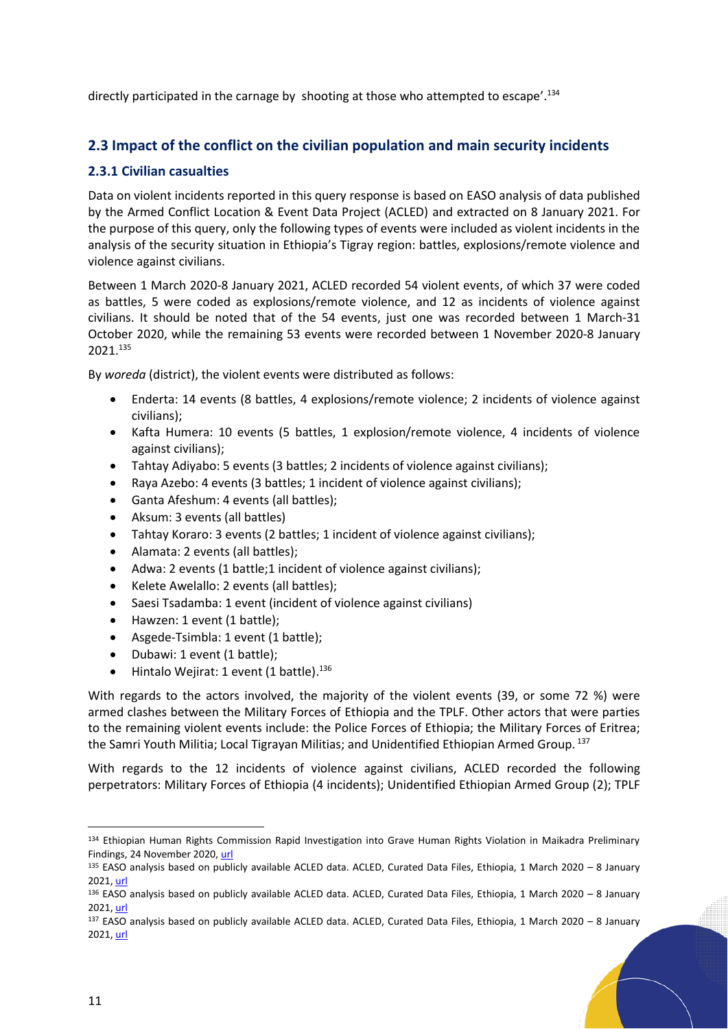directly participated in the carnage by  shooting at those who attempted to escape'.[134]

## 2.3 Impact of the conflict on the civilian population and main security incidents

### 2.3.1 Civilian casualties

Data on violent incidents reported in this query response is based on EASO analysis of data published by the Armed Conflict Location & Event Data Project (ACLED) and extracted on 8 January 2021. For the purpose of this query, only the following types of events were included as violent incidents in the analysis of the security situation in Ethiopia's Tigray region: battles, explosions/remote violence and violence against civilians.

Between 1 March 2020-8 January 2021, ACLED recorded 54 violent events, of which 37 were coded as battles, 5 were coded as explosions/remote violence, and 12 as incidents of violence against civilians. It should be noted that of the 54 events, just one was recorded between 1 March-31 October 2020, while the remaining 53 events were recorded between 1 November 2020-8 January 2021.[135]

By *woreda* (district), the violent events were distributed as follows:

- Enderta: 14 events (8 battles, 4 explosions/remote violence; 2 incidents of violence against civilians);
- Kafta Humera: 10 events (5 battles, 1 explosion/remote violence, 4 incidents of violence against civilians);
- Tahtay Adiyabo: 5 events (3 battles; 2 incidents of violence against civilians);
- Raya Azebo: 4 events (3 battles; 1 incident of violence against civilians);
- Ganta Afeshum: 4 events (all battles);
- Aksum: 3 events (all battles)
- Tahtay Koraro: 3 events (2 battles; 1 incident of violence against civilians);
- Alamata: 2 events (all battles);
- Adwa: 2 events (1 battle;1 incident of violence against civilians);
- Kelete Awelallo: 2 events (all battles);
- Saesi Tsadamba: 1 event (incident of violence against civilians)
- Hawzen: 1 event (1 battle);
- Asgede-Tsimbla: 1 event (1 battle);
- Dubawi: 1 event (1 battle);
- Hintalo Wejirat: 1 event (1 battle).[136]

With regards to the actors involved, the majority of the violent events (39, or some 72 %) were armed clashes between the Military Forces of Ethiopia and the TPLF. Other actors that were parties to the remaining violent events include: the Police Forces of Ethiopia; the Military Forces of Eritrea; the Samri Youth Militia; Local Tigrayan Militias; and Unidentified Ethiopian Armed Group. [137]

With regards to the 12 incidents of violence against civilians, ACLED recorded the following perpetrators: Military Forces of Ethiopia (4 incidents); Unidentified Ethiopian Armed Group (2); TPLF

---

[134] Ethiopian Human Rights Commission Rapid Investigation into Grave Human Rights Violation in Maikadra Preliminary Findings, 24 November 2020, url

[135] EASO analysis based on publicly available ACLED data. ACLED, Curated Data Files, Ethiopia, 1 March 2020 – 8 January 2021, url

[136] EASO analysis based on publicly available ACLED data. ACLED, Curated Data Files, Ethiopia, 1 March 2020 – 8 January 2021, url

[137] EASO analysis based on publicly available ACLED data. ACLED, Curated Data Files, Ethiopia, 1 March 2020 – 8 January 2021, url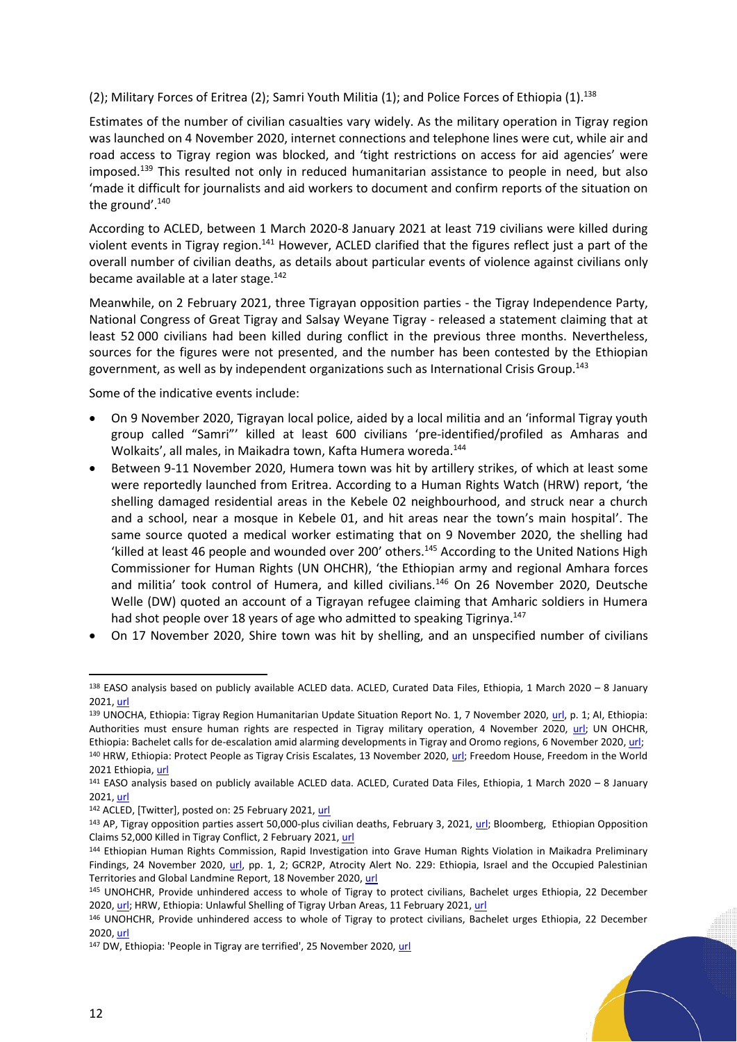(2); Military Forces of Eritrea (2); Samri Youth Militia (1); and Police Forces of Ethiopia (1).[138]

Estimates of the number of civilian casualties vary widely. As the military operation in Tigray region was launched on 4 November 2020, internet connections and telephone lines were cut, while air and road access to Tigray region was blocked, and 'tight restrictions on access for aid agencies' were imposed.[139] This resulted not only in reduced humanitarian assistance to people in need, but also 'made it difficult for journalists and aid workers to document and confirm reports of the situation on the ground'.[140]

According to ACLED, between 1 March 2020-8 January 2021 at least 719 civilians were killed during violent events in Tigray region.[141] However, ACLED clarified that the figures reflect just a part of the overall number of civilian deaths, as details about particular events of violence against civilians only became available at a later stage.[142]

Meanwhile, on 2 February 2021, three Tigrayan opposition parties - the Tigray Independence Party, National Congress of Great Tigray and Salsay Weyane Tigray - released a statement claiming that at least 52 000 civilians had been killed during conflict in the previous three months. Nevertheless, sources for the figures were not presented, and the number has been contested by the Ethiopian government, as well as by independent organizations such as International Crisis Group.[143]

Some of the indicative events include:

- On 9 November 2020, Tigrayan local police, aided by a local militia and an 'informal Tigray youth group called "Samri"' killed at least 600 civilians 'pre-identified/profiled as Amharas and Wolkaits', all males, in Maikadra town, Kafta Humera woreda.[144]
- Between 9-11 November 2020, Humera town was hit by artillery strikes, of which at least some were reportedly launched from Eritrea. According to a Human Rights Watch (HRW) report, 'the shelling damaged residential areas in the Kebele 02 neighbourhood, and struck near a church and a school, near a mosque in Kebele 01, and hit areas near the town's main hospital'. The same source quoted a medical worker estimating that on 9 November 2020, the shelling had 'killed at least 46 people and wounded over 200' others.[145] According to the United Nations High Commissioner for Human Rights (UN OHCHR), 'the Ethiopian army and regional Amhara forces and militia' took control of Humera, and killed civilians.[146] On 26 November 2020, Deutsche Welle (DW) quoted an account of a Tigrayan refugee claiming that Amharic soldiers in Humera had shot people over 18 years of age who admitted to speaking Tigrinya.[147]
- On 17 November 2020, Shire town was hit by shelling, and an unspecified number of civilians

---

[138] EASO analysis based on publicly available ACLED data. ACLED, Curated Data Files, Ethiopia, 1 March 2020 – 8 January 2021, url

[139] UNOCHA, Ethiopia: Tigray Region Humanitarian Update Situation Report No. 1, 7 November 2020, url, p. 1; AI, Ethiopia: Authorities must ensure human rights are respected in Tigray military operation, 4 November 2020, url; UN OHCHR, Ethiopia: Bachelet calls for de-escalation amid alarming developments in Tigray and Oromo regions, 6 November 2020, url;

[140] HRW, Ethiopia: Protect People as Tigray Crisis Escalates, 13 November 2020, url; Freedom House, Freedom in the World 2021 Ethiopia, url

[141] EASO analysis based on publicly available ACLED data. ACLED, Curated Data Files, Ethiopia, 1 March 2020 – 8 January 2021, url

[142] ACLED, [Twitter], posted on: 25 February 2021, url

[143] AP, Tigray opposition parties assert 50,000-plus civilian deaths, February 3, 2021, url; Bloomberg, Ethiopian Opposition Claims 52,000 Killed in Tigray Conflict, 2 February 2021, url

[144] Ethiopian Human Rights Commission, Rapid Investigation into Grave Human Rights Violation in Maikadra Preliminary Findings, 24 November 2020, url, pp. 1, 2; GCR2P, Atrocity Alert No. 229: Ethiopia, Israel and the Occupied Palestinian Territories and Global Landmine Report, 18 November 2020, url

[145] UNOHCHR, Provide unhindered access to whole of Tigray to protect civilians, Bachelet urges Ethiopia, 22 December 2020, url; HRW, Ethiopia: Unlawful Shelling of Tigray Urban Areas, 11 February 2021, url

[146] UNOHCHR, Provide unhindered access to whole of Tigray to protect civilians, Bachelet urges Ethiopia, 22 December 2020, url

[147] DW, Ethiopia: 'People in Tigray are terrified', 25 November 2020, url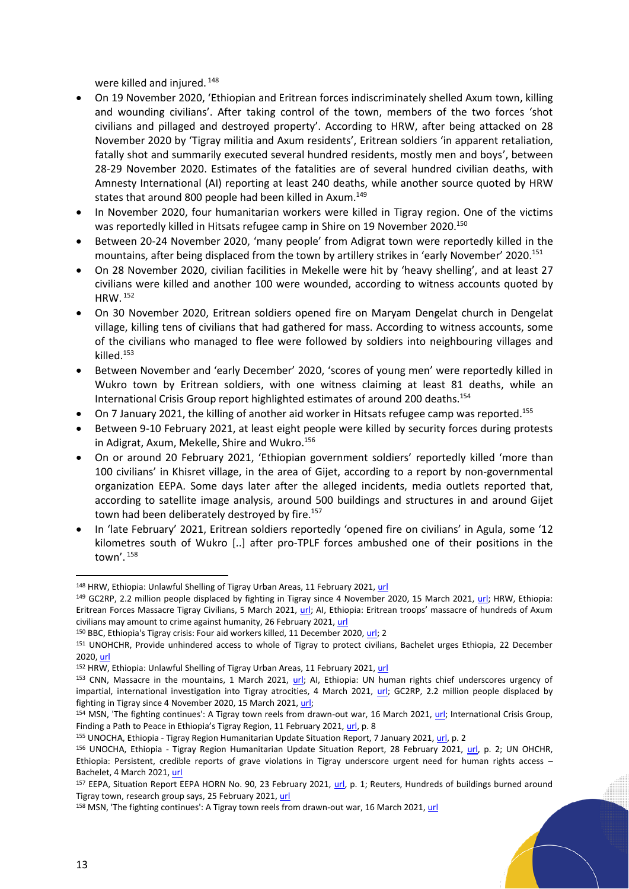were killed and injured.[148]

- On 19 November 2020, 'Ethiopian and Eritrean forces indiscriminately shelled Axum town, killing and wounding civilians'. After taking control of the town, members of the two forces 'shot civilians and pillaged and destroyed property'. According to HRW, after being attacked on 28 November 2020 by 'Tigray militia and Axum residents', Eritrean soldiers 'in apparent retaliation, fatally shot and summarily executed several hundred residents, mostly men and boys', between 28-29 November 2020. Estimates of the fatalities are of several hundred civilian deaths, with Amnesty International (AI) reporting at least 240 deaths, while another source quoted by HRW states that around 800 people had been killed in Axum.[149]
- In November 2020, four humanitarian workers were killed in Tigray region. One of the victims was reportedly killed in Hitsats refugee camp in Shire on 19 November 2020.[150]
- Between 20-24 November 2020, 'many people' from Adigrat town were reportedly killed in the mountains, after being displaced from the town by artillery strikes in 'early November' 2020.[151]
- On 28 November 2020, civilian facilities in Mekelle were hit by 'heavy shelling', and at least 27 civilians were killed and another 100 were wounded, according to witness accounts quoted by HRW.[152]
- On 30 November 2020, Eritrean soldiers opened fire on Maryam Dengelat church in Dengelat village, killing tens of civilians that had gathered for mass. According to witness accounts, some of the civilians who managed to flee were followed by soldiers into neighbouring villages and killed.[153]
- Between November and 'early December' 2020, 'scores of young men' were reportedly killed in Wukro town by Eritrean soldiers, with one witness claiming at least 81 deaths, while an International Crisis Group report highlighted estimates of around 200 deaths.[154]
- On 7 January 2021, the killing of another aid worker in Hitsats refugee camp was reported.[155]
- Between 9-10 February 2021, at least eight people were killed by security forces during protests in Adigrat, Axum, Mekelle, Shire and Wukro.[156]
- On or around 20 February 2021, 'Ethiopian government soldiers' reportedly killed 'more than 100 civilians' in Khisret village, in the area of Gijet, according to a report by non-governmental organization EEPA. Some days later after the alleged incidents, media outlets reported that, according to satellite image analysis, around 500 buildings and structures in and around Gijet town had been deliberately destroyed by fire.[157]
- In 'late February' 2021, Eritrean soldiers reportedly 'opened fire on civilians' in Agula, some '12 kilometres south of Wukro [..] after pro-TPLF forces ambushed one of their positions in the town'.[158]

---

[148] HRW, Ethiopia: Unlawful Shelling of Tigray Urban Areas, 11 February 2021, url

[149] GC2RP, 2.2 million people displaced by fighting in Tigray since 4 November 2020, 15 March 2021, url; HRW, Ethiopia: Eritrean Forces Massacre Tigray Civilians, 5 March 2021, url; AI, Ethiopia: Eritrean troops' massacre of hundreds of Axum civilians may amount to crime against humanity, 26 February 2021, url

[150] BBC, Ethiopia's Tigray crisis: Four aid workers killed, 11 December 2020, url; 2

[151] UNOHCHR, Provide unhindered access to whole of Tigray to protect civilians, Bachelet urges Ethiopia, 22 December 2020, url

[152] HRW, Ethiopia: Unlawful Shelling of Tigray Urban Areas, 11 February 2021, url

[153] CNN, Massacre in the mountains, 1 March 2021, url; AI, Ethiopia: UN human rights chief underscores urgency of impartial, international investigation into Tigray atrocities, 4 March 2021, url; GC2RP, 2.2 million people displaced by fighting in Tigray since 4 November 2020, 15 March 2021, url;

[154] MSN, 'The fighting continues': A Tigray town reels from drawn-out war, 16 March 2021, url; International Crisis Group, Finding a Path to Peace in Ethiopia's Tigray Region, 11 February 2021, url, p. 8

[155] UNOCHA, Ethiopia - Tigray Region Humanitarian Update Situation Report, 7 January 2021, url, p. 2

[156] UNOCHA, Ethiopia - Tigray Region Humanitarian Update Situation Report, 28 February 2021, url, p. 2; UN OHCHR, Ethiopia: Persistent, credible reports of grave violations in Tigray underscore urgent need for human rights access – Bachelet, 4 March 2021, url

[157] EEPA, Situation Report EEPA HORN No. 90, 23 February 2021, url, p. 1; Reuters, Hundreds of buildings burned around Tigray town, research group says, 25 February 2021, url

[158] MSN, 'The fighting continues': A Tigray town reels from drawn-out war, 16 March 2021, url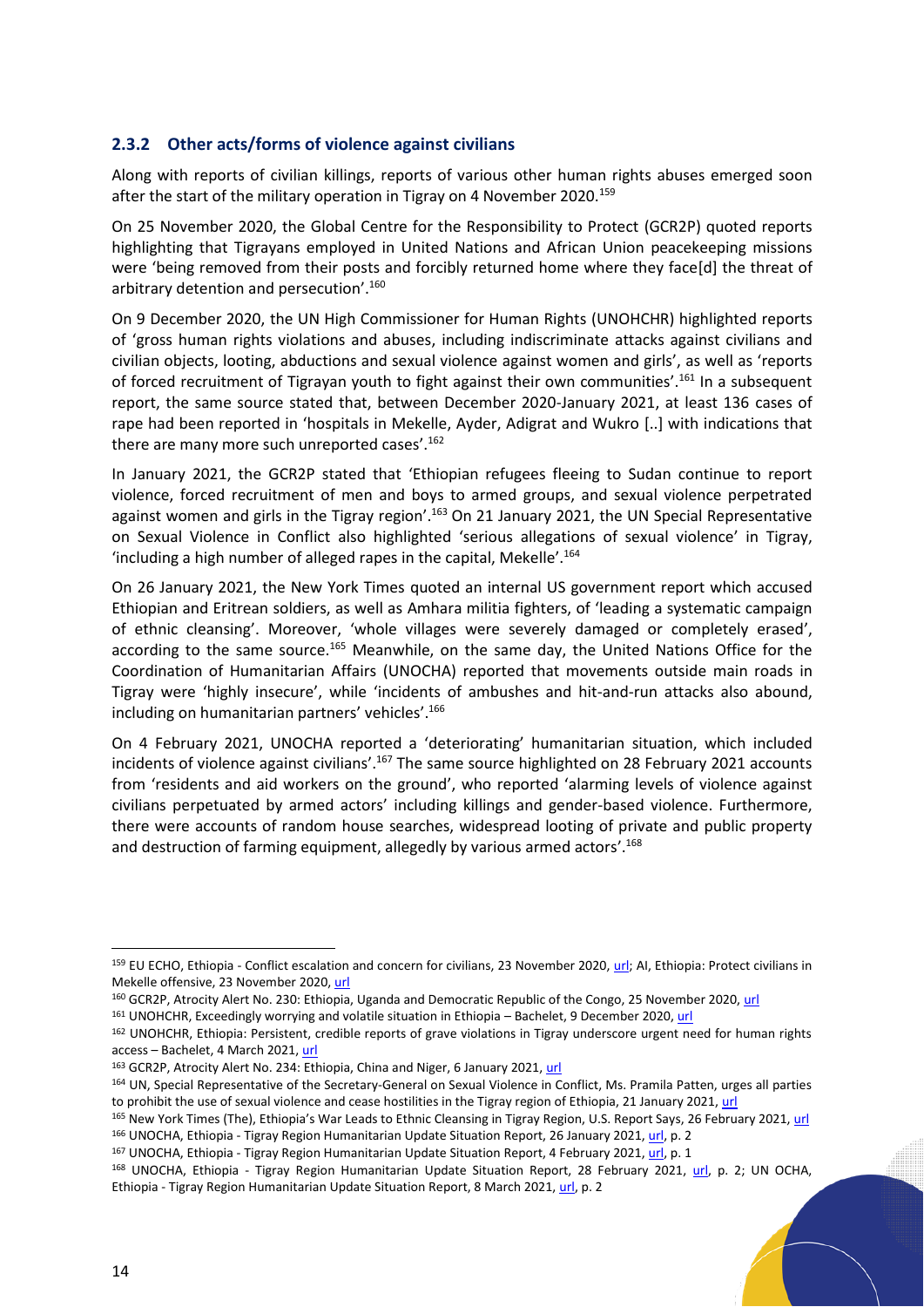### 2.3.2 Other acts/forms of violence against civilians

Along with reports of civilian killings, reports of various other human rights abuses emerged soon after the start of the military operation in Tigray on 4 November 2020.[159]

On 25 November 2020, the Global Centre for the Responsibility to Protect (GCR2P) quoted reports highlighting that Tigrayans employed in United Nations and African Union peacekeeping missions were 'being removed from their posts and forcibly returned home where they face[d] the threat of arbitrary detention and persecution'.[160]

On 9 December 2020, the UN High Commissioner for Human Rights (UNOHCHR) highlighted reports of 'gross human rights violations and abuses, including indiscriminate attacks against civilians and civilian objects, looting, abductions and sexual violence against women and girls', as well as 'reports of forced recruitment of Tigrayan youth to fight against their own communities'.[161] In a subsequent report, the same source stated that, between December 2020-January 2021, at least 136 cases of rape had been reported in 'hospitals in Mekelle, Ayder, Adigrat and Wukro [..] with indications that there are many more such unreported cases'.[162]

In January 2021, the GCR2P stated that 'Ethiopian refugees fleeing to Sudan continue to report violence, forced recruitment of men and boys to armed groups, and sexual violence perpetrated against women and girls in the Tigray region'.[163] On 21 January 2021, the UN Special Representative on Sexual Violence in Conflict also highlighted 'serious allegations of sexual violence' in Tigray, 'including a high number of alleged rapes in the capital, Mekelle'.[164]

On 26 January 2021, the New York Times quoted an internal US government report which accused Ethiopian and Eritrean soldiers, as well as Amhara militia fighters, of 'leading a systematic campaign of ethnic cleansing'. Moreover, 'whole villages were severely damaged or completely erased', according to the same source.[165] Meanwhile, on the same day, the United Nations Office for the Coordination of Humanitarian Affairs (UNOCHA) reported that movements outside main roads in Tigray were 'highly insecure', while 'incidents of ambushes and hit-and-run attacks also abound, including on humanitarian partners' vehicles'.[166]

On 4 February 2021, UNOCHA reported a 'deteriorating' humanitarian situation, which included incidents of violence against civilians'.[167] The same source highlighted on 28 February 2021 accounts from 'residents and aid workers on the ground', who reported 'alarming levels of violence against civilians perpetuated by armed actors' including killings and gender-based violence. Furthermore, there were accounts of random house searches, widespread looting of private and public property and destruction of farming equipment, allegedly by various armed actors'.[168]

---

[159] EU ECHO, Ethiopia - Conflict escalation and concern for civilians, 23 November 2020, url; AI, Ethiopia: Protect civilians in Mekelle offensive, 23 November 2020, url

[160] GCR2P, Atrocity Alert No. 230: Ethiopia, Uganda and Democratic Republic of the Congo, 25 November 2020, url

[161] UNOHCHR, Exceedingly worrying and volatile situation in Ethiopia – Bachelet, 9 December 2020, url

[162] UNOHCHR, Ethiopia: Persistent, credible reports of grave violations in Tigray underscore urgent need for human rights access – Bachelet, 4 March 2021, url

[163] GCR2P, Atrocity Alert No. 234: Ethiopia, China and Niger, 6 January 2021, url

[164] UN, Special Representative of the Secretary-General on Sexual Violence in Conflict, Ms. Pramila Patten, urges all parties to prohibit the use of sexual violence and cease hostilities in the Tigray region of Ethiopia, 21 January 2021, url

[165] New York Times (The), Ethiopia's War Leads to Ethnic Cleansing in Tigray Region, U.S. Report Says, 26 February 2021, url

[166] UNOCHA, Ethiopia - Tigray Region Humanitarian Update Situation Report, 26 January 2021, url, p. 2

[167] UNOCHA, Ethiopia - Tigray Region Humanitarian Update Situation Report, 4 February 2021, url, p. 1

[168] UNOCHA, Ethiopia - Tigray Region Humanitarian Update Situation Report, 28 February 2021, url, p. 2; UN OCHA, Ethiopia - Tigray Region Humanitarian Update Situation Report, 8 March 2021, url, p. 2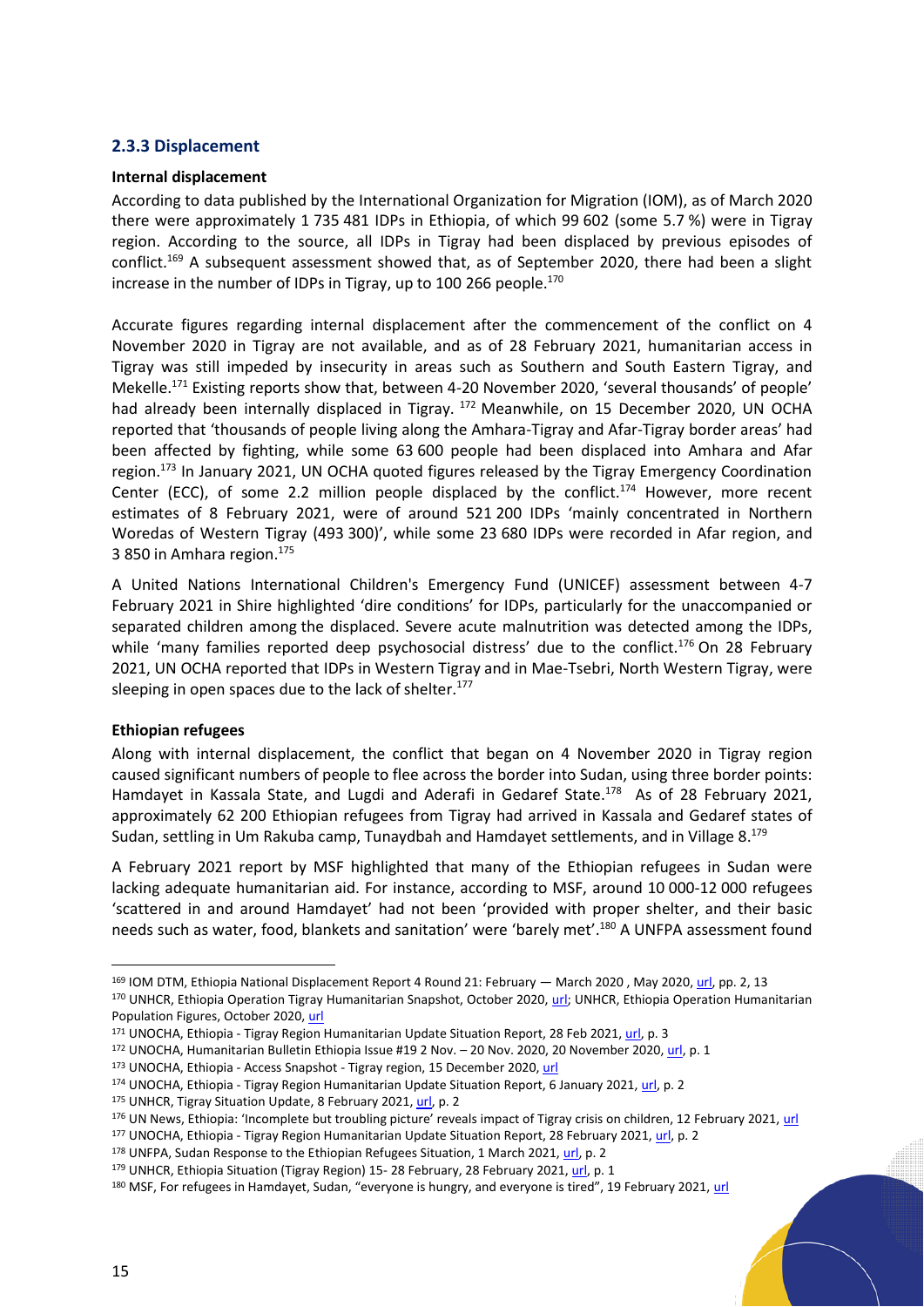### 2.3.3 Displacement

**Internal displacement**

According to data published by the International Organization for Migration (IOM), as of March 2020 there were approximately 1 735 481 IDPs in Ethiopia, of which 99 602 (some 5.7 %) were in Tigray region. According to the source, all IDPs in Tigray had been displaced by previous episodes of conflict.[169] A subsequent assessment showed that, as of September 2020, there had been a slight increase in the number of IDPs in Tigray, up to 100 266 people.[170]

Accurate figures regarding internal displacement after the commencement of the conflict on 4 November 2020 in Tigray are not available, and as of 28 February 2021, humanitarian access in Tigray was still impeded by insecurity in areas such as Southern and South Eastern Tigray, and Mekelle.[171] Existing reports show that, between 4-20 November 2020, 'several thousands' of people' had already been internally displaced in Tigray.[172] Meanwhile, on 15 December 2020, UN OCHA reported that 'thousands of people living along the Amhara-Tigray and Afar-Tigray border areas' had been affected by fighting, while some 63 600 people had been displaced into Amhara and Afar region.[173] In January 2021, UN OCHA quoted figures released by the Tigray Emergency Coordination Center (ECC), of some 2.2 million people displaced by the conflict.[174] However, more recent estimates of 8 February 2021, were of around 521 200 IDPs 'mainly concentrated in Northern Woredas of Western Tigray (493 300)', while some 23 680 IDPs were recorded in Afar region, and 3 850 in Amhara region.[175]

A United Nations International Children's Emergency Fund (UNICEF) assessment between 4-7 February 2021 in Shire highlighted 'dire conditions' for IDPs, particularly for the unaccompanied or separated children among the displaced. Severe acute malnutrition was detected among the IDPs, while 'many families reported deep psychosocial distress' due to the conflict.[176] On 28 February 2021, UN OCHA reported that IDPs in Western Tigray and in Mae-Tsebri, North Western Tigray, were sleeping in open spaces due to the lack of shelter.[177]

**Ethiopian refugees**

Along with internal displacement, the conflict that began on 4 November 2020 in Tigray region caused significant numbers of people to flee across the border into Sudan, using three border points: Hamdayet in Kassala State, and Lugdi and Aderafi in Gedaref State.[178] As of 28 February 2021, approximately 62 200 Ethiopian refugees from Tigray had arrived in Kassala and Gedaref states of Sudan, settling in Um Rakuba camp, Tunaydbah and Hamdayet settlements, and in Village 8.[179]

A February 2021 report by MSF highlighted that many of the Ethiopian refugees in Sudan were lacking adequate humanitarian aid. For instance, according to MSF, around 10 000-12 000 refugees 'scattered in and around Hamdayet' had not been 'provided with proper shelter, and their basic needs such as water, food, blankets and sanitation' were 'barely met'.[180] A UNFPA assessment found

---

[169] IOM DTM, Ethiopia National Displacement Report 4 Round 21: February — March 2020 , May 2020, url, pp. 2, 13

[170] UNHCR, Ethiopia Operation Tigray Humanitarian Snapshot, October 2020, url; UNHCR, Ethiopia Operation Humanitarian Population Figures, October 2020, url

[171] UNOCHA, Ethiopia - Tigray Region Humanitarian Update Situation Report, 28 Feb 2021, url, p. 3

[172] UNOCHA, Humanitarian Bulletin Ethiopia Issue #19 2 Nov. – 20 Nov. 2020, 20 November 2020, url, p. 1

[173] UNOCHA, Ethiopia - Access Snapshot - Tigray region, 15 December 2020, url

[174] UNOCHA, Ethiopia - Tigray Region Humanitarian Update Situation Report, 6 January 2021, url, p. 2

[175] UNHCR, Tigray Situation Update, 8 February 2021, url, p. 2

[176] UN News, Ethiopia: 'Incomplete but troubling picture' reveals impact of Tigray crisis on children, 12 February 2021, url

[177] UNOCHA, Ethiopia - Tigray Region Humanitarian Update Situation Report, 28 February 2021, url, p. 2

[178] UNFPA, Sudan Response to the Ethiopian Refugees Situation, 1 March 2021, url, p. 2

[179] UNHCR, Ethiopia Situation (Tigray Region) 15- 28 February, 28 February 2021, url, p. 1

[180] MSF, For refugees in Hamdayet, Sudan, "everyone is hungry, and everyone is tired", 19 February 2021, url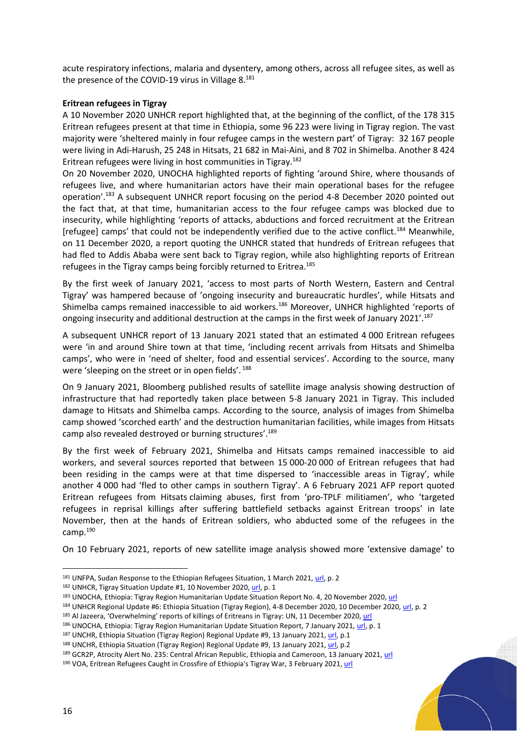acute respiratory infections, malaria and dysentery, among others, across all refugee sites, as well as the presence of the COVID-19 virus in Village 8.[181]

**Eritrean refugees in Tigray**

A 10 November 2020 UNHCR report highlighted that, at the beginning of the conflict, of the 178 315 Eritrean refugees present at that time in Ethiopia, some 96 223 were living in Tigray region. The vast majority were 'sheltered mainly in four refugee camps in the western part' of Tigray: 32 167 people were living in Adi-Harush, 25 248 in Hitsats, 21 682 in Mai-Aini, and 8 702 in Shimelba. Another 8 424 Eritrean refugees were living in host communities in Tigray.[182]

On 20 November 2020, UNOCHA highlighted reports of fighting 'around Shire, where thousands of refugees live, and where humanitarian actors have their main operational bases for the refugee operation'.[183] A subsequent UNHCR report focusing on the period 4-8 December 2020 pointed out the fact that, at that time, humanitarian access to the four refugee camps was blocked due to insecurity, while highlighting 'reports of attacks, abductions and forced recruitment at the Eritrean [refugee] camps' that could not be independently verified due to the active conflict.[184] Meanwhile, on 11 December 2020, a report quoting the UNHCR stated that hundreds of Eritrean refugees that had fled to Addis Ababa were sent back to Tigray region, while also highlighting reports of Eritrean refugees in the Tigray camps being forcibly returned to Eritrea.[185]

By the first week of January 2021, 'access to most parts of North Western, Eastern and Central Tigray' was hampered because of 'ongoing insecurity and bureaucratic hurdles', while Hitsats and Shimelba camps remained inaccessible to aid workers.[186] Moreover, UNHCR highlighted 'reports of ongoing insecurity and additional destruction at the camps in the first week of January 2021'.[187]

A subsequent UNHCR report of 13 January 2021 stated that an estimated 4 000 Eritrean refugees were 'in and around Shire town at that time, 'including recent arrivals from Hitsats and Shimelba camps', who were in 'need of shelter, food and essential services'. According to the source, many were 'sleeping on the street or in open fields'.[188]

On 9 January 2021, Bloomberg published results of satellite image analysis showing destruction of infrastructure that had reportedly taken place between 5-8 January 2021 in Tigray. This included damage to Hitsats and Shimelba camps. According to the source, analysis of images from Shimelba camp showed 'scorched earth' and the destruction humanitarian facilities, while images from Hitsats camp also revealed destroyed or burning structures'.[189]

By the first week of February 2021, Shimelba and Hitsats camps remained inaccessible to aid workers, and several sources reported that between 15 000-20 000 of Eritrean refugees that had been residing in the camps were at that time dispersed to 'inaccessible areas in Tigray', while another 4 000 had 'fled to other camps in southern Tigray'. A 6 February 2021 AFP report quoted Eritrean refugees from Hitsats claiming abuses, first from 'pro-TPLF militiamen', who 'targeted refugees in reprisal killings after suffering battlefield setbacks against Eritrean troops' in late November, then at the hands of Eritrean soldiers, who abducted some of the refugees in the camp.[190]

On 10 February 2021, reports of new satellite image analysis showed more 'extensive damage' to

---

[181] UNFPA, Sudan Response to the Ethiopian Refugees Situation, 1 March 2021, url, p. 2

[182] UNHCR, Tigray Situation Update #1, 10 November 2020, url, p. 1

[183] UNOCHA, Ethiopia: Tigray Region Humanitarian Update Situation Report No. 4, 20 November 2020, url

[184] UNHCR Regional Update #6: Ethiopia Situation (Tigray Region), 4-8 December 2020, 10 December 2020, url, p. 2

[185] Al Jazeera, 'Overwhelming' reports of killings of Eritreans in Tigray: UN, 11 December 2020, url

[186] UNOCHA, Ethiopia: Tigray Region Humanitarian Update Situation Report, 7 January 2021, url, p. 1

[187] UNCHR, Ethiopia Situation (Tigray Region) Regional Update #9, 13 January 2021, url, p.1

[188] UNCHR, Ethiopia Situation (Tigray Region) Regional Update #9, 13 January 2021, url, p.2

[189] GCR2P, Atrocity Alert No. 235: Central African Republic, Ethiopia and Cameroon, 13 January 2021, url

[190] VOA, Eritrean Refugees Caught in Crossfire of Ethiopia's Tigray War, 3 February 2021, url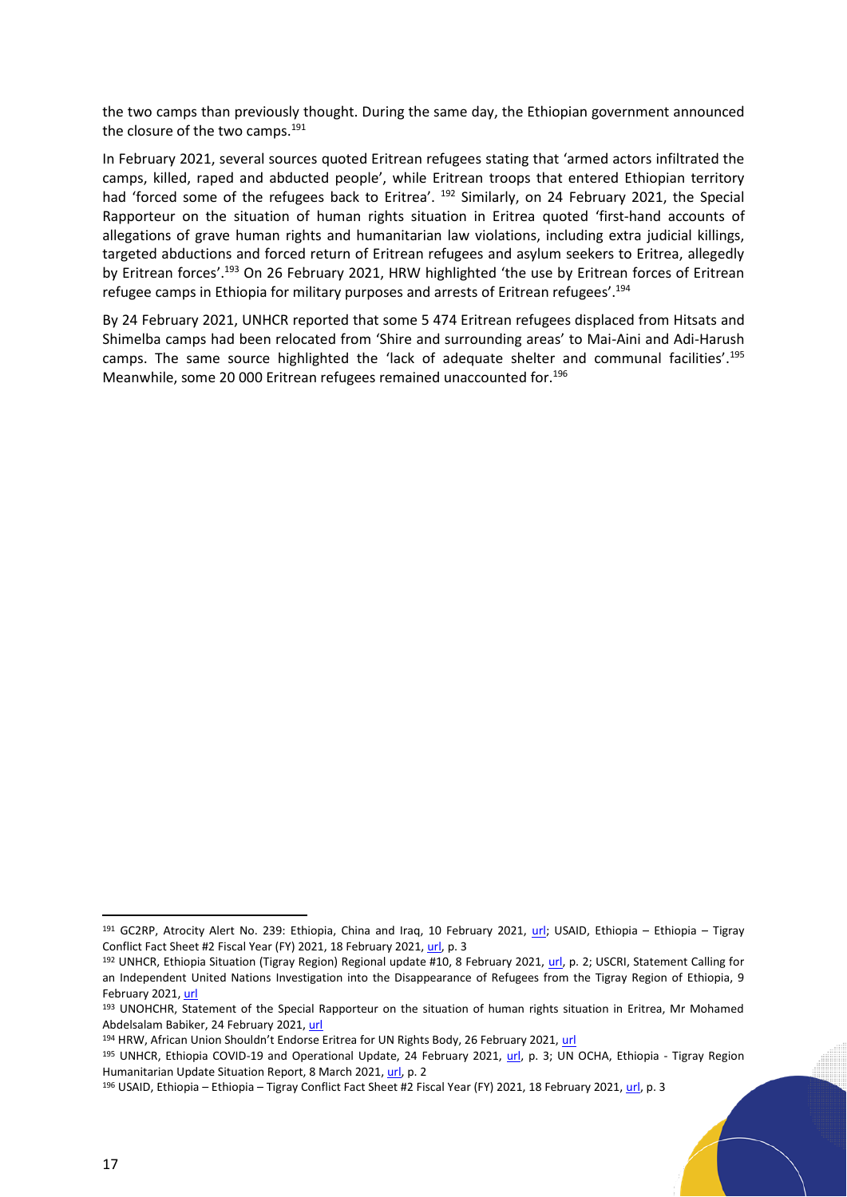the two camps than previously thought. During the same day, the Ethiopian government announced the closure of the two camps.[191]

In February 2021, several sources quoted Eritrean refugees stating that 'armed actors infiltrated the camps, killed, raped and abducted people', while Eritrean troops that entered Ethiopian territory had 'forced some of the refugees back to Eritrea'. [192] Similarly, on 24 February 2021, the Special Rapporteur on the situation of human rights situation in Eritrea quoted 'first-hand accounts of allegations of grave human rights and humanitarian law violations, including extra judicial killings, targeted abductions and forced return of Eritrean refugees and asylum seekers to Eritrea, allegedly by Eritrean forces'.[193] On 26 February 2021, HRW highlighted 'the use by Eritrean forces of Eritrean refugee camps in Ethiopia for military purposes and arrests of Eritrean refugees'.[194]

By 24 February 2021, UNHCR reported that some 5 474 Eritrean refugees displaced from Hitsats and Shimelba camps had been relocated from 'Shire and surrounding areas' to Mai-Aini and Adi-Harush camps. The same source highlighted the 'lack of adequate shelter and communal facilities'.[195] Meanwhile, some 20 000 Eritrean refugees remained unaccounted for.[196]

---

[191] GC2RP, Atrocity Alert No. 239: Ethiopia, China and Iraq, 10 February 2021, url; USAID, Ethiopia – Ethiopia – Tigray Conflict Fact Sheet #2 Fiscal Year (FY) 2021, 18 February 2021, url, p. 3

[192] UNHCR, Ethiopia Situation (Tigray Region) Regional update #10, 8 February 2021, url, p. 2; USCRI, Statement Calling for an Independent United Nations Investigation into the Disappearance of Refugees from the Tigray Region of Ethiopia, 9 February 2021, url

[193] UNOHCHR, Statement of the Special Rapporteur on the situation of human rights situation in Eritrea, Mr Mohamed Abdelsalam Babiker, 24 February 2021, url

[194] HRW, African Union Shouldn't Endorse Eritrea for UN Rights Body, 26 February 2021, url

[195] UNHCR, Ethiopia COVID-19 and Operational Update, 24 February 2021, url, p. 3; UN OCHA, Ethiopia - Tigray Region Humanitarian Update Situation Report, 8 March 2021, url, p. 2

[196] USAID, Ethiopia – Ethiopia – Tigray Conflict Fact Sheet #2 Fiscal Year (FY) 2021, 18 February 2021, url, p. 3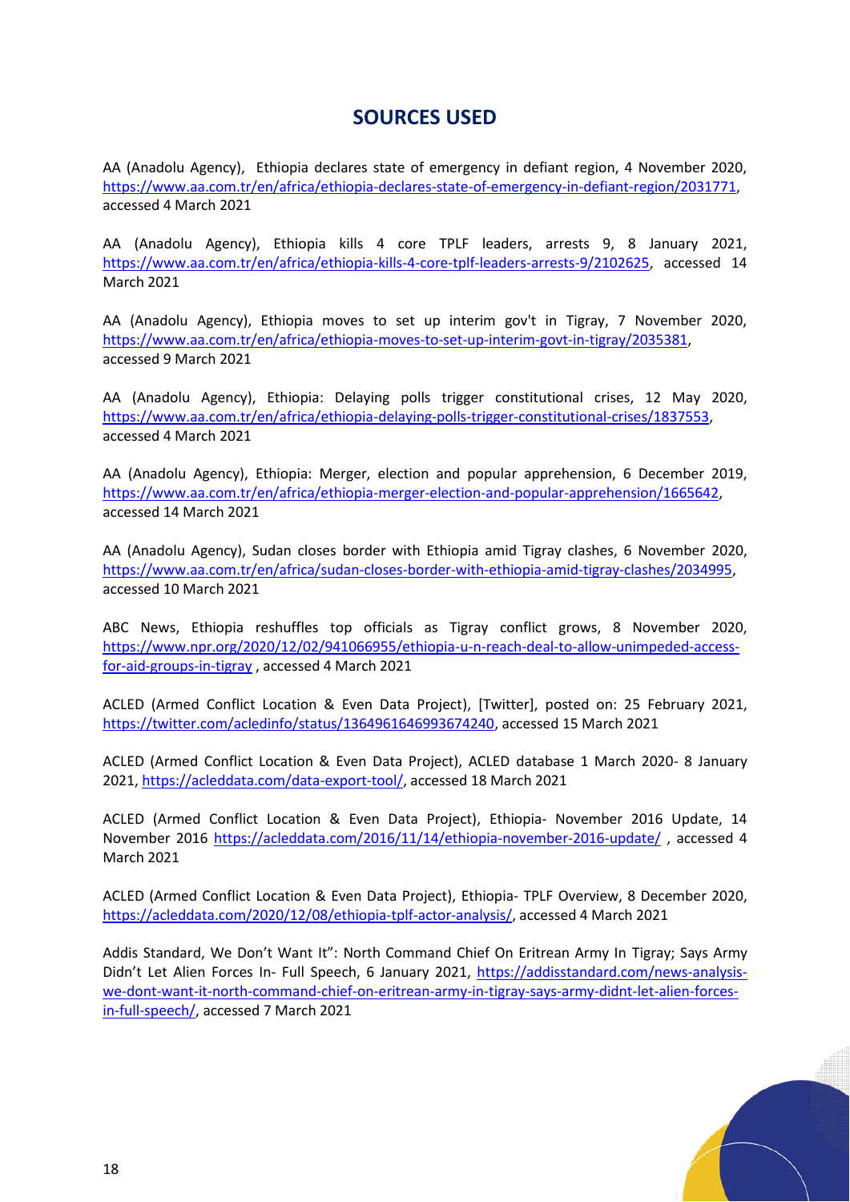## SOURCES USED

AA (Anadolu Agency), Ethiopia declares state of emergency in defiant region, 4 November 2020, https://www.aa.com.tr/en/africa/ethiopia-declares-state-of-emergency-in-defiant-region/2031771, accessed 4 March 2021

AA (Anadolu Agency), Ethiopia kills 4 core TPLF leaders, arrests 9, 8 January 2021, https://www.aa.com.tr/en/africa/ethiopia-kills-4-core-tplf-leaders-arrests-9/2102625, accessed 14 March 2021

AA (Anadolu Agency), Ethiopia moves to set up interim gov't in Tigray, 7 November 2020, https://www.aa.com.tr/en/africa/ethiopia-moves-to-set-up-interim-govt-in-tigray/2035381, accessed 9 March 2021

AA (Anadolu Agency), Ethiopia: Delaying polls trigger constitutional crises, 12 May 2020, https://www.aa.com.tr/en/africa/ethiopia-delaying-polls-trigger-constitutional-crises/1837553, accessed 4 March 2021

AA (Anadolu Agency), Ethiopia: Merger, election and popular apprehension, 6 December 2019, https://www.aa.com.tr/en/africa/ethiopia-merger-election-and-popular-apprehension/1665642, accessed 14 March 2021

AA (Anadolu Agency), Sudan closes border with Ethiopia amid Tigray clashes, 6 November 2020, https://www.aa.com.tr/en/africa/sudan-closes-border-with-ethiopia-amid-tigray-clashes/2034995, accessed 10 March 2021

ABC News, Ethiopia reshuffles top officials as Tigray conflict grows, 8 November 2020, https://www.npr.org/2020/12/02/941066955/ethiopia-u-n-reach-deal-to-allow-unimpeded-access-for-aid-groups-in-tigray , accessed 4 March 2021

ACLED (Armed Conflict Location & Even Data Project), [Twitter], posted on: 25 February 2021, https://twitter.com/acledinfo/status/1364961646993674240, accessed 15 March 2021

ACLED (Armed Conflict Location & Even Data Project), ACLED database 1 March 2020- 8 January 2021, https://acleddata.com/data-export-tool/, accessed 18 March 2021

ACLED (Armed Conflict Location & Even Data Project), Ethiopia- November 2016 Update, 14 November 2016 https://acleddata.com/2016/11/14/ethiopia-november-2016-update/ , accessed 4 March 2021

ACLED (Armed Conflict Location & Even Data Project), Ethiopia- TPLF Overview, 8 December 2020, https://acleddata.com/2020/12/08/ethiopia-tplf-actor-analysis/, accessed 4 March 2021

Addis Standard, We Don't Want It": North Command Chief On Eritrean Army In Tigray; Says Army Didn't Let Alien Forces In- Full Speech, 6 January 2021, https://addisstandard.com/news-analysis-we-dont-want-it-north-command-chief-on-eritrean-army-in-tigray-says-army-didnt-let-alien-forces-in-full-speech/, accessed 7 March 2021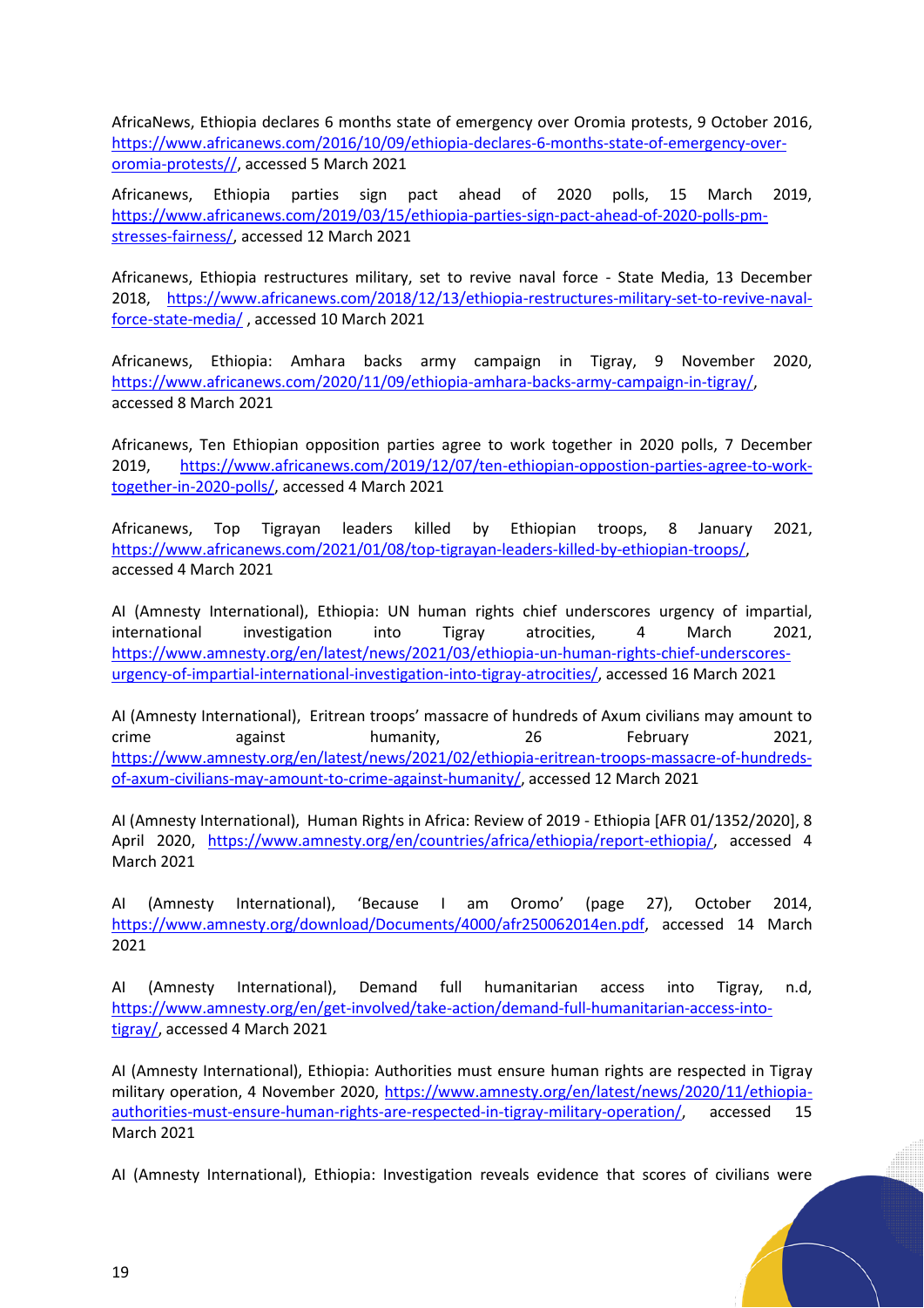AfricaNews, Ethiopia declares 6 months state of emergency over Oromia protests, 9 October 2016, https://www.africanews.com/2016/10/09/ethiopia-declares-6-months-state-of-emergency-over-oromia-protests//, accessed 5 March 2021

Africanews, Ethiopia parties sign pact ahead of 2020 polls, 15 March 2019, https://www.africanews.com/2019/03/15/ethiopia-parties-sign-pact-ahead-of-2020-polls-pm-stresses-fairness/, accessed 12 March 2021

Africanews, Ethiopia restructures military, set to revive naval force - State Media, 13 December 2018, https://www.africanews.com/2018/12/13/ethiopia-restructures-military-set-to-revive-naval-force-state-media/ , accessed 10 March 2021

Africanews, Ethiopia: Amhara backs army campaign in Tigray, 9 November 2020, https://www.africanews.com/2020/11/09/ethiopia-amhara-backs-army-campaign-in-tigray/, accessed 8 March 2021

Africanews, Ten Ethiopian opposition parties agree to work together in 2020 polls, 7 December 2019, https://www.africanews.com/2019/12/07/ten-ethiopian-oppostion-parties-agree-to-work-together-in-2020-polls/, accessed 4 March 2021

Africanews, Top Tigrayan leaders killed by Ethiopian troops, 8 January 2021, https://www.africanews.com/2021/01/08/top-tigrayan-leaders-killed-by-ethiopian-troops/, accessed 4 March 2021

AI (Amnesty International), Ethiopia: UN human rights chief underscores urgency of impartial, international investigation into Tigray atrocities, 4 March 2021, https://www.amnesty.org/en/latest/news/2021/03/ethiopia-un-human-rights-chief-underscores-urgency-of-impartial-international-investigation-into-tigray-atrocities/, accessed 16 March 2021

AI (Amnesty International), Eritrean troops' massacre of hundreds of Axum civilians may amount to crime against humanity, 26 February 2021, https://www.amnesty.org/en/latest/news/2021/02/ethiopia-eritrean-troops-massacre-of-hundreds-of-axum-civilians-may-amount-to-crime-against-humanity/, accessed 12 March 2021

AI (Amnesty International), Human Rights in Africa: Review of 2019 - Ethiopia [AFR 01/1352/2020], 8 April 2020, https://www.amnesty.org/en/countries/africa/ethiopia/report-ethiopia/, accessed 4 March 2021

AI (Amnesty International), 'Because I am Oromo' (page 27), October 2014, https://www.amnesty.org/download/Documents/4000/afr250062014en.pdf, accessed 14 March 2021

AI (Amnesty International), Demand full humanitarian access into Tigray, n.d, https://www.amnesty.org/en/get-involved/take-action/demand-full-humanitarian-access-into-tigray/, accessed 4 March 2021

AI (Amnesty International), Ethiopia: Authorities must ensure human rights are respected in Tigray military operation, 4 November 2020, https://www.amnesty.org/en/latest/news/2020/11/ethiopia-authorities-must-ensure-human-rights-are-respected-in-tigray-military-operation/, accessed 15 March 2021

AI (Amnesty International), Ethiopia: Investigation reveals evidence that scores of civilians were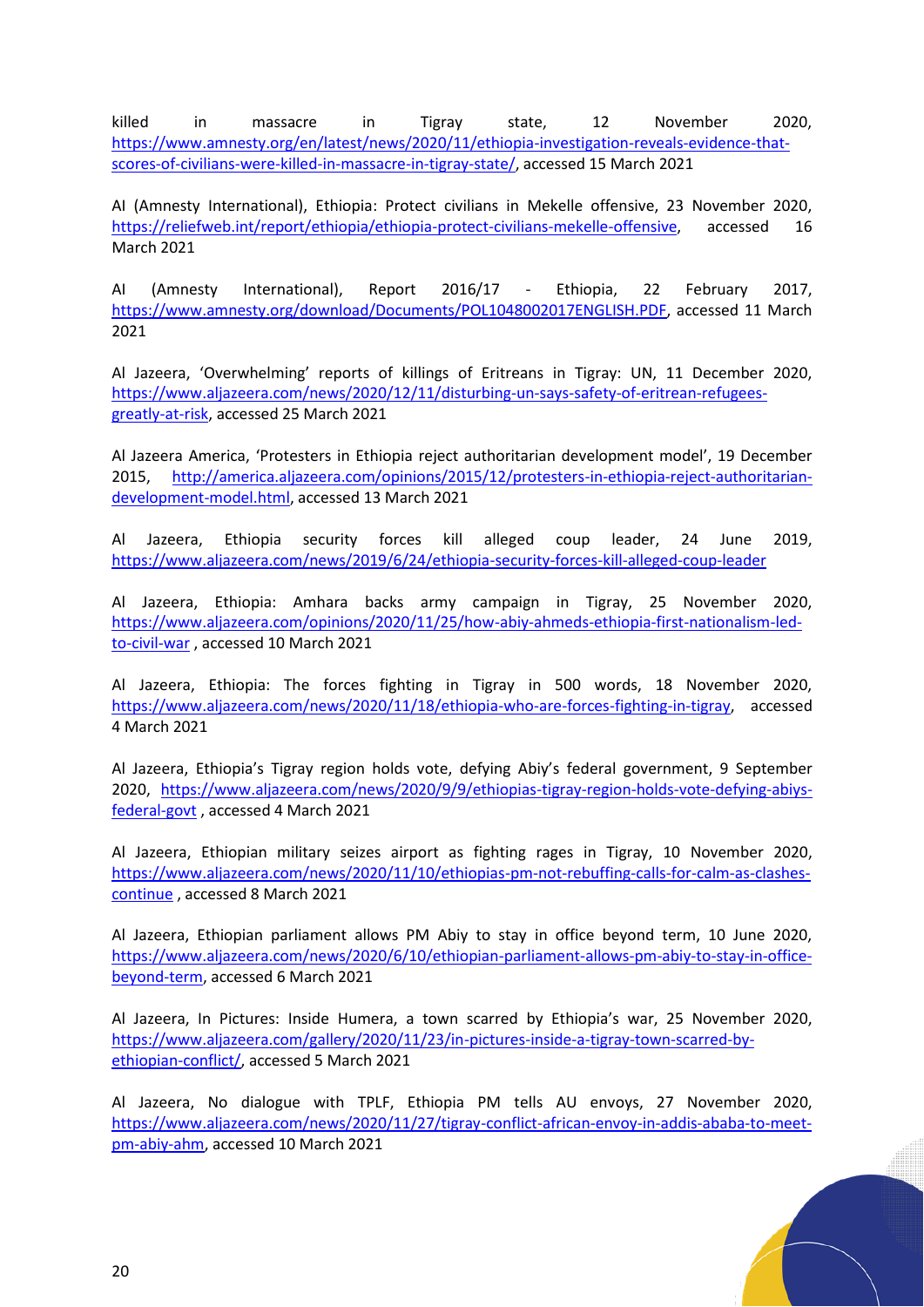killed in massacre in Tigray state, 12 November 2020, https://www.amnesty.org/en/latest/news/2020/11/ethiopia-investigation-reveals-evidence-that-scores-of-civilians-were-killed-in-massacre-in-tigray-state/, accessed 15 March 2021

AI (Amnesty International), Ethiopia: Protect civilians in Mekelle offensive, 23 November 2020, https://reliefweb.int/report/ethiopia/ethiopia-protect-civilians-mekelle-offensive, accessed 16 March 2021

AI (Amnesty International), Report 2016/17 - Ethiopia, 22 February 2017, https://www.amnesty.org/download/Documents/POL1048002017ENGLISH.PDF, accessed 11 March 2021

Al Jazeera, 'Overwhelming' reports of killings of Eritreans in Tigray: UN, 11 December 2020, https://www.aljazeera.com/news/2020/12/11/disturbing-un-says-safety-of-eritrean-refugees-greatly-at-risk, accessed 25 March 2021

Al Jazeera America, 'Protesters in Ethiopia reject authoritarian development model', 19 December 2015, http://america.aljazeera.com/opinions/2015/12/protesters-in-ethiopia-reject-authoritarian-development-model.html, accessed 13 March 2021

Al Jazeera, Ethiopia security forces kill alleged coup leader, 24 June 2019, https://www.aljazeera.com/news/2019/6/24/ethiopia-security-forces-kill-alleged-coup-leader

Al Jazeera, Ethiopia: Amhara backs army campaign in Tigray, 25 November 2020, https://www.aljazeera.com/opinions/2020/11/25/how-abiy-ahmeds-ethiopia-first-nationalism-led-to-civil-war , accessed 10 March 2021

Al Jazeera, Ethiopia: The forces fighting in Tigray in 500 words, 18 November 2020, https://www.aljazeera.com/news/2020/11/18/ethiopia-who-are-forces-fighting-in-tigray, accessed 4 March 2021

Al Jazeera, Ethiopia's Tigray region holds vote, defying Abiy's federal government, 9 September 2020, https://www.aljazeera.com/news/2020/9/9/ethiopias-tigray-region-holds-vote-defying-abiys-federal-govt , accessed 4 March 2021

Al Jazeera, Ethiopian military seizes airport as fighting rages in Tigray, 10 November 2020, https://www.aljazeera.com/news/2020/11/10/ethiopias-pm-not-rebuffing-calls-for-calm-as-clashes-continue , accessed 8 March 2021

Al Jazeera, Ethiopian parliament allows PM Abiy to stay in office beyond term, 10 June 2020, https://www.aljazeera.com/news/2020/6/10/ethiopian-parliament-allows-pm-abiy-to-stay-in-office-beyond-term, accessed 6 March 2021

Al Jazeera, In Pictures: Inside Humera, a town scarred by Ethiopia's war, 25 November 2020, https://www.aljazeera.com/gallery/2020/11/23/in-pictures-inside-a-tigray-town-scarred-by-ethiopian-conflict/, accessed 5 March 2021

Al Jazeera, No dialogue with TPLF, Ethiopia PM tells AU envoys, 27 November 2020, https://www.aljazeera.com/news/2020/11/27/tigray-conflict-african-envoy-in-addis-ababa-to-meet-pm-abiy-ahm, accessed 10 March 2021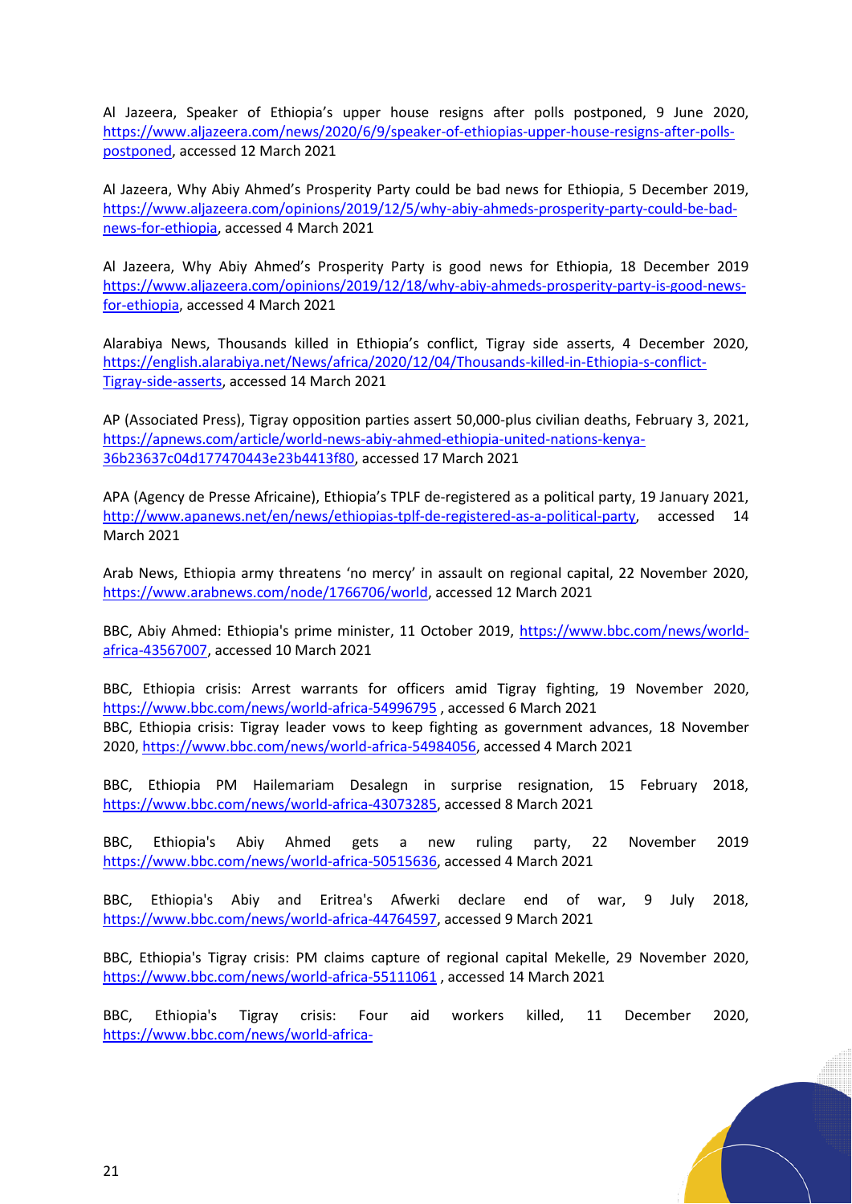Al Jazeera, Speaker of Ethiopia's upper house resigns after polls postponed, 9 June 2020, https://www.aljazeera.com/news/2020/6/9/speaker-of-ethiopias-upper-house-resigns-after-polls-postponed, accessed 12 March 2021

Al Jazeera, Why Abiy Ahmed's Prosperity Party could be bad news for Ethiopia, 5 December 2019, https://www.aljazeera.com/opinions/2019/12/5/why-abiy-ahmeds-prosperity-party-could-be-bad-news-for-ethiopia, accessed 4 March 2021

Al Jazeera, Why Abiy Ahmed's Prosperity Party is good news for Ethiopia, 18 December 2019 https://www.aljazeera.com/opinions/2019/12/18/why-abiy-ahmeds-prosperity-party-is-good-news-for-ethiopia, accessed 4 March 2021

Alarabiya News, Thousands killed in Ethiopia's conflict, Tigray side asserts, 4 December 2020, https://english.alarabiya.net/News/africa/2020/12/04/Thousands-killed-in-Ethiopia-s-conflict-Tigray-side-asserts, accessed 14 March 2021

AP (Associated Press), Tigray opposition parties assert 50,000-plus civilian deaths, February 3, 2021, https://apnews.com/article/world-news-abiy-ahmed-ethiopia-united-nations-kenya-36b23637c04d177470443e23b4413f80, accessed 17 March 2021

APA (Agency de Presse Africaine), Ethiopia's TPLF de-registered as a political party, 19 January 2021, http://www.apanews.net/en/news/ethiopias-tplf-de-registered-as-a-political-party, accessed 14 March 2021

Arab News, Ethiopia army threatens 'no mercy' in assault on regional capital, 22 November 2020, https://www.arabnews.com/node/1766706/world, accessed 12 March 2021

BBC, Abiy Ahmed: Ethiopia's prime minister, 11 October 2019, https://www.bbc.com/news/world-africa-43567007, accessed 10 March 2021

BBC, Ethiopia crisis: Arrest warrants for officers amid Tigray fighting, 19 November 2020, https://www.bbc.com/news/world-africa-54996795 , accessed 6 March 2021
BBC, Ethiopia crisis: Tigray leader vows to keep fighting as government advances, 18 November 2020, https://www.bbc.com/news/world-africa-54984056, accessed 4 March 2021

BBC, Ethiopia PM Hailemariam Desalegn in surprise resignation, 15 February 2018, https://www.bbc.com/news/world-africa-43073285, accessed 8 March 2021

BBC, Ethiopia's Abiy Ahmed gets a new ruling party, 22 November 2019 https://www.bbc.com/news/world-africa-50515636, accessed 4 March 2021

BBC, Ethiopia's Abiy and Eritrea's Afwerki declare end of war, 9 July 2018, https://www.bbc.com/news/world-africa-44764597, accessed 9 March 2021

BBC, Ethiopia's Tigray crisis: PM claims capture of regional capital Mekelle, 29 November 2020, https://www.bbc.com/news/world-africa-55111061 , accessed 14 March 2021

BBC, Ethiopia's Tigray crisis: Four aid workers killed, 11 December 2020, https://www.bbc.com/news/world-africa-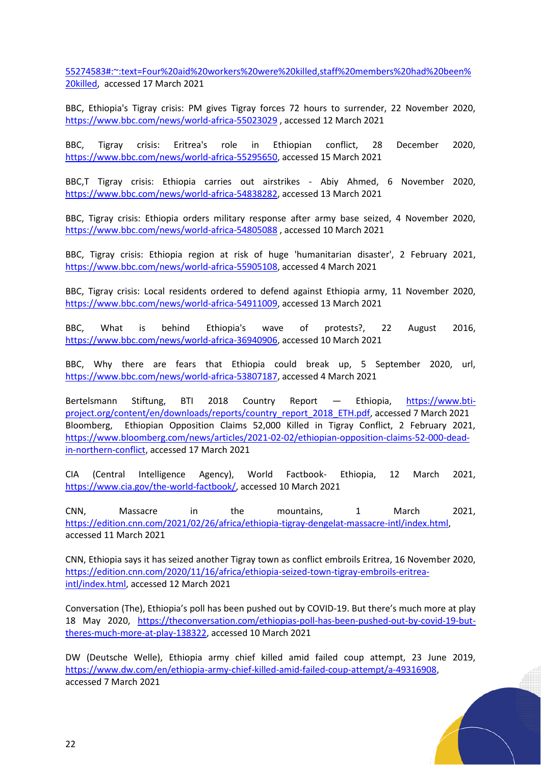55274583#:~:text=Four%20aid%20workers%20were%20killed,staff%20members%20had%20been%20killed, accessed 17 March 2021

BBC, Ethiopia's Tigray crisis: PM gives Tigray forces 72 hours to surrender, 22 November 2020, https://www.bbc.com/news/world-africa-55023029 , accessed 12 March 2021

BBC, Tigray crisis: Eritrea's role in Ethiopian conflict, 28 December 2020, https://www.bbc.com/news/world-africa-55295650, accessed 15 March 2021

BBC,T Tigray crisis: Ethiopia carries out airstrikes - Abiy Ahmed, 6 November 2020, https://www.bbc.com/news/world-africa-54838282, accessed 13 March 2021

BBC, Tigray crisis: Ethiopia orders military response after army base seized, 4 November 2020, https://www.bbc.com/news/world-africa-54805088 , accessed 10 March 2021

BBC, Tigray crisis: Ethiopia region at risk of huge 'humanitarian disaster', 2 February 2021, https://www.bbc.com/news/world-africa-55905108, accessed 4 March 2021

BBC, Tigray crisis: Local residents ordered to defend against Ethiopia army, 11 November 2020, https://www.bbc.com/news/world-africa-54911009, accessed 13 March 2021

BBC, What is behind Ethiopia's wave of protests?, 22 August 2016, https://www.bbc.com/news/world-africa-36940906, accessed 10 March 2021

BBC, Why there are fears that Ethiopia could break up, 5 September 2020, url, https://www.bbc.com/news/world-africa-53807187, accessed 4 March 2021

Bertelsmann Stiftung, BTI 2018 Country Report — Ethiopia, https://www.bti-project.org/content/en/downloads/reports/country_report_2018_ETH.pdf, accessed 7 March 2021
Bloomberg, Ethiopian Opposition Claims 52,000 Killed in Tigray Conflict, 2 February 2021, https://www.bloomberg.com/news/articles/2021-02-02/ethiopian-opposition-claims-52-000-dead-in-northern-conflict, accessed 17 March 2021

CIA (Central Intelligence Agency), World Factbook- Ethiopia, 12 March 2021, https://www.cia.gov/the-world-factbook/, accessed 10 March 2021

CNN, Massacre in the mountains, 1 March 2021, https://edition.cnn.com/2021/02/26/africa/ethiopia-tigray-dengelat-massacre-intl/index.html, accessed 11 March 2021

CNN, Ethiopia says it has seized another Tigray town as conflict embroils Eritrea, 16 November 2020, https://edition.cnn.com/2020/11/16/africa/ethiopia-seized-town-tigray-embroils-eritrea-intl/index.html, accessed 12 March 2021

Conversation (The), Ethiopia's poll has been pushed out by COVID-19. But there's much more at play 18 May 2020, https://theconversation.com/ethiopias-poll-has-been-pushed-out-by-covid-19-but-theres-much-more-at-play-138322, accessed 10 March 2021

DW (Deutsche Welle), Ethiopia army chief killed amid failed coup attempt, 23 June 2019, https://www.dw.com/en/ethiopia-army-chief-killed-amid-failed-coup-attempt/a-49316908, accessed 7 March 2021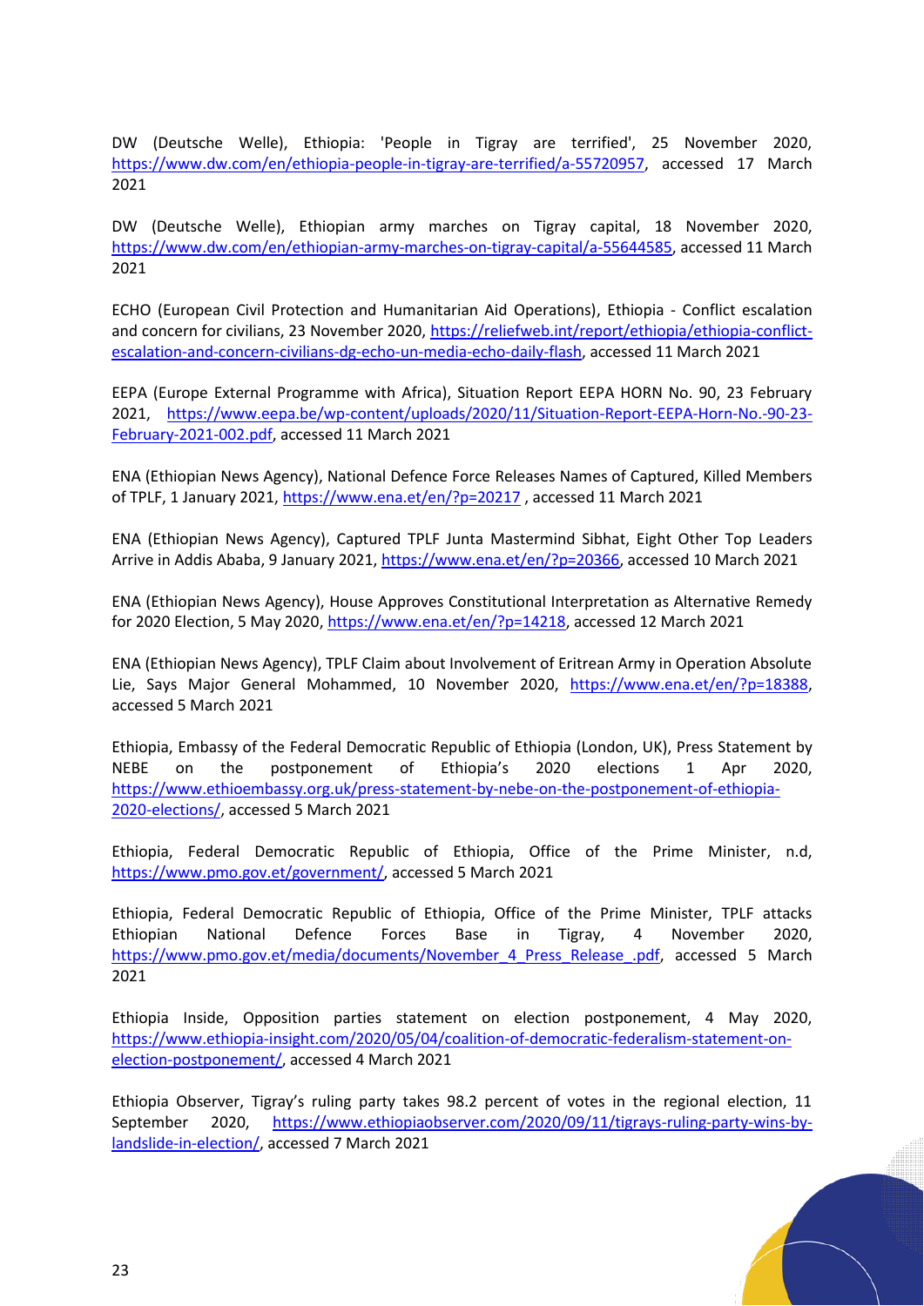DW (Deutsche Welle), Ethiopia: 'People in Tigray are terrified', 25 November 2020, https://www.dw.com/en/ethiopia-people-in-tigray-are-terrified/a-55720957, accessed 17 March 2021

DW (Deutsche Welle), Ethiopian army marches on Tigray capital, 18 November 2020, https://www.dw.com/en/ethiopian-army-marches-on-tigray-capital/a-55644585, accessed 11 March 2021

ECHO (European Civil Protection and Humanitarian Aid Operations), Ethiopia - Conflict escalation and concern for civilians, 23 November 2020, https://reliefweb.int/report/ethiopia/ethiopia-conflict-escalation-and-concern-civilians-dg-echo-un-media-echo-daily-flash, accessed 11 March 2021

EEPA (Europe External Programme with Africa), Situation Report EEPA HORN No. 90, 23 February 2021, https://www.eepa.be/wp-content/uploads/2020/11/Situation-Report-EEPA-Horn-No.-90-23-February-2021-002.pdf, accessed 11 March 2021

ENA (Ethiopian News Agency), National Defence Force Releases Names of Captured, Killed Members of TPLF, 1 January 2021, https://www.ena.et/en/?p=20217 , accessed 11 March 2021

ENA (Ethiopian News Agency), Captured TPLF Junta Mastermind Sibhat, Eight Other Top Leaders Arrive in Addis Ababa, 9 January 2021, https://www.ena.et/en/?p=20366, accessed 10 March 2021

ENA (Ethiopian News Agency), House Approves Constitutional Interpretation as Alternative Remedy for 2020 Election, 5 May 2020, https://www.ena.et/en/?p=14218, accessed 12 March 2021

ENA (Ethiopian News Agency), TPLF Claim about Involvement of Eritrean Army in Operation Absolute Lie, Says Major General Mohammed, 10 November 2020, https://www.ena.et/en/?p=18388, accessed 5 March 2021

Ethiopia, Embassy of the Federal Democratic Republic of Ethiopia (London, UK), Press Statement by NEBE on the postponement of Ethiopia's 2020 elections 1 Apr 2020, https://www.ethioembassy.org.uk/press-statement-by-nebe-on-the-postponement-of-ethiopia-2020-elections/, accessed 5 March 2021

Ethiopia, Federal Democratic Republic of Ethiopia, Office of the Prime Minister, n.d, https://www.pmo.gov.et/government/, accessed 5 March 2021

Ethiopia, Federal Democratic Republic of Ethiopia, Office of the Prime Minister, TPLF attacks Ethiopian National Defence Forces Base in Tigray, 4 November 2020, https://www.pmo.gov.et/media/documents/November_4_Press_Release_.pdf, accessed 5 March 2021

Ethiopia Inside, Opposition parties statement on election postponement, 4 May 2020, https://www.ethiopia-insight.com/2020/05/04/coalition-of-democratic-federalism-statement-on-election-postponement/, accessed 4 March 2021

Ethiopia Observer, Tigray's ruling party takes 98.2 percent of votes in the regional election, 11 September 2020, https://www.ethiopiaobserver.com/2020/09/11/tigrays-ruling-party-wins-by-landslide-in-election/, accessed 7 March 2021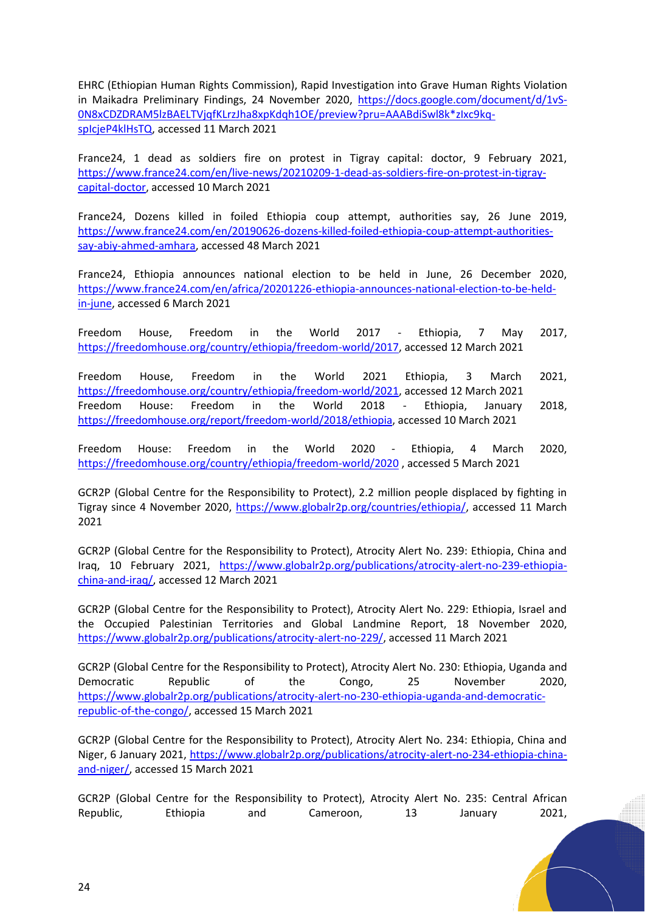EHRC (Ethiopian Human Rights Commission), Rapid Investigation into Grave Human Rights Violation in Maikadra Preliminary Findings, 24 November 2020, https://docs.google.com/document/d/1vS-0N8xCDZDRAM5lzBAELTVjqfKLrzJha8xpKdqh1OE/preview?pru=AAABdiSwl8k*zIxc9kq-spIcjeP4klHsTQ, accessed 11 March 2021

France24, 1 dead as soldiers fire on protest in Tigray capital: doctor, 9 February 2021, https://www.france24.com/en/live-news/20210209-1-dead-as-soldiers-fire-on-protest-in-tigray-capital-doctor, accessed 10 March 2021

France24, Dozens killed in foiled Ethiopia coup attempt, authorities say, 26 June 2019, https://www.france24.com/en/20190626-dozens-killed-foiled-ethiopia-coup-attempt-authorities-say-abiy-ahmed-amhara, accessed 48 March 2021

France24, Ethiopia announces national election to be held in June, 26 December 2020, https://www.france24.com/en/africa/20201226-ethiopia-announces-national-election-to-be-held-in-june, accessed 6 March 2021

Freedom House, Freedom in the World 2017 - Ethiopia, 7 May 2017, https://freedomhouse.org/country/ethiopia/freedom-world/2017, accessed 12 March 2021

Freedom House, Freedom in the World 2021 Ethiopia, 3 March 2021, https://freedomhouse.org/country/ethiopia/freedom-world/2021, accessed 12 March 2021
Freedom House: Freedom in the World 2018 - Ethiopia, January 2018, https://freedomhouse.org/report/freedom-world/2018/ethiopia, accessed 10 March 2021

Freedom House: Freedom in the World 2020 - Ethiopia, 4 March 2020, https://freedomhouse.org/country/ethiopia/freedom-world/2020 , accessed 5 March 2021

GCR2P (Global Centre for the Responsibility to Protect), 2.2 million people displaced by fighting in Tigray since 4 November 2020, https://www.globalr2p.org/countries/ethiopia/, accessed 11 March 2021

GCR2P (Global Centre for the Responsibility to Protect), Atrocity Alert No. 239: Ethiopia, China and Iraq, 10 February 2021, https://www.globalr2p.org/publications/atrocity-alert-no-239-ethiopia-china-and-iraq/, accessed 12 March 2021

GCR2P (Global Centre for the Responsibility to Protect), Atrocity Alert No. 229: Ethiopia, Israel and the Occupied Palestinian Territories and Global Landmine Report, 18 November 2020, https://www.globalr2p.org/publications/atrocity-alert-no-229/, accessed 11 March 2021

GCR2P (Global Centre for the Responsibility to Protect), Atrocity Alert No. 230: Ethiopia, Uganda and Democratic Republic of the Congo, 25 November 2020, https://www.globalr2p.org/publications/atrocity-alert-no-230-ethiopia-uganda-and-democratic-republic-of-the-congo/, accessed 15 March 2021

GCR2P (Global Centre for the Responsibility to Protect), Atrocity Alert No. 234: Ethiopia, China and Niger, 6 January 2021, https://www.globalr2p.org/publications/atrocity-alert-no-234-ethiopia-china-and-niger/, accessed 15 March 2021

GCR2P (Global Centre for the Responsibility to Protect), Atrocity Alert No. 235: Central African Republic, Ethiopia and Cameroon, 13 January 2021,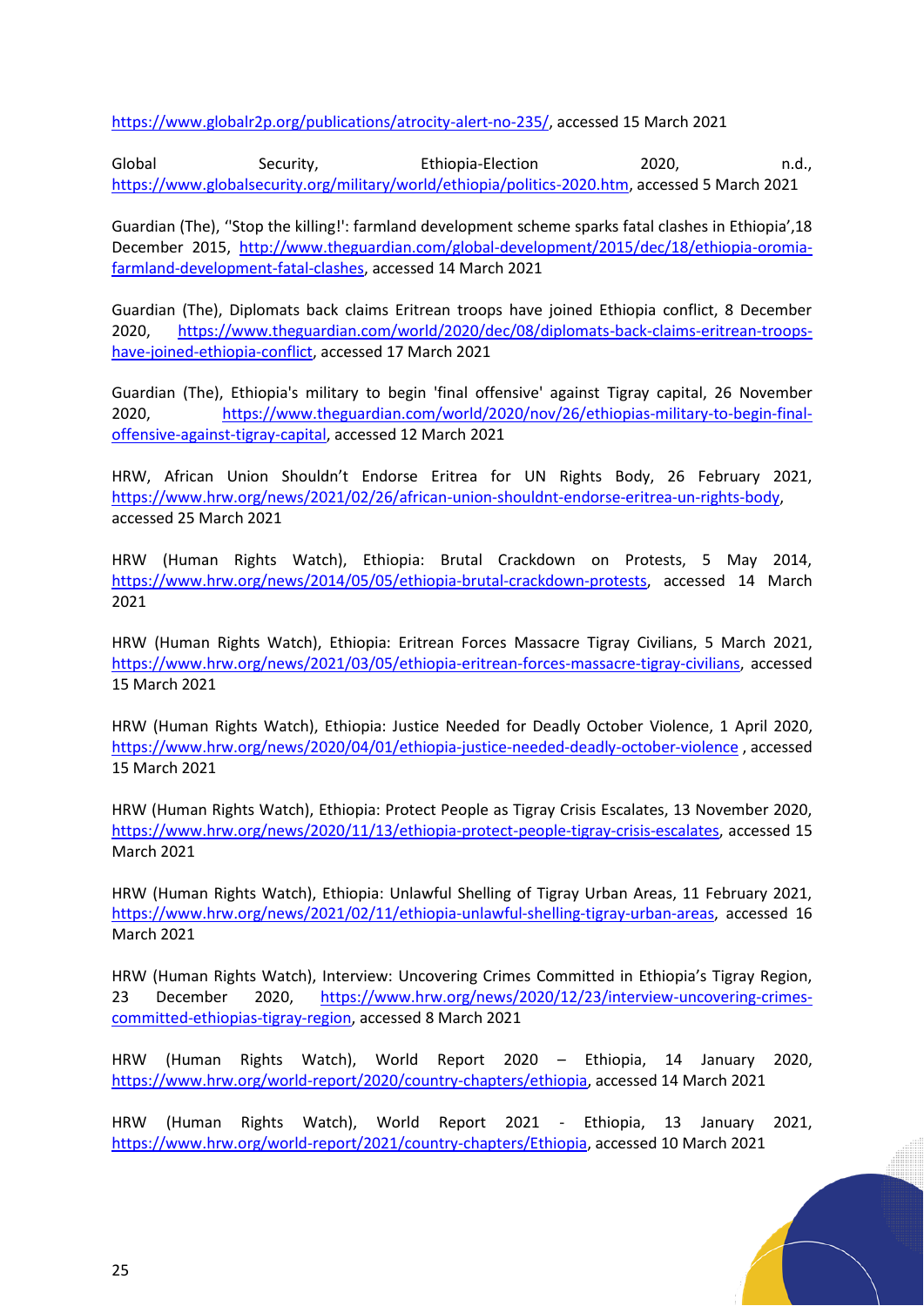https://www.globalr2p.org/publications/atrocity-alert-no-235/, accessed 15 March 2021

Global Security, Ethiopia-Election 2020, n.d., https://www.globalsecurity.org/military/world/ethiopia/politics-2020.htm, accessed 5 March 2021

Guardian (The), ''Stop the killing!': farmland development scheme sparks fatal clashes in Ethiopia',18 December 2015, http://www.theguardian.com/global-development/2015/dec/18/ethiopia-oromia-farmland-development-fatal-clashes, accessed 14 March 2021

Guardian (The), Diplomats back claims Eritrean troops have joined Ethiopia conflict, 8 December 2020, https://www.theguardian.com/world/2020/dec/08/diplomats-back-claims-eritrean-troops-have-joined-ethiopia-conflict, accessed 17 March 2021

Guardian (The), Ethiopia's military to begin 'final offensive' against Tigray capital, 26 November 2020, https://www.theguardian.com/world/2020/nov/26/ethiopias-military-to-begin-final-offensive-against-tigray-capital, accessed 12 March 2021

HRW, African Union Shouldn't Endorse Eritrea for UN Rights Body, 26 February 2021, https://www.hrw.org/news/2021/02/26/african-union-shouldnt-endorse-eritrea-un-rights-body, accessed 25 March 2021

HRW (Human Rights Watch), Ethiopia: Brutal Crackdown on Protests, 5 May 2014, https://www.hrw.org/news/2014/05/05/ethiopia-brutal-crackdown-protests, accessed 14 March 2021

HRW (Human Rights Watch), Ethiopia: Eritrean Forces Massacre Tigray Civilians, 5 March 2021, https://www.hrw.org/news/2021/03/05/ethiopia-eritrean-forces-massacre-tigray-civilians, accessed 15 March 2021

HRW (Human Rights Watch), Ethiopia: Justice Needed for Deadly October Violence, 1 April 2020, https://www.hrw.org/news/2020/04/01/ethiopia-justice-needed-deadly-october-violence , accessed 15 March 2021

HRW (Human Rights Watch), Ethiopia: Protect People as Tigray Crisis Escalates, 13 November 2020, https://www.hrw.org/news/2020/11/13/ethiopia-protect-people-tigray-crisis-escalates, accessed 15 March 2021

HRW (Human Rights Watch), Ethiopia: Unlawful Shelling of Tigray Urban Areas, 11 February 2021, https://www.hrw.org/news/2021/02/11/ethiopia-unlawful-shelling-tigray-urban-areas, accessed 16 March 2021

HRW (Human Rights Watch), Interview: Uncovering Crimes Committed in Ethiopia's Tigray Region, 23 December 2020, https://www.hrw.org/news/2020/12/23/interview-uncovering-crimes-committed-ethiopias-tigray-region, accessed 8 March 2021

HRW (Human Rights Watch), World Report 2020 – Ethiopia, 14 January 2020, https://www.hrw.org/world-report/2020/country-chapters/ethiopia, accessed 14 March 2021

HRW (Human Rights Watch), World Report 2021 - Ethiopia, 13 January 2021, https://www.hrw.org/world-report/2021/country-chapters/Ethiopia, accessed 10 March 2021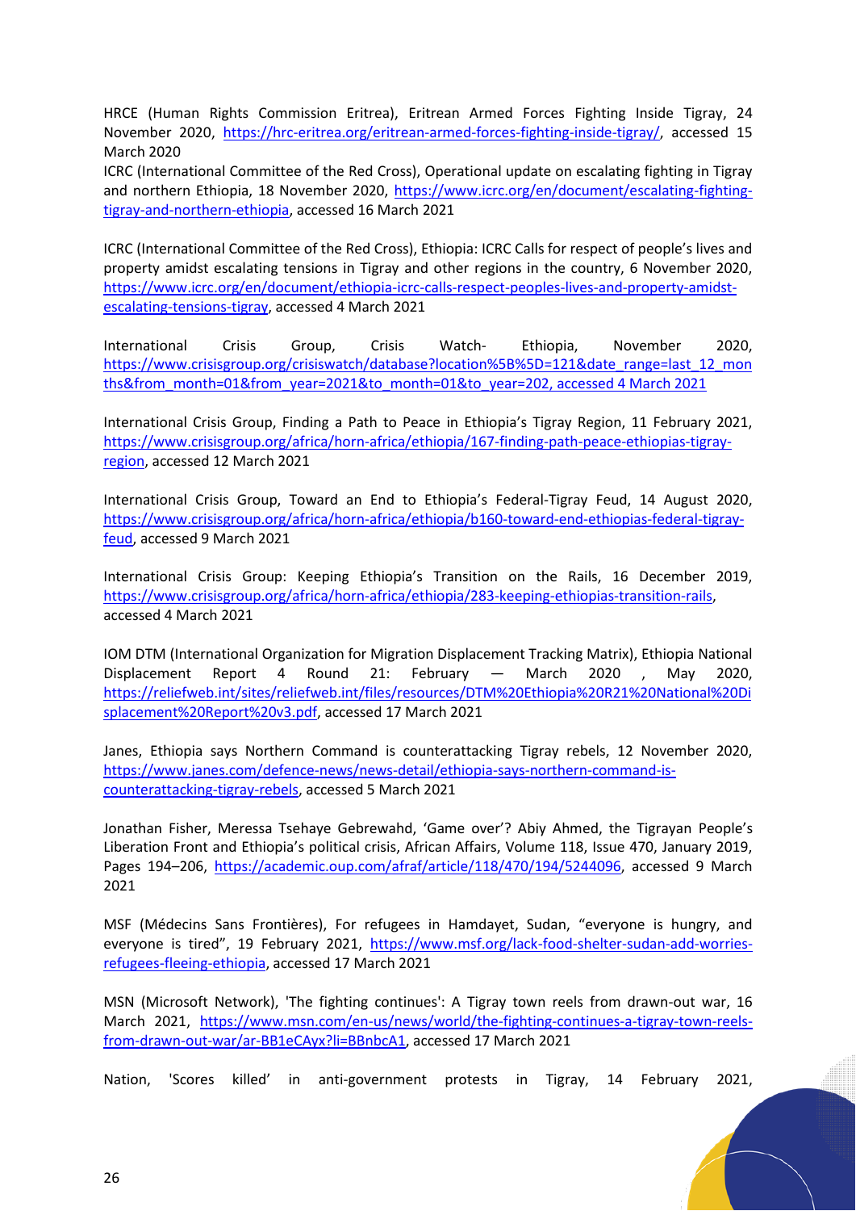HRCE (Human Rights Commission Eritrea), Eritrean Armed Forces Fighting Inside Tigray, 24 November 2020, https://hrc-eritrea.org/eritrean-armed-forces-fighting-inside-tigray/, accessed 15 March 2020

ICRC (International Committee of the Red Cross), Operational update on escalating fighting in Tigray and northern Ethiopia, 18 November 2020, https://www.icrc.org/en/document/escalating-fighting-tigray-and-northern-ethiopia, accessed 16 March 2021

ICRC (International Committee of the Red Cross), Ethiopia: ICRC Calls for respect of people's lives and property amidst escalating tensions in Tigray and other regions in the country, 6 November 2020, https://www.icrc.org/en/document/ethiopia-icrc-calls-respect-peoples-lives-and-property-amidst-escalating-tensions-tigray, accessed 4 March 2021

International Crisis Group, Crisis Watch- Ethiopia, November 2020, https://www.crisisgroup.org/crisiswatch/database?location%5B%5D=121&date_range=last_12_months&from_month=01&from_year=2021&to_month=01&to_year=202, accessed 4 March 2021

International Crisis Group, Finding a Path to Peace in Ethiopia's Tigray Region, 11 February 2021, https://www.crisisgroup.org/africa/horn-africa/ethiopia/167-finding-path-peace-ethiopias-tigray-region, accessed 12 March 2021

International Crisis Group, Toward an End to Ethiopia's Federal-Tigray Feud, 14 August 2020, https://www.crisisgroup.org/africa/horn-africa/ethiopia/b160-toward-end-ethiopias-federal-tigray-feud, accessed 9 March 2021

International Crisis Group: Keeping Ethiopia's Transition on the Rails, 16 December 2019, https://www.crisisgroup.org/africa/horn-africa/ethiopia/283-keeping-ethiopias-transition-rails, accessed 4 March 2021

IOM DTM (International Organization for Migration Displacement Tracking Matrix), Ethiopia National Displacement Report 4 Round 21: February — March 2020 , May 2020, https://reliefweb.int/sites/reliefweb.int/files/resources/DTM%20Ethiopia%20R21%20National%20Displacement%20Report%20v3.pdf, accessed 17 March 2021

Janes, Ethiopia says Northern Command is counterattacking Tigray rebels, 12 November 2020, https://www.janes.com/defence-news/news-detail/ethiopia-says-northern-command-is-counterattacking-tigray-rebels, accessed 5 March 2021

Jonathan Fisher, Meressa Tsehaye Gebrewahd, 'Game over'? Abiy Ahmed, the Tigrayan People's Liberation Front and Ethiopia's political crisis, African Affairs, Volume 118, Issue 470, January 2019, Pages 194–206, https://academic.oup.com/afraf/article/118/470/194/5244096, accessed 9 March 2021

MSF (Médecins Sans Frontières), For refugees in Hamdayet, Sudan, "everyone is hungry, and everyone is tired", 19 February 2021, https://www.msf.org/lack-food-shelter-sudan-add-worries-refugees-fleeing-ethiopia, accessed 17 March 2021

MSN (Microsoft Network), 'The fighting continues': A Tigray town reels from drawn-out war, 16 March 2021, https://www.msn.com/en-us/news/world/the-fighting-continues-a-tigray-town-reels-from-drawn-out-war/ar-BB1eCAyx?li=BBnbcA1, accessed 17 March 2021

Nation, 'Scores killed' in anti-government protests in Tigray, 14 February 2021,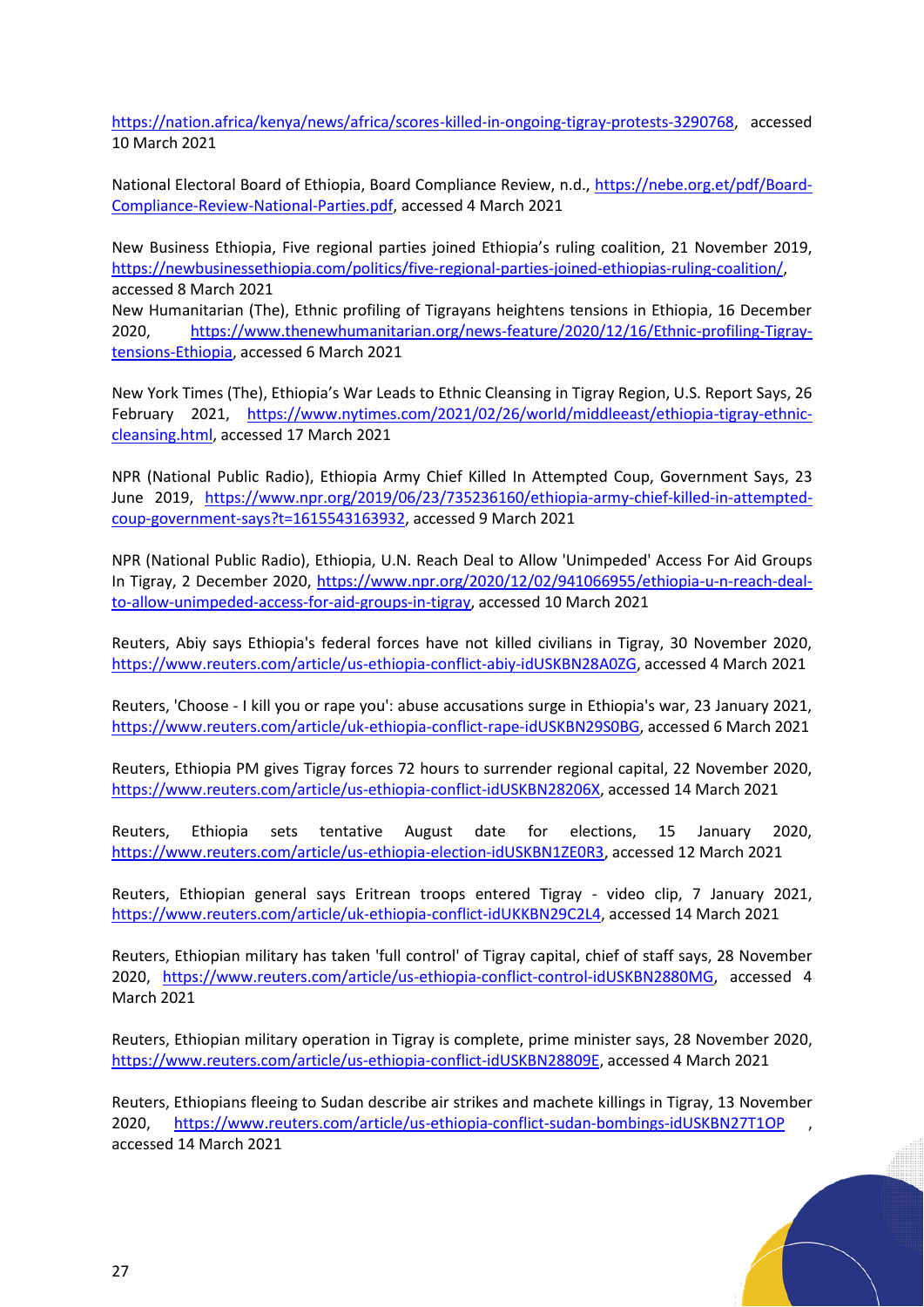https://nation.africa/kenya/news/africa/scores-killed-in-ongoing-tigray-protests-3290768, accessed 10 March 2021

National Electoral Board of Ethiopia, Board Compliance Review, n.d., https://nebe.org.et/pdf/Board-Compliance-Review-National-Parties.pdf, accessed 4 March 2021

New Business Ethiopia, Five regional parties joined Ethiopia's ruling coalition, 21 November 2019, https://newbusinessethiopia.com/politics/five-regional-parties-joined-ethiopias-ruling-coalition/, accessed 8 March 2021

New Humanitarian (The), Ethnic profiling of Tigrayans heightens tensions in Ethiopia, 16 December 2020, https://www.thenewhumanitarian.org/news-feature/2020/12/16/Ethnic-profiling-Tigray-tensions-Ethiopia, accessed 6 March 2021

New York Times (The), Ethiopia's War Leads to Ethnic Cleansing in Tigray Region, U.S. Report Says, 26 February 2021, https://www.nytimes.com/2021/02/26/world/middleeast/ethiopia-tigray-ethnic-cleansing.html, accessed 17 March 2021

NPR (National Public Radio), Ethiopia Army Chief Killed In Attempted Coup, Government Says, 23 June 2019, https://www.npr.org/2019/06/23/735236160/ethiopia-army-chief-killed-in-attempted-coup-government-says?t=1615543163932, accessed 9 March 2021

NPR (National Public Radio), Ethiopia, U.N. Reach Deal to Allow 'Unimpeded' Access For Aid Groups In Tigray, 2 December 2020, https://www.npr.org/2020/12/02/941066955/ethiopia-u-n-reach-deal-to-allow-unimpeded-access-for-aid-groups-in-tigray, accessed 10 March 2021

Reuters, Abiy says Ethiopia's federal forces have not killed civilians in Tigray, 30 November 2020, https://www.reuters.com/article/us-ethiopia-conflict-abiy-idUSKBN28A0ZG, accessed 4 March 2021

Reuters, 'Choose - I kill you or rape you': abuse accusations surge in Ethiopia's war, 23 January 2021, https://www.reuters.com/article/uk-ethiopia-conflict-rape-idUSKBN29S0BG, accessed 6 March 2021

Reuters, Ethiopia PM gives Tigray forces 72 hours to surrender regional capital, 22 November 2020, https://www.reuters.com/article/us-ethiopia-conflict-idUSKBN28206X, accessed 14 March 2021

Reuters, Ethiopia sets tentative August date for elections, 15 January 2020, https://www.reuters.com/article/us-ethiopia-election-idUSKBN1ZE0R3, accessed 12 March 2021

Reuters, Ethiopian general says Eritrean troops entered Tigray - video clip, 7 January 2021, https://www.reuters.com/article/uk-ethiopia-conflict-idUKKBN29C2L4, accessed 14 March 2021

Reuters, Ethiopian military has taken 'full control' of Tigray capital, chief of staff says, 28 November 2020, https://www.reuters.com/article/us-ethiopia-conflict-control-idUSKBN2880MG, accessed 4 March 2021

Reuters, Ethiopian military operation in Tigray is complete, prime minister says, 28 November 2020, https://www.reuters.com/article/us-ethiopia-conflict-idUSKBN28809E, accessed 4 March 2021

Reuters, Ethiopians fleeing to Sudan describe air strikes and machete killings in Tigray, 13 November 2020, https://www.reuters.com/article/us-ethiopia-conflict-sudan-bombings-idUSKBN27T1OP , accessed 14 March 2021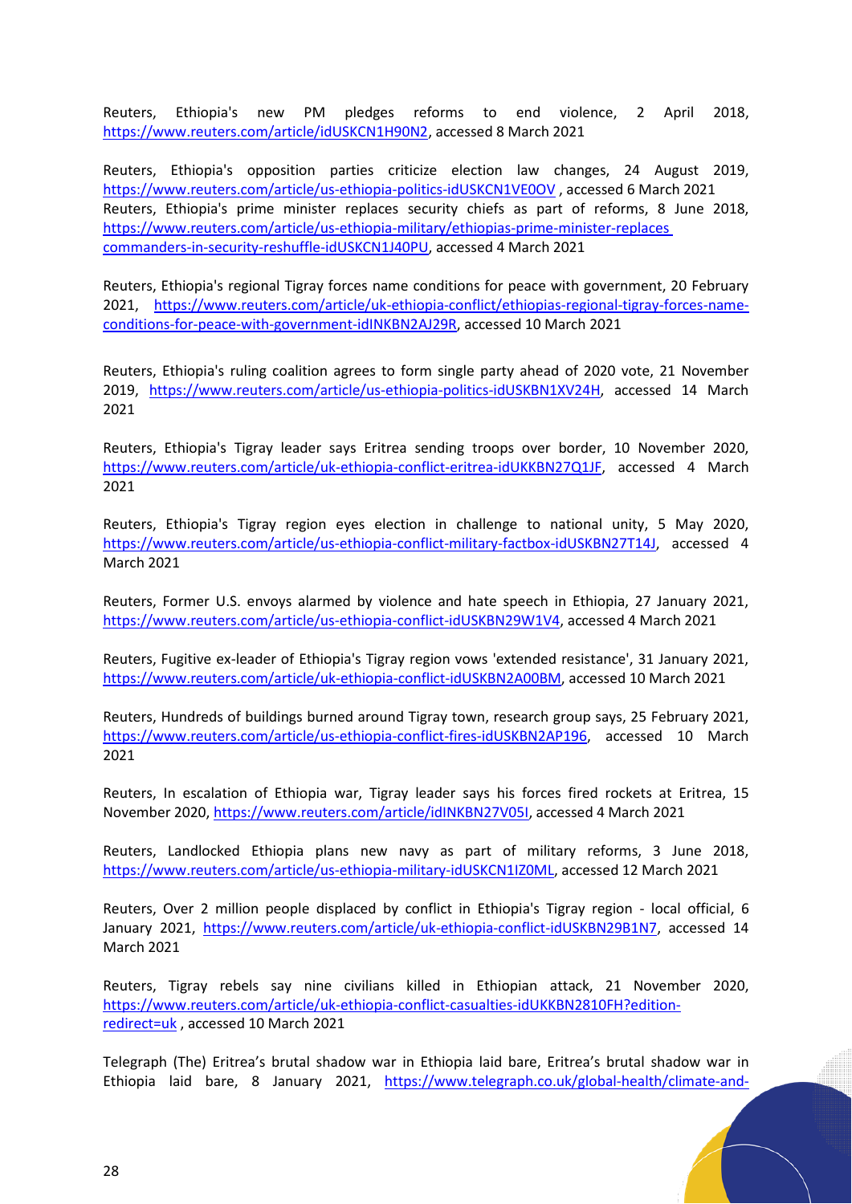Reuters, Ethiopia's new PM pledges reforms to end violence, 2 April 2018, https://www.reuters.com/article/idUSKCN1H90N2, accessed 8 March 2021

Reuters, Ethiopia's opposition parties criticize election law changes, 24 August 2019, https://www.reuters.com/article/us-ethiopia-politics-idUSKCN1VE0OV , accessed 6 March 2021

Reuters, Ethiopia's prime minister replaces security chiefs as part of reforms, 8 June 2018, https://www.reuters.com/article/us-ethiopia-military/ethiopias-prime-minister-replaces commanders-in-security-reshuffle-idUSKCN1J40PU, accessed 4 March 2021

Reuters, Ethiopia's regional Tigray forces name conditions for peace with government, 20 February 2021, https://www.reuters.com/article/uk-ethiopia-conflict/ethiopias-regional-tigray-forces-name-conditions-for-peace-with-government-idINKBN2AJ29R, accessed 10 March 2021

Reuters, Ethiopia's ruling coalition agrees to form single party ahead of 2020 vote, 21 November 2019, https://www.reuters.com/article/us-ethiopia-politics-idUSKBN1XV24H, accessed 14 March 2021

Reuters, Ethiopia's Tigray leader says Eritrea sending troops over border, 10 November 2020, https://www.reuters.com/article/uk-ethiopia-conflict-eritrea-idUKKBN27Q1JF, accessed 4 March 2021

Reuters, Ethiopia's Tigray region eyes election in challenge to national unity, 5 May 2020, https://www.reuters.com/article/us-ethiopia-conflict-military-factbox-idUSKBN27T14J, accessed 4 March 2021

Reuters, Former U.S. envoys alarmed by violence and hate speech in Ethiopia, 27 January 2021, https://www.reuters.com/article/us-ethiopia-conflict-idUSKBN29W1V4, accessed 4 March 2021

Reuters, Fugitive ex-leader of Ethiopia's Tigray region vows 'extended resistance', 31 January 2021, https://www.reuters.com/article/uk-ethiopia-conflict-idUSKBN2A00BM, accessed 10 March 2021

Reuters, Hundreds of buildings burned around Tigray town, research group says, 25 February 2021, https://www.reuters.com/article/us-ethiopia-conflict-fires-idUSKBN2AP196, accessed 10 March 2021

Reuters, In escalation of Ethiopia war, Tigray leader says his forces fired rockets at Eritrea, 15 November 2020, https://www.reuters.com/article/idINKBN27V05I, accessed 4 March 2021

Reuters, Landlocked Ethiopia plans new navy as part of military reforms, 3 June 2018, https://www.reuters.com/article/us-ethiopia-military-idUSKCN1IZ0ML, accessed 12 March 2021

Reuters, Over 2 million people displaced by conflict in Ethiopia's Tigray region - local official, 6 January 2021, https://www.reuters.com/article/uk-ethiopia-conflict-idUSKBN29B1N7, accessed 14 March 2021

Reuters, Tigray rebels say nine civilians killed in Ethiopian attack, 21 November 2020, https://www.reuters.com/article/uk-ethiopia-conflict-casualties-idUKKBN2810FH?edition-redirect=uk , accessed 10 March 2021

Telegraph (The) Eritrea's brutal shadow war in Ethiopia laid bare, Eritrea's brutal shadow war in Ethiopia laid bare, 8 January 2021, https://www.telegraph.co.uk/global-health/climate-and-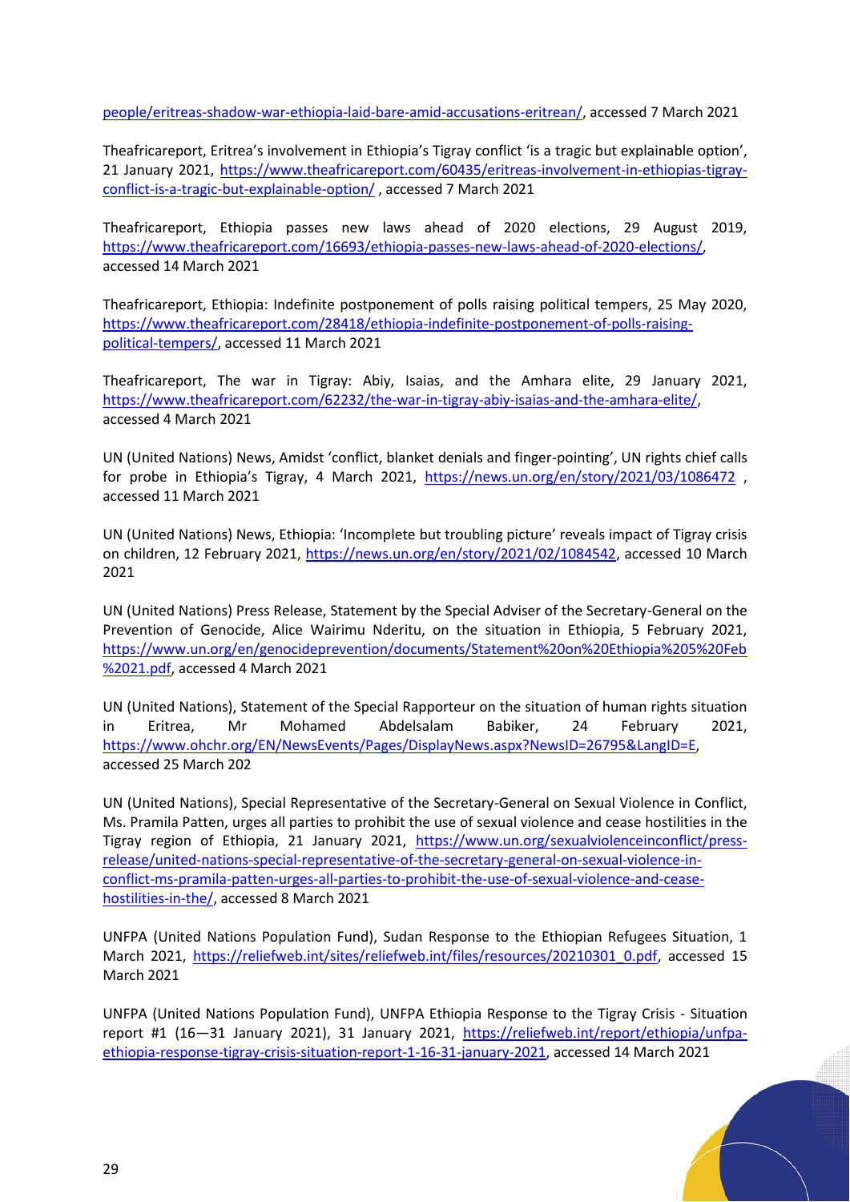people/eritreas-shadow-war-ethiopia-laid-bare-amid-accusations-eritrean/, accessed 7 March 2021

Theafricareport, Eritrea's involvement in Ethiopia's Tigray conflict 'is a tragic but explainable option', 21 January 2021, https://www.theafricareport.com/60435/eritreas-involvement-in-ethiopias-tigray-conflict-is-a-tragic-but-explainable-option/ , accessed 7 March 2021

Theafricareport, Ethiopia passes new laws ahead of 2020 elections, 29 August 2019, https://www.theafricareport.com/16693/ethiopia-passes-new-laws-ahead-of-2020-elections/, accessed 14 March 2021

Theafricareport, Ethiopia: Indefinite postponement of polls raising political tempers, 25 May 2020, https://www.theafricareport.com/28418/ethiopia-indefinite-postponement-of-polls-raising-political-tempers/, accessed 11 March 2021

Theafricareport, The war in Tigray: Abiy, Isaias, and the Amhara elite, 29 January 2021, https://www.theafricareport.com/62232/the-war-in-tigray-abiy-isaias-and-the-amhara-elite/, accessed 4 March 2021

UN (United Nations) News, Amidst 'conflict, blanket denials and finger-pointing', UN rights chief calls for probe in Ethiopia's Tigray, 4 March 2021, https://news.un.org/en/story/2021/03/1086472 , accessed 11 March 2021

UN (United Nations) News, Ethiopia: 'Incomplete but troubling picture' reveals impact of Tigray crisis on children, 12 February 2021, https://news.un.org/en/story/2021/02/1084542, accessed 10 March 2021

UN (United Nations) Press Release, Statement by the Special Adviser of the Secretary-General on the Prevention of Genocide, Alice Wairimu Nderitu, on the situation in Ethiopia, 5 February 2021, https://www.un.org/en/genocideprevention/documents/Statement%20on%20Ethiopia%205%20Feb%2021.pdf, accessed 4 March 2021

UN (United Nations), Statement of the Special Rapporteur on the situation of human rights situation in Eritrea, Mr Mohamed Abdelsalam Babiker, 24 February 2021, https://www.ohchr.org/EN/NewsEvents/Pages/DisplayNews.aspx?NewsID=26795&LangID=E, accessed 25 March 202

UN (United Nations), Special Representative of the Secretary-General on Sexual Violence in Conflict, Ms. Pramila Patten, urges all parties to prohibit the use of sexual violence and cease hostilities in the Tigray region of Ethiopia, 21 January 2021, https://www.un.org/sexualviolenceinconflict/press-release/united-nations-special-representative-of-the-secretary-general-on-sexual-violence-in-conflict-ms-pramila-patten-urges-all-parties-to-prohibit-the-use-of-sexual-violence-and-cease-hostilities-in-the/, accessed 8 March 2021

UNFPA (United Nations Population Fund), Sudan Response to the Ethiopian Refugees Situation, 1 March 2021, https://reliefweb.int/sites/reliefweb.int/files/resources/20210301_0.pdf, accessed 15 March 2021

UNFPA (United Nations Population Fund), UNFPA Ethiopia Response to the Tigray Crisis - Situation report #1 (16—31 January 2021), 31 January 2021, https://reliefweb.int/report/ethiopia/unfpa-ethiopia-response-tigray-crisis-situation-report-1-16-31-january-2021, accessed 14 March 2021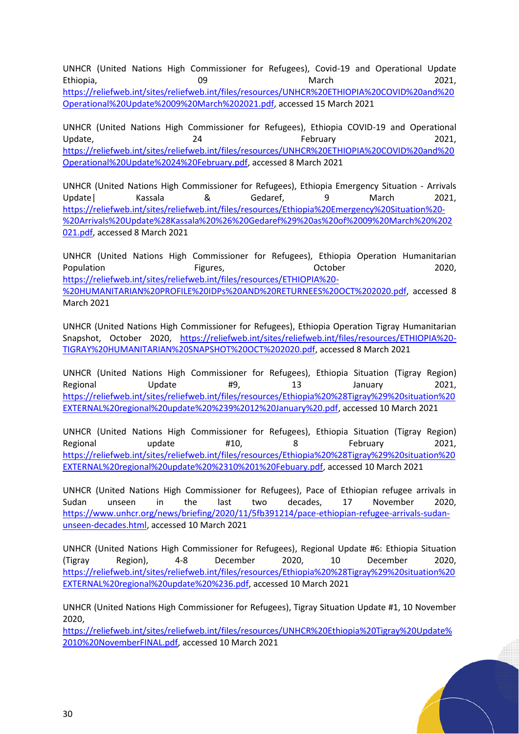UNHCR (United Nations High Commissioner for Refugees), Covid-19 and Operational Update Ethiopia, 09 March 2021, https://reliefweb.int/sites/reliefweb.int/files/resources/UNHCR%20ETHIOPIA%20COVID%20and%20Operational%20Update%2009%20March%202021.pdf, accessed 15 March 2021

UNHCR (United Nations High Commissioner for Refugees), Ethiopia COVID-19 and Operational Update, 24 February 2021, https://reliefweb.int/sites/reliefweb.int/files/resources/UNHCR%20ETHIOPIA%20COVID%20and%20Operational%20Update%2024%20February.pdf, accessed 8 March 2021

UNHCR (United Nations High Commissioner for Refugees), Ethiopia Emergency Situation - Arrivals Update| Kassala & Gedaref, 9 March 2021, https://reliefweb.int/sites/reliefweb.int/files/resources/Ethiopia%20Emergency%20Situation%20-%20Arrivals%20Update%28Kassala%20%26%20Gedaref%29%20as%20of%2009%20March%202021.pdf, accessed 8 March 2021

UNHCR (United Nations High Commissioner for Refugees), Ethiopia Operation Humanitarian Population Figures, October 2020, https://reliefweb.int/sites/reliefweb.int/files/resources/ETHIOPIA%20-%20HUMANITARIAN%20PROFILE%20IDPs%20AND%20RETURNEES%20OCT%202020.pdf, accessed 8 March 2021

UNHCR (United Nations High Commissioner for Refugees), Ethiopia Operation Tigray Humanitarian Snapshot, October 2020, https://reliefweb.int/sites/reliefweb.int/files/resources/ETHIOPIA%20-TIGRAY%20HUMANITARIAN%20SNAPSHOT%20OCT%202020.pdf, accessed 8 March 2021

UNHCR (United Nations High Commissioner for Refugees), Ethiopia Situation (Tigray Region) Regional Update #9, 13 January 2021, https://reliefweb.int/sites/reliefweb.int/files/resources/Ethiopia%20%28Tigray%29%20situation%20EXTERNAL%20regional%20update%20%239%2012%20January%20.pdf, accessed 10 March 2021

UNHCR (United Nations High Commissioner for Refugees), Ethiopia Situation (Tigray Region) Regional update #10, 8 February 2021, https://reliefweb.int/sites/reliefweb.int/files/resources/Ethiopia%20%28Tigray%29%20situation%20EXTERNAL%20regional%20update%20%2310%201%20Febuary.pdf, accessed 10 March 2021

UNHCR (United Nations High Commissioner for Refugees), Pace of Ethiopian refugee arrivals in Sudan unseen in the last two decades, 17 November 2020, https://www.unhcr.org/news/briefing/2020/11/5fb391214/pace-ethiopian-refugee-arrivals-sudan-unseen-decades.html, accessed 10 March 2021

UNHCR (United Nations High Commissioner for Refugees), Regional Update #6: Ethiopia Situation (Tigray Region), 4-8 December 2020, 10 December 2020, https://reliefweb.int/sites/reliefweb.int/files/resources/Ethiopia%20%28Tigray%29%20situation%20EXTERNAL%20regional%20update%20%236.pdf, accessed 10 March 2021

UNHCR (United Nations High Commissioner for Refugees), Tigray Situation Update #1, 10 November 2020, https://reliefweb.int/sites/reliefweb.int/files/resources/UNHCR%20Ethiopia%20Tigray%20Update%2010%20NovemberFINAL.pdf, accessed 10 March 2021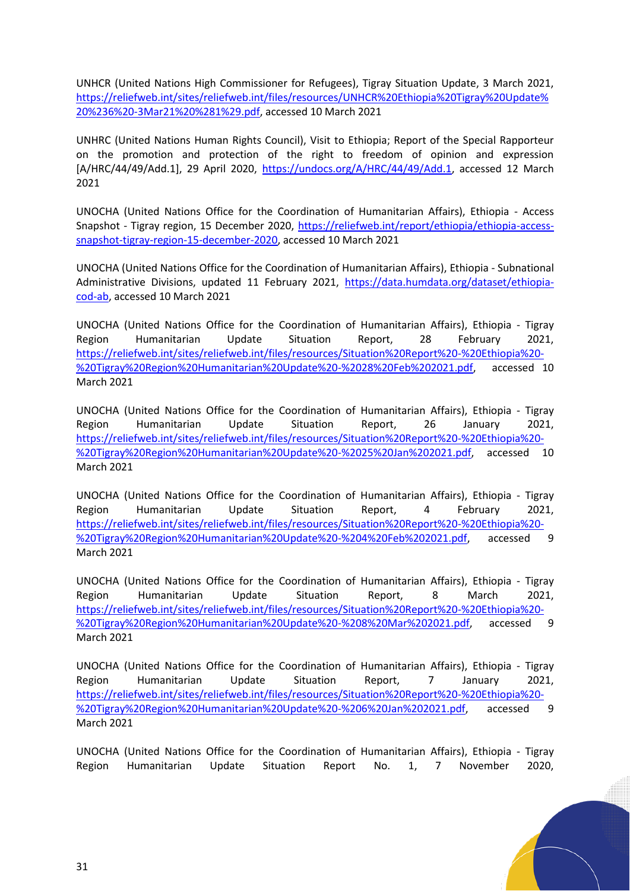UNHCR (United Nations High Commissioner for Refugees), Tigray Situation Update, 3 March 2021, https://reliefweb.int/sites/reliefweb.int/files/resources/UNHCR%20Ethiopia%20Tigray%20Update%20%236%20-3Mar21%20%281%29.pdf, accessed 10 March 2021

UNHRC (United Nations Human Rights Council), Visit to Ethiopia; Report of the Special Rapporteur on the promotion and protection of the right to freedom of opinion and expression [A/HRC/44/49/Add.1], 29 April 2020, https://undocs.org/A/HRC/44/49/Add.1, accessed 12 March 2021

UNOCHA (United Nations Office for the Coordination of Humanitarian Affairs), Ethiopia - Access Snapshot - Tigray region, 15 December 2020, https://reliefweb.int/report/ethiopia/ethiopia-access-snapshot-tigray-region-15-december-2020, accessed 10 March 2021

UNOCHA (United Nations Office for the Coordination of Humanitarian Affairs), Ethiopia - Subnational Administrative Divisions, updated 11 February 2021, https://data.humdata.org/dataset/ethiopia-cod-ab, accessed 10 March 2021

UNOCHA (United Nations Office for the Coordination of Humanitarian Affairs), Ethiopia - Tigray Region Humanitarian Update Situation Report, 28 February 2021, https://reliefweb.int/sites/reliefweb.int/files/resources/Situation%20Report%20-%20Ethiopia%20-%20Tigray%20Region%20Humanitarian%20Update%20-%2028%20Feb%202021.pdf, accessed 10 March 2021

UNOCHA (United Nations Office for the Coordination of Humanitarian Affairs), Ethiopia - Tigray Region Humanitarian Update Situation Report, 26 January 2021, https://reliefweb.int/sites/reliefweb.int/files/resources/Situation%20Report%20-%20Ethiopia%20-%20Tigray%20Region%20Humanitarian%20Update%20-%2025%20Jan%202021.pdf, accessed 10 March 2021

UNOCHA (United Nations Office for the Coordination of Humanitarian Affairs), Ethiopia - Tigray Region Humanitarian Update Situation Report, 4 February 2021, https://reliefweb.int/sites/reliefweb.int/files/resources/Situation%20Report%20-%20Ethiopia%20-%20Tigray%20Region%20Humanitarian%20Update%20-%204%20Feb%202021.pdf, accessed 9 March 2021

UNOCHA (United Nations Office for the Coordination of Humanitarian Affairs), Ethiopia - Tigray Region Humanitarian Update Situation Report, 8 March 2021, https://reliefweb.int/sites/reliefweb.int/files/resources/Situation%20Report%20-%20Ethiopia%20-%20Tigray%20Region%20Humanitarian%20Update%20-%208%20Mar%202021.pdf, accessed 9 March 2021

UNOCHA (United Nations Office for the Coordination of Humanitarian Affairs), Ethiopia - Tigray Region Humanitarian Update Situation Report, 7 January 2021, https://reliefweb.int/sites/reliefweb.int/files/resources/Situation%20Report%20-%20Ethiopia%20-%20Tigray%20Region%20Humanitarian%20Update%20-%206%20Jan%202021.pdf, accessed 9 March 2021

UNOCHA (United Nations Office for the Coordination of Humanitarian Affairs), Ethiopia - Tigray Region Humanitarian Update Situation Report No. 1, 7 November 2020,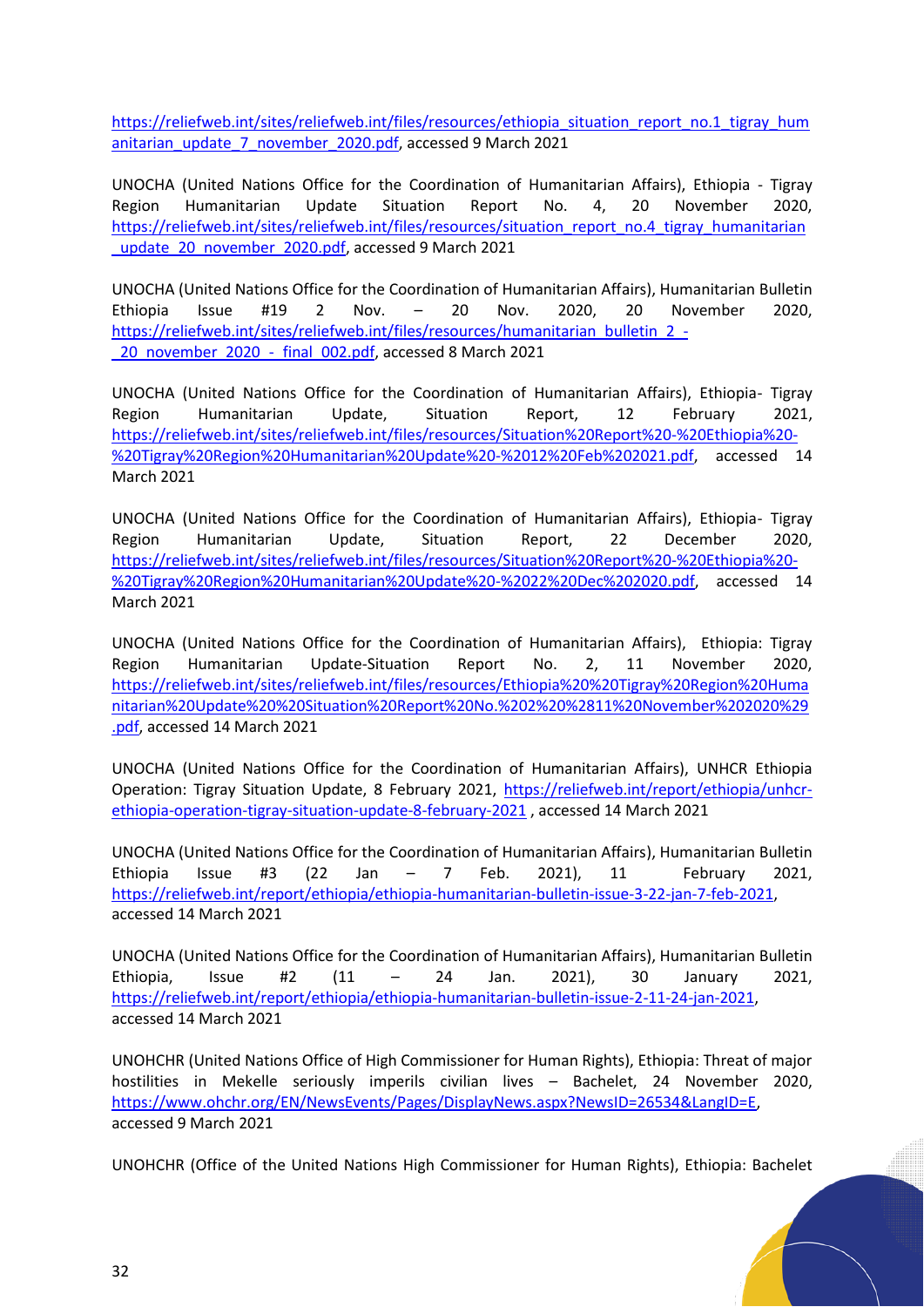https://reliefweb.int/sites/reliefweb.int/files/resources/ethiopia_situation_report_no.1_tigray_humanitarian_update_7_november_2020.pdf, accessed 9 March 2021

UNOCHA (United Nations Office for the Coordination of Humanitarian Affairs), Ethiopia - Tigray Region Humanitarian Update Situation Report No. 4, 20 November 2020, https://reliefweb.int/sites/reliefweb.int/files/resources/situation_report_no.4_tigray_humanitarian_update_20_november_2020.pdf, accessed 9 March 2021

UNOCHA (United Nations Office for the Coordination of Humanitarian Affairs), Humanitarian Bulletin Ethiopia Issue #19 2 Nov. – 20 Nov. 2020, 20 November 2020, https://reliefweb.int/sites/reliefweb.int/files/resources/humanitarian_bulletin_2_-_20_november_2020_-_final_002.pdf, accessed 8 March 2021

UNOCHA (United Nations Office for the Coordination of Humanitarian Affairs), Ethiopia- Tigray Region Humanitarian Update, Situation Report, 12 February 2021, https://reliefweb.int/sites/reliefweb.int/files/resources/Situation%20Report%20-%20Ethiopia%20-%20Tigray%20Region%20Humanitarian%20Update%20-%2012%20Feb%202021.pdf, accessed 14 March 2021

UNOCHA (United Nations Office for the Coordination of Humanitarian Affairs), Ethiopia- Tigray Region Humanitarian Update, Situation Report, 22 December 2020, https://reliefweb.int/sites/reliefweb.int/files/resources/Situation%20Report%20-%20Ethiopia%20-%20Tigray%20Region%20Humanitarian%20Update%20-%2022%20Dec%202020.pdf, accessed 14 March 2021

UNOCHA (United Nations Office for the Coordination of Humanitarian Affairs), Ethiopia: Tigray Region Humanitarian Update-Situation Report No. 2, 11 November 2020, https://reliefweb.int/sites/reliefweb.int/files/resources/Ethiopia%20%20Tigray%20Region%20Humanitarian%20Update%20%20Situation%20Report%20No.%202%20%2811%20November%202020%29.pdf, accessed 14 March 2021

UNOCHA (United Nations Office for the Coordination of Humanitarian Affairs), UNHCR Ethiopia Operation: Tigray Situation Update, 8 February 2021, https://reliefweb.int/report/ethiopia/unhcr-ethiopia-operation-tigray-situation-update-8-february-2021 , accessed 14 March 2021

UNOCHA (United Nations Office for the Coordination of Humanitarian Affairs), Humanitarian Bulletin Ethiopia Issue #3 (22 Jan – 7 Feb. 2021), 11 February 2021, https://reliefweb.int/report/ethiopia/ethiopia-humanitarian-bulletin-issue-3-22-jan-7-feb-2021, accessed 14 March 2021

UNOCHA (United Nations Office for the Coordination of Humanitarian Affairs), Humanitarian Bulletin Ethiopia, Issue #2 (11 – 24 Jan. 2021), 30 January 2021, https://reliefweb.int/report/ethiopia/ethiopia-humanitarian-bulletin-issue-2-11-24-jan-2021, accessed 14 March 2021

UNOHCHR (United Nations Office of High Commissioner for Human Rights), Ethiopia: Threat of major hostilities in Mekelle seriously imperils civilian lives – Bachelet, 24 November 2020, https://www.ohchr.org/EN/NewsEvents/Pages/DisplayNews.aspx?NewsID=26534&LangID=E, accessed 9 March 2021

UNOHCHR (Office of the United Nations High Commissioner for Human Rights), Ethiopia: Bachelet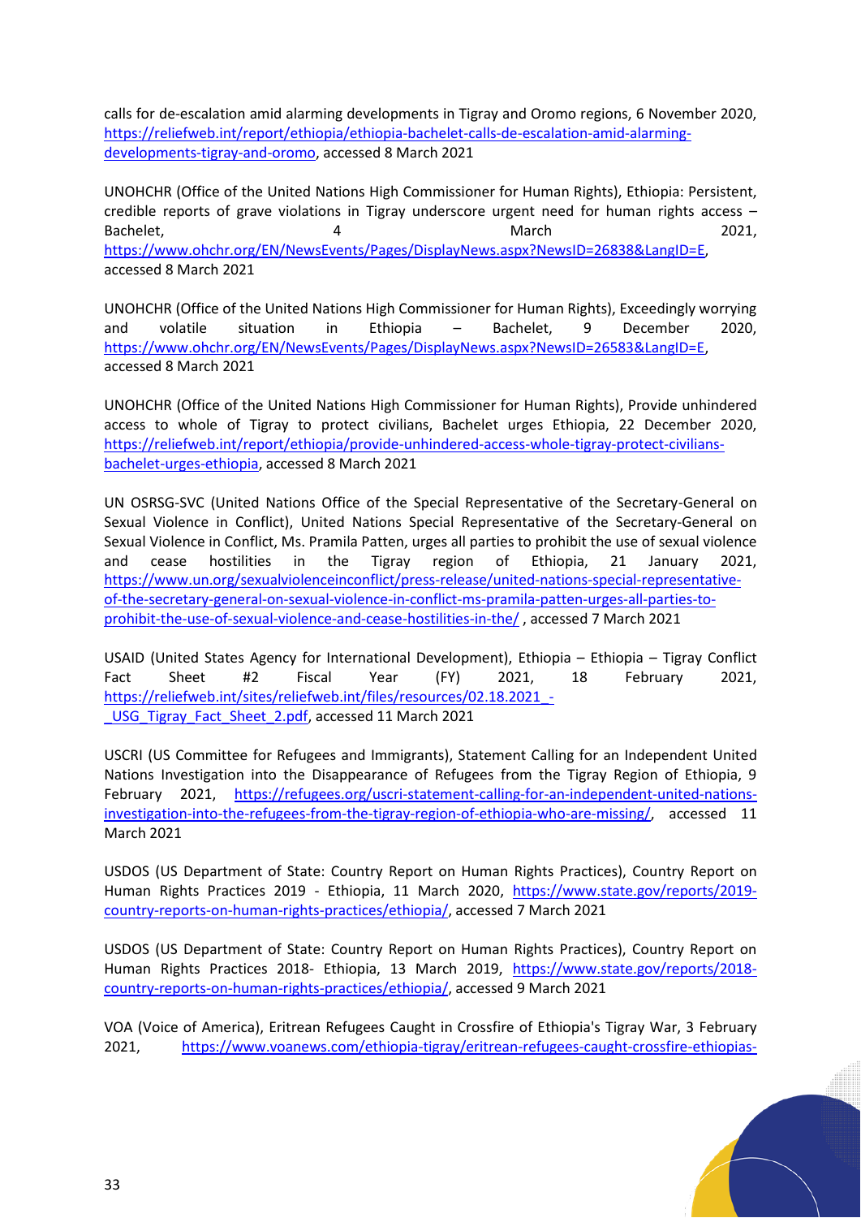calls for de-escalation amid alarming developments in Tigray and Oromo regions, 6 November 2020, https://reliefweb.int/report/ethiopia/ethiopia-bachelet-calls-de-escalation-amid-alarming-developments-tigray-and-oromo, accessed 8 March 2021

UNOHCHR (Office of the United Nations High Commissioner for Human Rights), Ethiopia: Persistent, credible reports of grave violations in Tigray underscore urgent need for human rights access – Bachelet, 4 March 2021, https://www.ohchr.org/EN/NewsEvents/Pages/DisplayNews.aspx?NewsID=26838&LangID=E, accessed 8 March 2021

UNOHCHR (Office of the United Nations High Commissioner for Human Rights), Exceedingly worrying and volatile situation in Ethiopia – Bachelet, 9 December 2020, https://www.ohchr.org/EN/NewsEvents/Pages/DisplayNews.aspx?NewsID=26583&LangID=E, accessed 8 March 2021

UNOHCHR (Office of the United Nations High Commissioner for Human Rights), Provide unhindered access to whole of Tigray to protect civilians, Bachelet urges Ethiopia, 22 December 2020, https://reliefweb.int/report/ethiopia/provide-unhindered-access-whole-tigray-protect-civilians-bachelet-urges-ethiopia, accessed 8 March 2021

UN OSRSG-SVC (United Nations Office of the Special Representative of the Secretary-General on Sexual Violence in Conflict), United Nations Special Representative of the Secretary-General on Sexual Violence in Conflict, Ms. Pramila Patten, urges all parties to prohibit the use of sexual violence and cease hostilities in the Tigray region of Ethiopia, 21 January 2021, https://www.un.org/sexualviolenceinconflict/press-release/united-nations-special-representative-of-the-secretary-general-on-sexual-violence-in-conflict-ms-pramila-patten-urges-all-parties-to-prohibit-the-use-of-sexual-violence-and-cease-hostilities-in-the/ , accessed 7 March 2021

USAID (United States Agency for International Development), Ethiopia – Ethiopia – Tigray Conflict Fact Sheet #2 Fiscal Year (FY) 2021, 18 February 2021, https://reliefweb.int/sites/reliefweb.int/files/resources/02.18.2021_-_USG_Tigray_Fact_Sheet_2.pdf, accessed 11 March 2021

USCRI (US Committee for Refugees and Immigrants), Statement Calling for an Independent United Nations Investigation into the Disappearance of Refugees from the Tigray Region of Ethiopia, 9 February 2021, https://refugees.org/uscri-statement-calling-for-an-independent-united-nations-investigation-into-the-refugees-from-the-tigray-region-of-ethiopia-who-are-missing/, accessed 11 March 2021

USDOS (US Department of State: Country Report on Human Rights Practices), Country Report on Human Rights Practices 2019 - Ethiopia, 11 March 2020, https://www.state.gov/reports/2019-country-reports-on-human-rights-practices/ethiopia/, accessed 7 March 2021

USDOS (US Department of State: Country Report on Human Rights Practices), Country Report on Human Rights Practices 2018- Ethiopia, 13 March 2019, https://www.state.gov/reports/2018-country-reports-on-human-rights-practices/ethiopia/, accessed 9 March 2021

VOA (Voice of America), Eritrean Refugees Caught in Crossfire of Ethiopia's Tigray War, 3 February 2021, https://www.voanews.com/ethiopia-tigray/eritrean-refugees-caught-crossfire-ethiopias-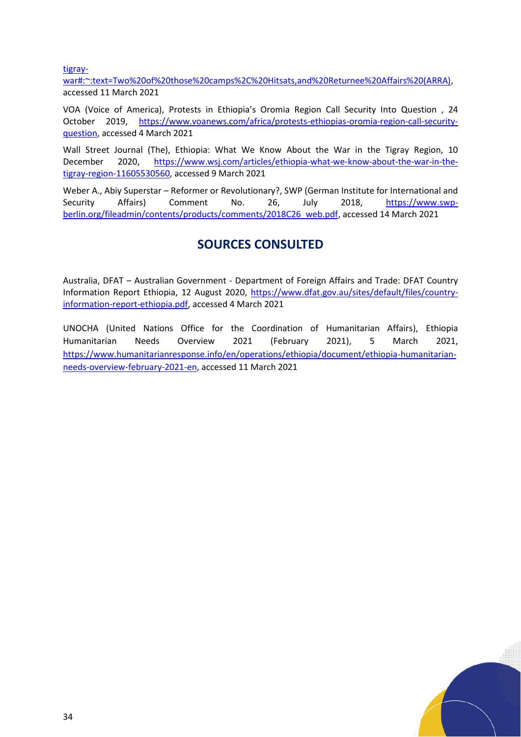tigray-war#:~:text=Two%20of%20those%20camps%2C%20Hitsats,and%20Returnee%20Affairs%20(ARRA), accessed 11 March 2021

VOA (Voice of America), Protests in Ethiopia's Oromia Region Call Security Into Question , 24 October 2019, https://www.voanews.com/africa/protests-ethiopias-oromia-region-call-security-question, accessed 4 March 2021

Wall Street Journal (The), Ethiopia: What We Know About the War in the Tigray Region, 10 December 2020, https://www.wsj.com/articles/ethiopia-what-we-know-about-the-war-in-the-tigray-region-11605530560, accessed 9 March 2021

Weber A., Abiy Superstar – Reformer or Revolutionary?, SWP (German Institute for International and Security Affairs) Comment No. 26, July 2018, https://www.swp-berlin.org/fileadmin/contents/products/comments/2018C26_web.pdf, accessed 14 March 2021

## SOURCES CONSULTED

Australia, DFAT – Australian Government - Department of Foreign Affairs and Trade: DFAT Country Information Report Ethiopia, 12 August 2020, https://www.dfat.gov.au/sites/default/files/country-information-report-ethiopia.pdf, accessed 4 March 2021

UNOCHA (United Nations Office for the Coordination of Humanitarian Affairs), Ethiopia Humanitarian Needs Overview 2021 (February 2021), 5 March 2021, https://www.humanitarianresponse.info/en/operations/ethiopia/document/ethiopia-humanitarian-needs-overview-february-2021-en, accessed 11 March 2021